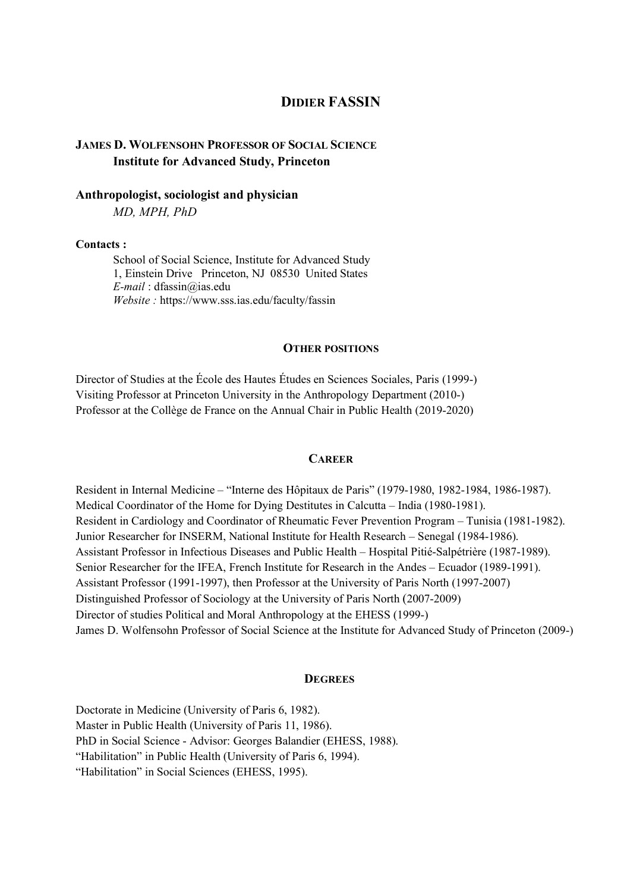# DIDIER FASSIN

**JAMES D. WOLFENSOHN PROFESSOR OF SOCIAL SCIENCE**
**Institute for Advanced Study, Princeton**

**Anthropologist, sociologist and physician**
*MD, MPH, PhD*

**Contacts :**
School of Social Science, Institute for Advanced Study
1, Einstein Drive   Princeton, NJ  08530  United States
*E-mail* : dfassin@ias.edu
*Website :* https://www.sss.ias.edu/faculty/fassin

## OTHER POSITIONS

Director of Studies at the École des Hautes Études en Sciences Sociales, Paris (1999-)
Visiting Professor at Princeton University in the Anthropology Department (2010-)
Professor at the Collège de France on the Annual Chair in Public Health (2019-2020)

## CAREER

Resident in Internal Medicine – "Interne des Hôpitaux de Paris" (1979-1980, 1982-1984, 1986-1987).
Medical Coordinator of the Home for Dying Destitutes in Calcutta – India (1980-1981).
Resident in Cardiology and Coordinator of Rheumatic Fever Prevention Program – Tunisia (1981-1982).
Junior Researcher for INSERM, National Institute for Health Research – Senegal (1984-1986).
Assistant Professor in Infectious Diseases and Public Health – Hospital Pitié-Salpétrière (1987-1989).
Senior Researcher for the IFEA, French Institute for Research in the Andes – Ecuador (1989-1991).
Assistant Professor (1991-1997), then Professor at the University of Paris North (1997-2007)
Distinguished Professor of Sociology at the University of Paris North (2007-2009)
Director of studies Political and Moral Anthropology at the EHESS (1999-)
James D. Wolfensohn Professor of Social Science at the Institute for Advanced Study of Princeton (2009-)

## DEGREES

Doctorate in Medicine (University of Paris 6, 1982).
Master in Public Health (University of Paris 11, 1986).
PhD in Social Science - Advisor: Georges Balandier (EHESS, 1988).
"Habilitation" in Public Health (University of Paris 6, 1994).
"Habilitation" in Social Sciences (EHESS, 1995).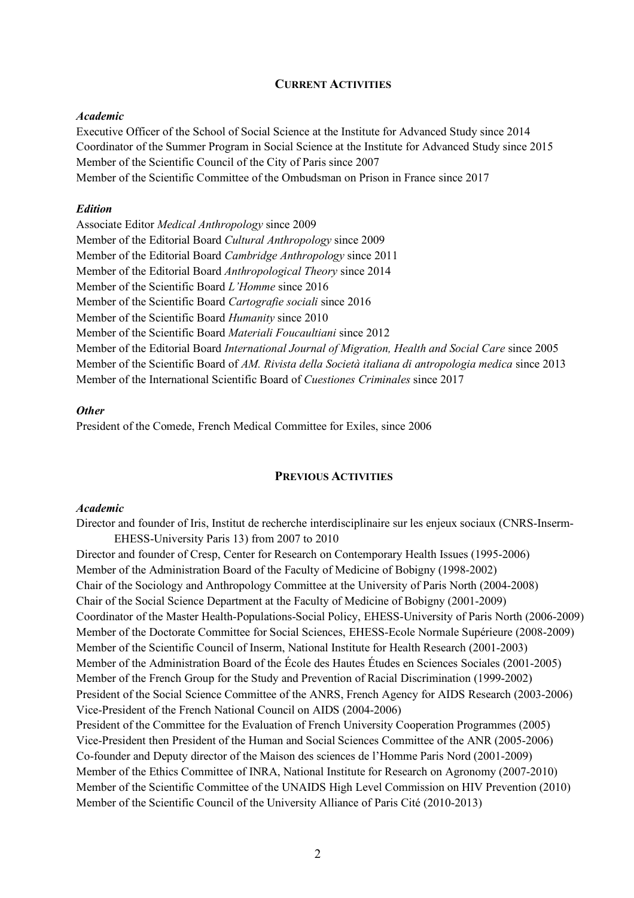## Current Activities

### *Academic*

Executive Officer of the School of Social Science at the Institute for Advanced Study since 2014
Coordinator of the Summer Program in Social Science at the Institute for Advanced Study since 2015
Member of the Scientific Council of the City of Paris since 2007
Member of the Scientific Committee of the Ombudsman on Prison in France since 2017

### *Edition*

Associate Editor *Medical Anthropology* since 2009
Member of the Editorial Board *Cultural Anthropology* since 2009
Member of the Editorial Board *Cambridge Anthropology* since 2011
Member of the Editorial Board *Anthropological Theory* since 2014
Member of the Scientific Board *L'Homme* since 2016
Member of the Scientific Board *Cartografie sociali* since 2016
Member of the Scientific Board *Humanity* since 2010
Member of the Scientific Board *Materiali Foucaultiani* since 2012
Member of the Editorial Board *International Journal of Migration, Health and Social Care* since 2005
Member of the Scientific Board of *AM. Rivista della Società italiana di antropologia medica* since 2013
Member of the International Scientific Board of *Cuestiones Criminales* since 2017

### *Other*

President of the Comede, French Medical Committee for Exiles, since 2006

## Previous Activities

### *Academic*

Director and founder of Iris, Institut de recherche interdisciplinaire sur les enjeux sociaux (CNRS-Inserm-EHESS-University Paris 13) from 2007 to 2010
Director and founder of Cresp, Center for Research on Contemporary Health Issues (1995-2006)
Member of the Administration Board of the Faculty of Medicine of Bobigny (1998-2002)
Chair of the Sociology and Anthropology Committee at the University of Paris North (2004-2008)
Chair of the Social Science Department at the Faculty of Medicine of Bobigny (2001-2009)
Coordinator of the Master Health-Populations-Social Policy, EHESS-University of Paris North (2006-2009)
Member of the Doctorate Committee for Social Sciences, EHESS-Ecole Normale Supérieure (2008-2009)
Member of the Scientific Council of Inserm, National Institute for Health Research (2001-2003)
Member of the Administration Board of the École des Hautes Études en Sciences Sociales (2001-2005)
Member of the French Group for the Study and Prevention of Racial Discrimination (1999-2002)
President of the Social Science Committee of the ANRS, French Agency for AIDS Research (2003-2006)
Vice-President of the French National Council on AIDS (2004-2006)
President of the Committee for the Evaluation of French University Cooperation Programmes (2005)
Vice-President then President of the Human and Social Sciences Committee of the ANR (2005-2006)
Co-founder and Deputy director of the Maison des sciences de l'Homme Paris Nord (2001-2009)
Member of the Ethics Committee of INRA, National Institute for Research on Agronomy (2007-2010)
Member of the Scientific Committee of the UNAIDS High Level Commission on HIV Prevention (2010)
Member of the Scientific Council of the University Alliance of Paris Cité (2010-2013)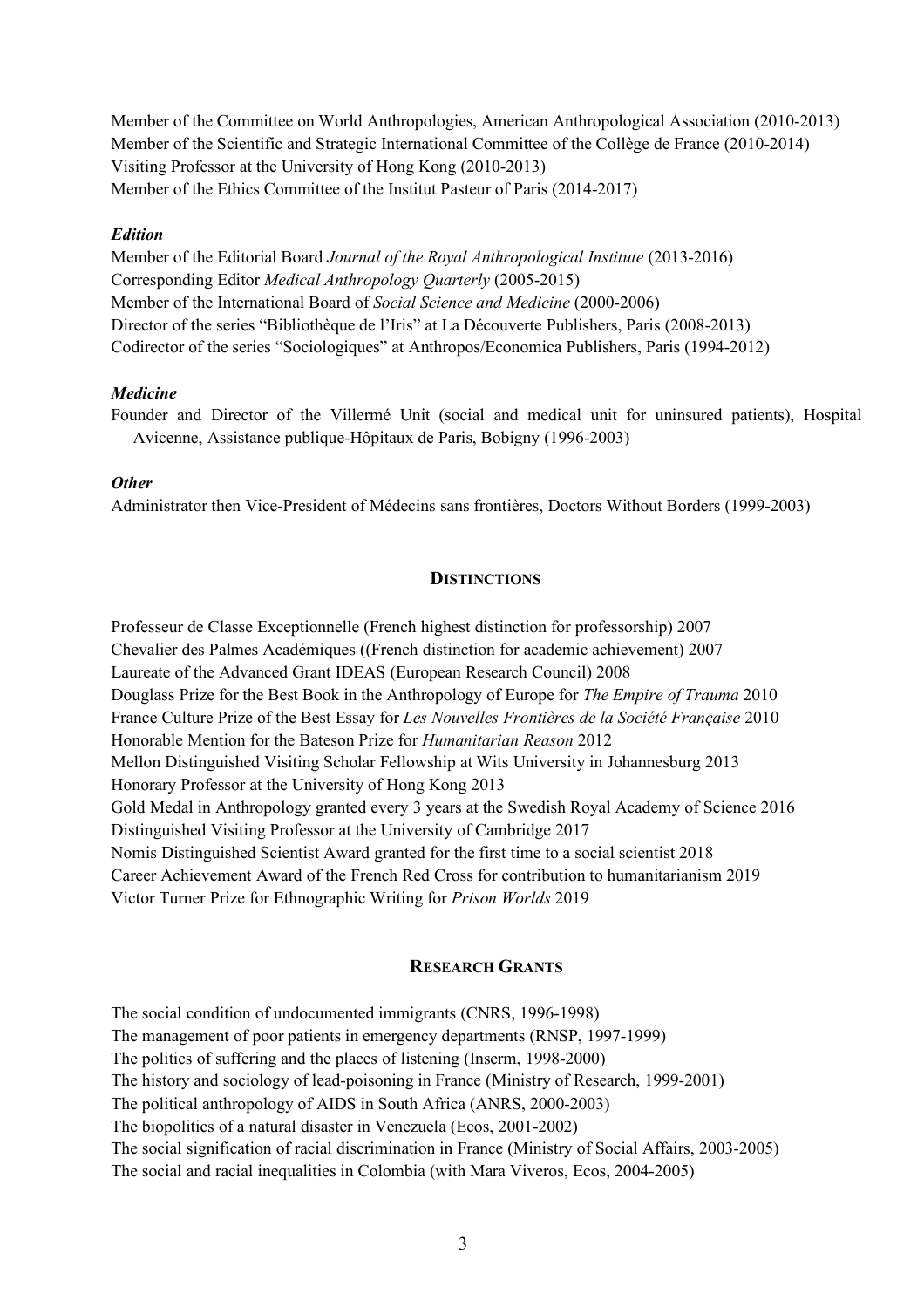Member of the Committee on World Anthropologies, American Anthropological Association (2010-2013)
Member of the Scientific and Strategic International Committee of the Collège de France (2010-2014)
Visiting Professor at the University of Hong Kong (2010-2013)
Member of the Ethics Committee of the Institut Pasteur of Paris (2014-2017)

***Edition***

Member of the Editorial Board *Journal of the Royal Anthropological Institute* (2013-2016)
Corresponding Editor *Medical Anthropology Quarterly* (2005-2015)
Member of the International Board of *Social Science and Medicine* (2000-2006)
Director of the series "Bibliothèque de l'Iris" at La Découverte Publishers, Paris (2008-2013)
Codirector of the series "Sociologiques" at Anthropos/Economica Publishers, Paris (1994-2012)

***Medicine***

Founder and Director of the Villermé Unit (social and medical unit for uninsured patients), Hospital Avicenne, Assistance publique-Hôpitaux de Paris, Bobigny (1996-2003)

***Other***

Administrator then Vice-President of Médecins sans frontières, Doctors Without Borders (1999-2003)

## DISTINCTIONS

Professeur de Classe Exceptionnelle (French highest distinction for professorship) 2007
Chevalier des Palmes Académiques ((French distinction for academic achievement) 2007
Laureate of the Advanced Grant IDEAS (European Research Council) 2008
Douglass Prize for the Best Book in the Anthropology of Europe for *The Empire of Trauma* 2010
France Culture Prize of the Best Essay for *Les Nouvelles Frontières de la Société Française* 2010
Honorable Mention for the Bateson Prize for *Humanitarian Reason* 2012
Mellon Distinguished Visiting Scholar Fellowship at Wits University in Johannesburg 2013
Honorary Professor at the University of Hong Kong 2013
Gold Medal in Anthropology granted every 3 years at the Swedish Royal Academy of Science 2016
Distinguished Visiting Professor at the University of Cambridge 2017
Nomis Distinguished Scientist Award granted for the first time to a social scientist 2018
Career Achievement Award of the French Red Cross for contribution to humanitarianism 2019
Victor Turner Prize for Ethnographic Writing for *Prison Worlds* 2019

## RESEARCH GRANTS

The social condition of undocumented immigrants (CNRS, 1996-1998)
The management of poor patients in emergency departments (RNSP, 1997-1999)
The politics of suffering and the places of listening (Inserm, 1998-2000)
The history and sociology of lead-poisoning in France (Ministry of Research, 1999-2001)
The political anthropology of AIDS in South Africa (ANRS, 2000-2003)
The biopolitics of a natural disaster in Venezuela (Ecos, 2001-2002)
The social signification of racial discrimination in France (Ministry of Social Affairs, 2003-2005)
The social and racial inequalities in Colombia (with Mara Viveros, Ecos, 2004-2005)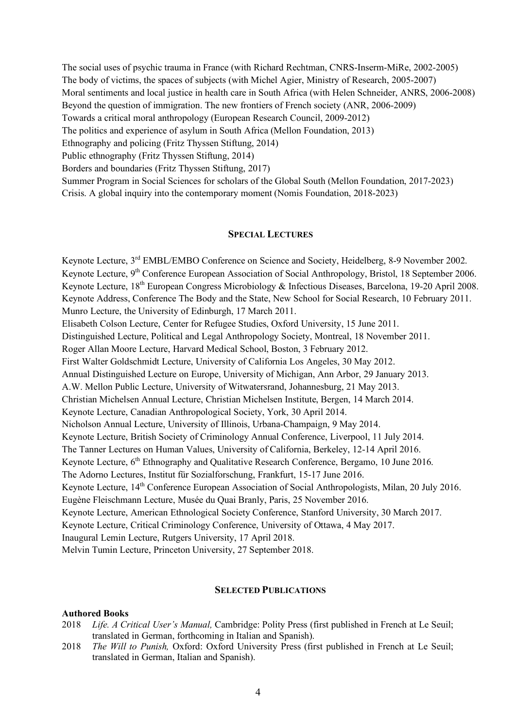The social uses of psychic trauma in France (with Richard Rechtman, CNRS-Inserm-MiRe, 2002-2005)
The body of victims, the spaces of subjects (with Michel Agier, Ministry of Research, 2005-2007)
Moral sentiments and local justice in health care in South Africa (with Helen Schneider, ANRS, 2006-2008)
Beyond the question of immigration. The new frontiers of French society (ANR, 2006-2009)
Towards a critical moral anthropology (European Research Council, 2009-2012)
The politics and experience of asylum in South Africa (Mellon Foundation, 2013)
Ethnography and policing (Fritz Thyssen Stiftung, 2014)
Public ethnography (Fritz Thyssen Stiftung, 2014)
Borders and boundaries (Fritz Thyssen Stiftung, 2017)
Summer Program in Social Sciences for scholars of the Global South (Mellon Foundation, 2017-2023)
Crisis. A global inquiry into the contemporary moment (Nomis Foundation, 2018-2023)

## SPECIAL LECTURES

Keynote Lecture, 3rd EMBL/EMBO Conference on Science and Society, Heidelberg, 8-9 November 2002.
Keynote Lecture, 9th Conference European Association of Social Anthropology, Bristol, 18 September 2006.
Keynote Lecture, 18th European Congress Microbiology & Infectious Diseases, Barcelona, 19-20 April 2008.
Keynote Address, Conference The Body and the State, New School for Social Research, 10 February 2011.
Munro Lecture, the University of Edinburgh, 17 March 2011.
Elisabeth Colson Lecture, Center for Refugee Studies, Oxford University, 15 June 2011.
Distinguished Lecture, Political and Legal Anthropology Society, Montreal, 18 November 2011.
Roger Allan Moore Lecture, Harvard Medical School, Boston, 3 February 2012.
First Walter Goldschmidt Lecture, University of California Los Angeles, 30 May 2012.
Annual Distinguished Lecture on Europe, University of Michigan, Ann Arbor, 29 January 2013.
A.W. Mellon Public Lecture, University of Witwatersrand, Johannesburg, 21 May 2013.
Christian Michelsen Annual Lecture, Christian Michelsen Institute, Bergen, 14 March 2014.
Keynote Lecture, Canadian Anthropological Society, York, 30 April 2014.
Nicholson Annual Lecture, University of Illinois, Urbana-Champaign, 9 May 2014.
Keynote Lecture, British Society of Criminology Annual Conference, Liverpool, 11 July 2014.
The Tanner Lectures on Human Values, University of California, Berkeley, 12-14 April 2016.
Keynote Lecture, 6th Ethnography and Qualitative Research Conference, Bergamo, 10 June 2016.
The Adorno Lectures, Institut für Sozialforschung, Frankfurt, 15-17 June 2016.
Keynote Lecture, 14th Conference European Association of Social Anthropologists, Milan, 20 July 2016.
Eugène Fleischmann Lecture, Musée du Quai Branly, Paris, 25 November 2016.
Keynote Lecture, American Ethnological Society Conference, Stanford University, 30 March 2017.
Keynote Lecture, Critical Criminology Conference, University of Ottawa, 4 May 2017.
Inaugural Lemin Lecture, Rutgers University, 17 April 2018.
Melvin Tumin Lecture, Princeton University, 27 September 2018.

## SELECTED PUBLICATIONS

### Authored Books

2018 *Life. A Critical User's Manual,* Cambridge: Polity Press (first published in French at Le Seuil; translated in German, forthcoming in Italian and Spanish).

2018 *The Will to Punish,* Oxford: Oxford University Press (first published in French at Le Seuil; translated in German, Italian and Spanish).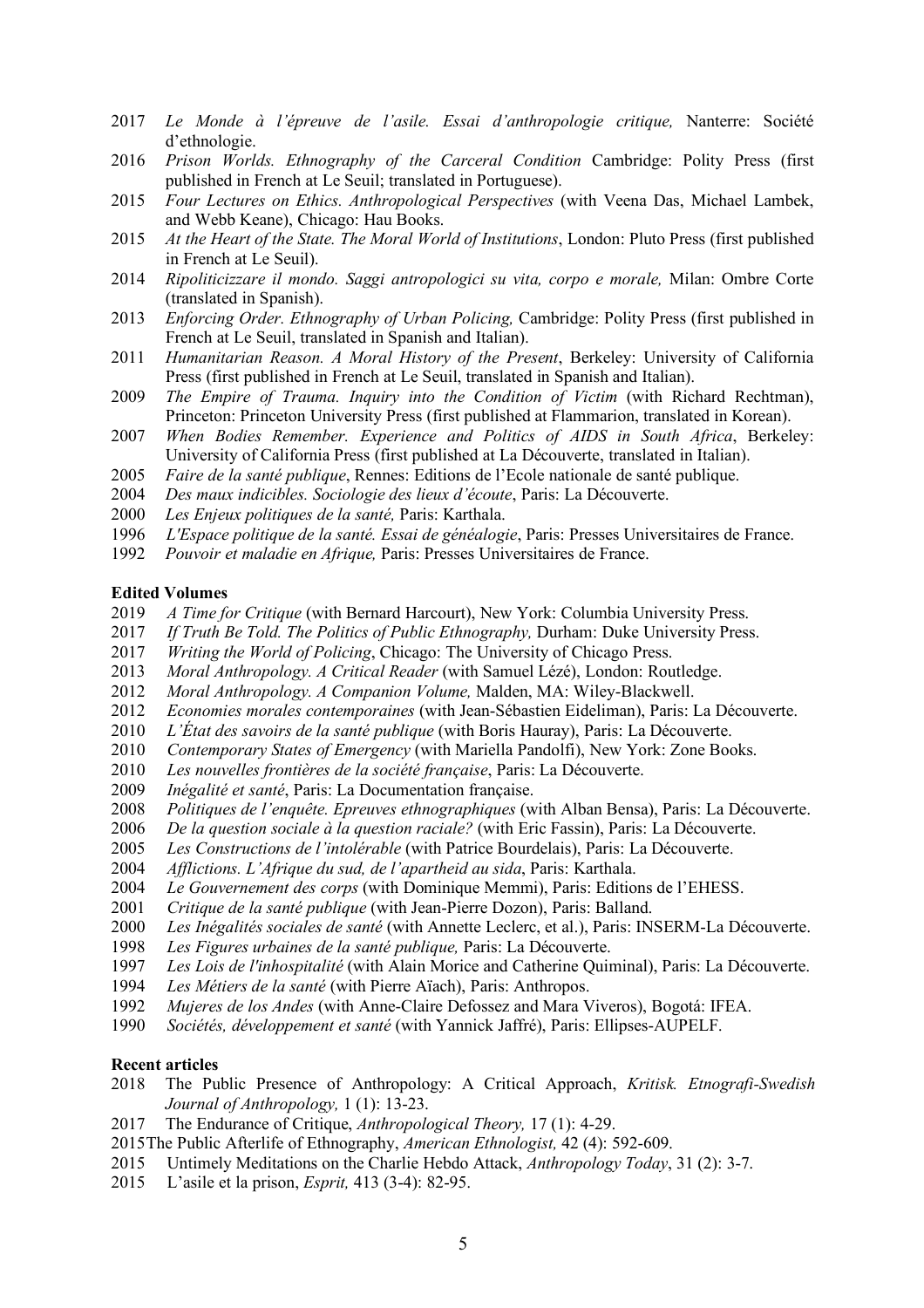2017 *Le Monde à l'épreuve de l'asile. Essai d'anthropologie critique,* Nanterre: Société d'ethnologie.
2016 *Prison Worlds. Ethnography of the Carceral Condition* Cambridge: Polity Press (first published in French at Le Seuil; translated in Portuguese).
2015 *Four Lectures on Ethics. Anthropological Perspectives* (with Veena Das, Michael Lambek, and Webb Keane), Chicago: Hau Books.
2015 *At the Heart of the State. The Moral World of Institutions*, London: Pluto Press (first published in French at Le Seuil).
2014 *Ripoliticizzare il mondo. Saggi antropologici su vita, corpo e morale,* Milan: Ombre Corte (translated in Spanish).
2013 *Enforcing Order. Ethnography of Urban Policing,* Cambridge: Polity Press (first published in French at Le Seuil, translated in Spanish and Italian).
2011 *Humanitarian Reason. A Moral History of the Present*, Berkeley: University of California Press (first published in French at Le Seuil, translated in Spanish and Italian).
2009 *The Empire of Trauma. Inquiry into the Condition of Victim* (with Richard Rechtman), Princeton: Princeton University Press (first published at Flammarion, translated in Korean).
2007 *When Bodies Remember. Experience and Politics of AIDS in South Africa*, Berkeley: University of California Press (first published at La Découverte, translated in Italian).
2005 *Faire de la santé publique*, Rennes: Editions de l'Ecole nationale de santé publique.
2004 *Des maux indicibles. Sociologie des lieux d'écoute*, Paris: La Découverte.
2000 *Les Enjeux politiques de la santé,* Paris: Karthala.
1996 *L'Espace politique de la santé. Essai de généalogie*, Paris: Presses Universitaires de France.
1992 *Pouvoir et maladie en Afrique,* Paris: Presses Universitaires de France.

**Edited Volumes**

2019 *A Time for Critique* (with Bernard Harcourt), New York: Columbia University Press.
2017 *If Truth Be Told. The Politics of Public Ethnography,* Durham: Duke University Press.
2017 *Writing the World of Policing*, Chicago: The University of Chicago Press.
2013 *Moral Anthropology. A Critical Reader* (with Samuel Lézé), London: Routledge.
2012 *Moral Anthropology. A Companion Volume,* Malden, MA: Wiley-Blackwell.
2012 *Economies morales contemporaines* (with Jean-Sébastien Eideliman), Paris: La Découverte.
2010 *L'État des savoirs de la santé publique* (with Boris Hauray), Paris: La Découverte.
2010 *Contemporary States of Emergency* (with Mariella Pandolfi), New York: Zone Books.
2010 *Les nouvelles frontières de la société française*, Paris: La Découverte.
2009 *Inégalité et santé*, Paris: La Documentation française.
2008 *Politiques de l'enquête. Epreuves ethnographiques* (with Alban Bensa), Paris: La Découverte.
2006 *De la question sociale à la question raciale?* (with Eric Fassin), Paris: La Découverte.
2005 *Les Constructions de l'intolérable* (with Patrice Bourdelais), Paris: La Découverte.
2004 *Afflictions. L'Afrique du sud, de l'apartheid au sida*, Paris: Karthala.
2004 *Le Gouvernement des corps* (with Dominique Memmi), Paris: Editions de l'EHESS.
2001 *Critique de la santé publique* (with Jean-Pierre Dozon), Paris: Balland.
2000 *Les Inégalités sociales de santé* (with Annette Leclerc, et al.), Paris: INSERM-La Découverte.
1998 *Les Figures urbaines de la santé publique,* Paris: La Découverte.
1997 *Les Lois de l'inhospitalité* (with Alain Morice and Catherine Quiminal), Paris: La Découverte.
1994 *Les Métiers de la santé* (with Pierre Aïach), Paris: Anthropos.
1992 *Mujeres de los Andes* (with Anne-Claire Defossez and Mara Viveros), Bogotá: IFEA.
1990 *Sociétés, développement et santé* (with Yannick Jaffré), Paris: Ellipses-AUPELF.

**Recent articles**

2018 The Public Presence of Anthropology: A Critical Approach, *Kritisk. Etnografi-Swedish Journal of Anthropology,* 1 (1): 13-23.
2017 The Endurance of Critique, *Anthropological Theory,* 17 (1): 4-29.
2015 The Public Afterlife of Ethnography, *American Ethnologist,* 42 (4): 592-609.
2015 Untimely Meditations on the Charlie Hebdo Attack, *Anthropology Today*, 31 (2): 3-7.
2015 L'asile et la prison, *Esprit,* 413 (3-4): 82-95.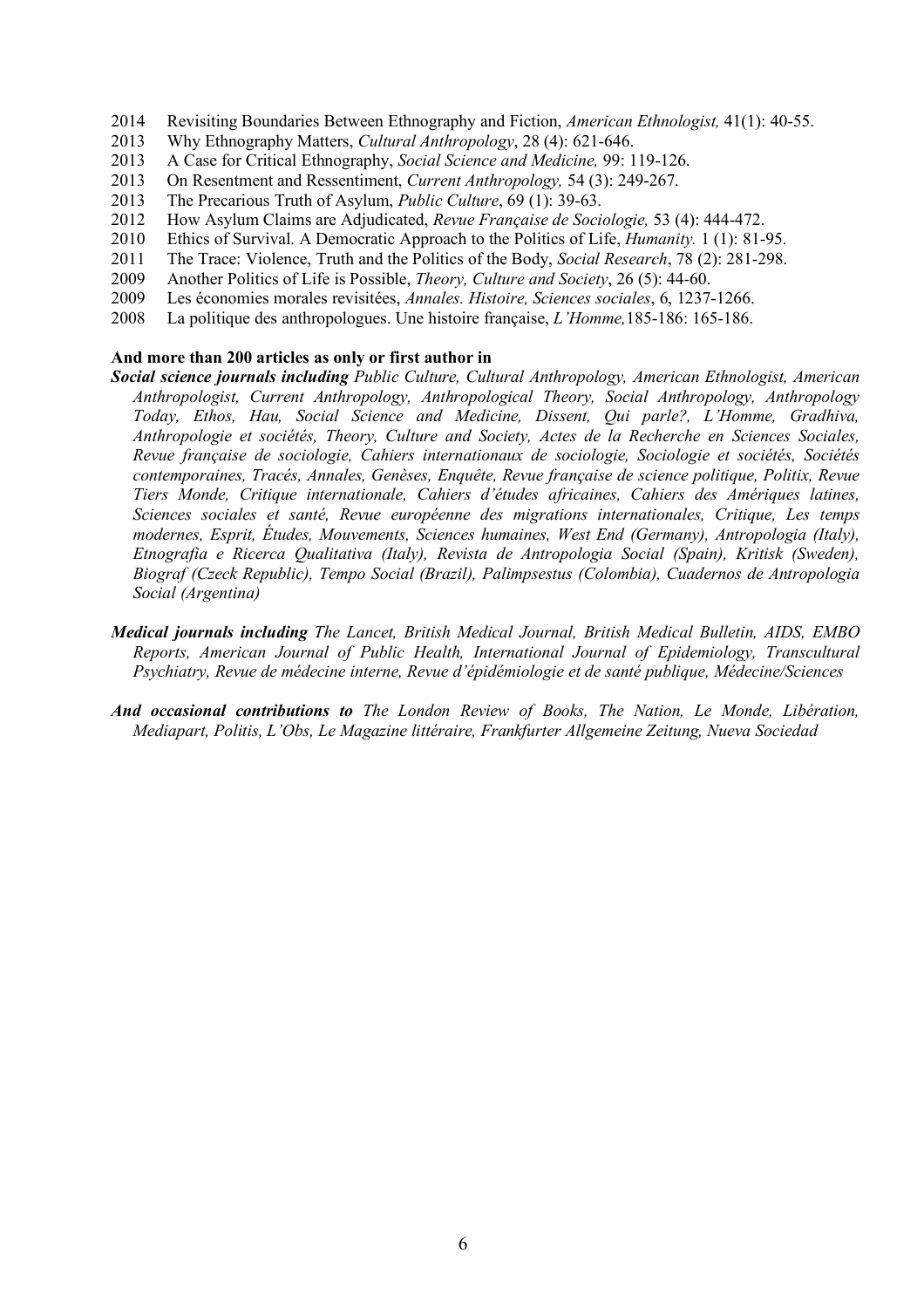2014 Revisiting Boundaries Between Ethnography and Fiction, *American Ethnologist,* 41(1): 40-55.
2013 Why Ethnography Matters, *Cultural Anthropology*, 28 (4): 621-646.
2013 A Case for Critical Ethnography, *Social Science and Medicine,* 99: 119-126.
2013 On Resentment and Ressentiment, *Current Anthropology,* 54 (3): 249-267.
2013 The Precarious Truth of Asylum, *Public Culture*, 69 (1): 39-63.
2012 How Asylum Claims are Adjudicated, *Revue Française de Sociologie,* 53 (4): 444-472.
2010 Ethics of Survival. A Democratic Approach to the Politics of Life, *Humanity.* 1 (1): 81-95.
2011 The Trace: Violence, Truth and the Politics of the Body, *Social Research*, 78 (2): 281-298.
2009 Another Politics of Life is Possible, *Theory, Culture and Society*, 26 (5): 44-60.
2009 Les économies morales revisitées, *Annales. Histoire, Sciences sociales*, 6, 1237-1266.
2008 La politique des anthropologues. Une histoire française, *L'Homme,*185-186: 165-186.

**And more than 200 articles as only or first author in**

***Social science journals including*** *Public Culture, Cultural Anthropology, American Ethnologist, American Anthropologist, Current Anthropology, Anthropological Theory, Social Anthropology, Anthropology Today, Ethos, Hau, Social Science and Medicine, Dissent, Qui parle?, L'Homme, Gradhiva, Anthropologie et sociétés, Theory, Culture and Society, Actes de la Recherche en Sciences Sociales, Revue française de sociologie, Cahiers internationaux de sociologie, Sociologie et sociétés, Sociétés contemporaines, Tracés, Annales, Genèses, Enquête, Revue française de science politique, Politix, Revue Tiers Monde, Critique internationale, Cahiers d'études africaines, Cahiers des Amériques latines, Sciences sociales et santé, Revue européenne des migrations internationales, Critique, Les temps modernes, Esprit, Études, Mouvements, Sciences humaines, West End (Germany), Antropologia (Italy), Etnografia e Ricerca Qualitativa (Italy), Revista de Antropologia Social (Spain), Kritisk (Sweden), Biograf (Czeck Republic), Tempo Social (Brazil), Palimpsestus (Colombia), Cuadernos de Antropologia Social (Argentina)*

***Medical journals including*** *The Lancet, British Medical Journal, British Medical Bulletin, AIDS, EMBO Reports, American Journal of Public Health, International Journal of Epidemiology, Transcultural Psychiatry, Revue de médecine interne, Revue d'épidémiologie et de santé publique, Médecine/Sciences*

***And occasional contributions to*** *The London Review of Books, The Nation, Le Monde, Libération, Mediapart, Politis, L'Obs, Le Magazine littéraire, Frankfurter Allgemeine Zeitung, Nueva Sociedad*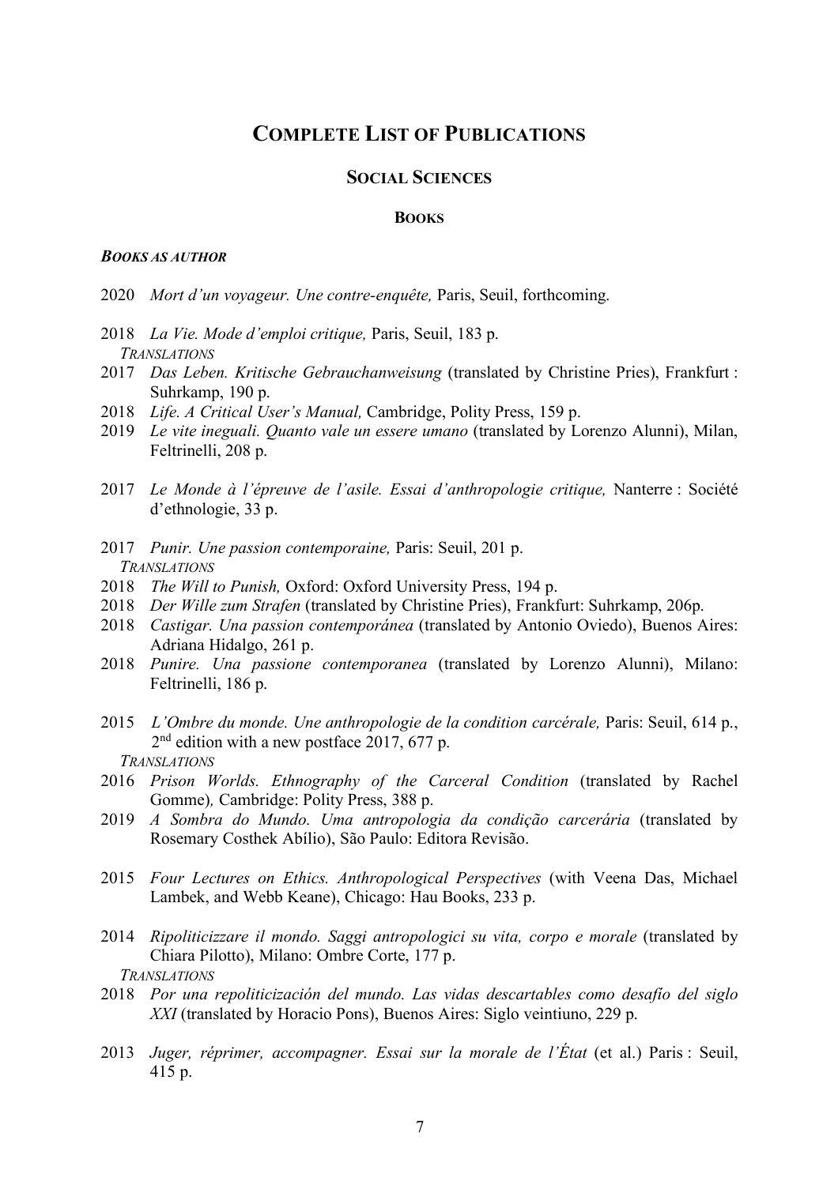# COMPLETE LIST OF PUBLICATIONS

## SOCIAL SCIENCES

### BOOKS

#### *BOOKS AS AUTHOR*

2020 *Mort d'un voyageur. Une contre-enquête,* Paris, Seuil, forthcoming.

2018 *La Vie. Mode d'emploi critique,* Paris, Seuil, 183 p.
*TRANSLATIONS*
2017 *Das Leben. Kritische Gebrauchanweisung* (translated by Christine Pries), Frankfurt : Suhrkamp, 190 p.
2018 *Life. A Critical User's Manual,* Cambridge, Polity Press, 159 p.
2019 *Le vite ineguali. Quanto vale un essere umano* (translated by Lorenzo Alunni), Milan, Feltrinelli, 208 p.

2017 *Le Monde à l'épreuve de l'asile. Essai d'anthropologie critique,* Nanterre : Société d'ethnologie, 33 p.

2017 *Punir. Une passion contemporaine,* Paris: Seuil, 201 p.
*TRANSLATIONS*
2018 *The Will to Punish,* Oxford: Oxford University Press, 194 p.
2018 *Der Wille zum Strafen* (translated by Christine Pries), Frankfurt: Suhrkamp, 206p.
2018 *Castigar. Una passion contemporánea* (translated by Antonio Oviedo), Buenos Aires: Adriana Hidalgo, 261 p.
2018 *Punire. Una passione contemporanea* (translated by Lorenzo Alunni), Milano: Feltrinelli, 186 p.

2015 *L'Ombre du monde. Une anthropologie de la condition carcérale,* Paris: Seuil, 614 p., 2nd edition with a new postface 2017, 677 p.
*TRANSLATIONS*
2016 *Prison Worlds. Ethnography of the Carceral Condition* (translated by Rachel Gomme), Cambridge: Polity Press, 388 p.
2019 *A Sombra do Mundo. Uma antropologia da condição carcerária* (translated by Rosemary Costhek Abílio), São Paulo: Editora Revisão.

2015 *Four Lectures on Ethics. Anthropological Perspectives* (with Veena Das, Michael Lambek, and Webb Keane), Chicago: Hau Books, 233 p.

2014 *Ripoliticizzare il mondo. Saggi antropologici su vita, corpo e morale* (translated by Chiara Pilotto), Milano: Ombre Corte, 177 p.
*TRANSLATIONS*
2018 *Por una repoliticización del mundo. Las vidas descartables como desafío del siglo XXI* (translated by Horacio Pons), Buenos Aires: Siglo veintiuno, 229 p.

2013 *Juger, réprimer, accompagner. Essai sur la morale de l'État* (et al.) Paris : Seuil, 415 p.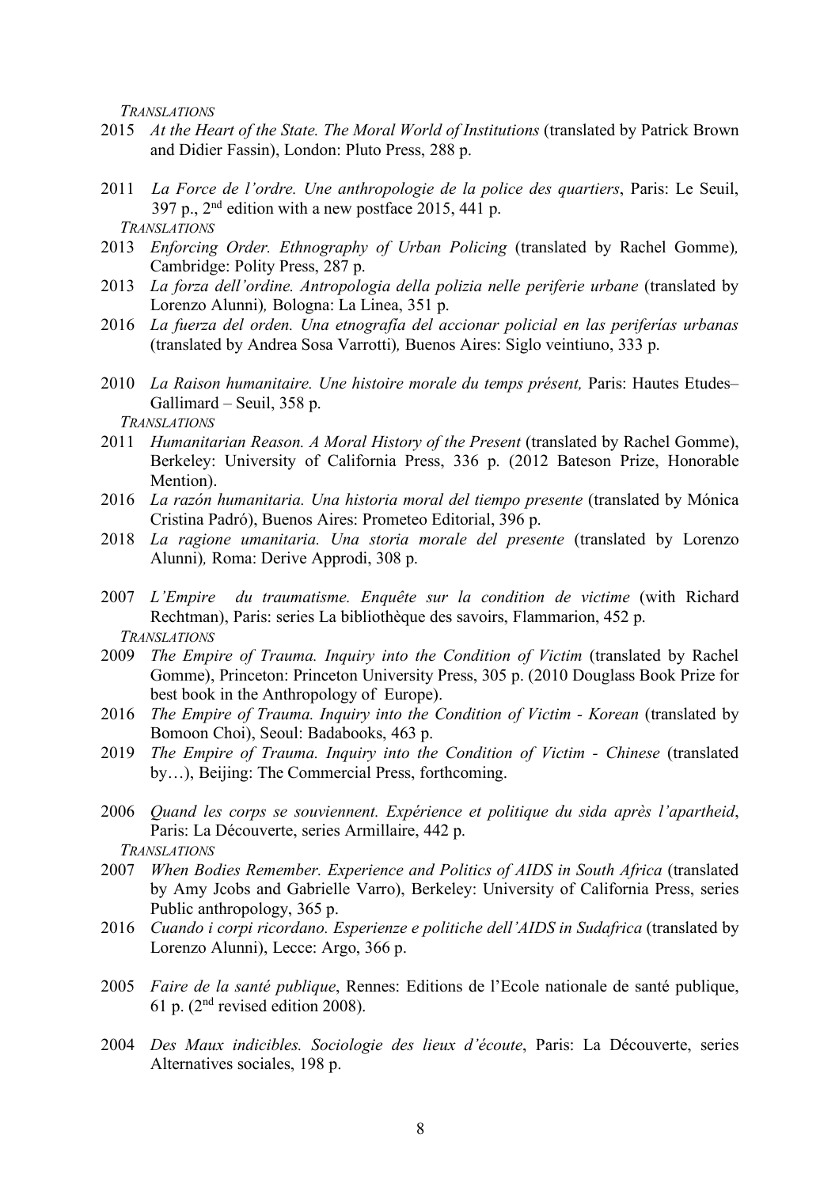*TRANSLATIONS*

2015 *At the Heart of the State. The Moral World of Institutions* (translated by Patrick Brown and Didier Fassin), London: Pluto Press, 288 p.

2011 *La Force de l'ordre. Une anthropologie de la police des quartiers*, Paris: Le Seuil, 397 p., 2nd edition with a new postface 2015, 441 p.

*TRANSLATIONS*

2013 *Enforcing Order. Ethnography of Urban Policing* (translated by Rachel Gomme), Cambridge: Polity Press, 287 p.

2013 *La forza dell'ordine. Antropologia della polizia nelle periferie urbane* (translated by Lorenzo Alunni), Bologna: La Linea, 351 p.

2016 *La fuerza del orden. Una etnografía del accionar policial en las periferías urbanas* (translated by Andrea Sosa Varrotti), Buenos Aires: Siglo veintiuno, 333 p.

2010 *La Raison humanitaire. Une histoire morale du temps présent,* Paris: Hautes Etudes–Gallimard – Seuil, 358 p.

*TRANSLATIONS*

2011 *Humanitarian Reason. A Moral History of the Present* (translated by Rachel Gomme), Berkeley: University of California Press, 336 p. (2012 Bateson Prize, Honorable Mention).

2016 *La razón humanitaria. Una historia moral del tiempo presente* (translated by Mónica Cristina Padró), Buenos Aires: Prometeo Editorial, 396 p.

2018 *La ragione umanitaria. Una storia morale del presente* (translated by Lorenzo Alunni), Roma: Derive Approdi, 308 p.

2007 *L'Empire du traumatisme. Enquête sur la condition de victime* (with Richard Rechtman), Paris: series La bibliothèque des savoirs, Flammarion, 452 p.

*TRANSLATIONS*

2009 *The Empire of Trauma. Inquiry into the Condition of Victim* (translated by Rachel Gomme), Princeton: Princeton University Press, 305 p. (2010 Douglass Book Prize for best book in the Anthropology of Europe).

2016 *The Empire of Trauma. Inquiry into the Condition of Victim - Korean* (translated by Bomoon Choi), Seoul: Badabooks, 463 p.

2019 *The Empire of Trauma. Inquiry into the Condition of Victim - Chinese* (translated by…), Beijing: The Commercial Press, forthcoming.

2006 *Quand les corps se souviennent. Expérience et politique du sida après l'apartheid*, Paris: La Découverte, series Armillaire, 442 p.

*TRANSLATIONS*

2007 *When Bodies Remember. Experience and Politics of AIDS in South Africa* (translated by Amy Jcobs and Gabrielle Varro), Berkeley: University of California Press, series Public anthropology, 365 p.

2016 *Cuando i corpi ricordano. Esperienze e politiche dell'AIDS in Sudafrica* (translated by Lorenzo Alunni), Lecce: Argo, 366 p.

2005 *Faire de la santé publique*, Rennes: Editions de l'Ecole nationale de santé publique, 61 p. (2nd revised edition 2008).

2004 *Des Maux indicibles. Sociologie des lieux d'écoute*, Paris: La Découverte, series Alternatives sociales, 198 p.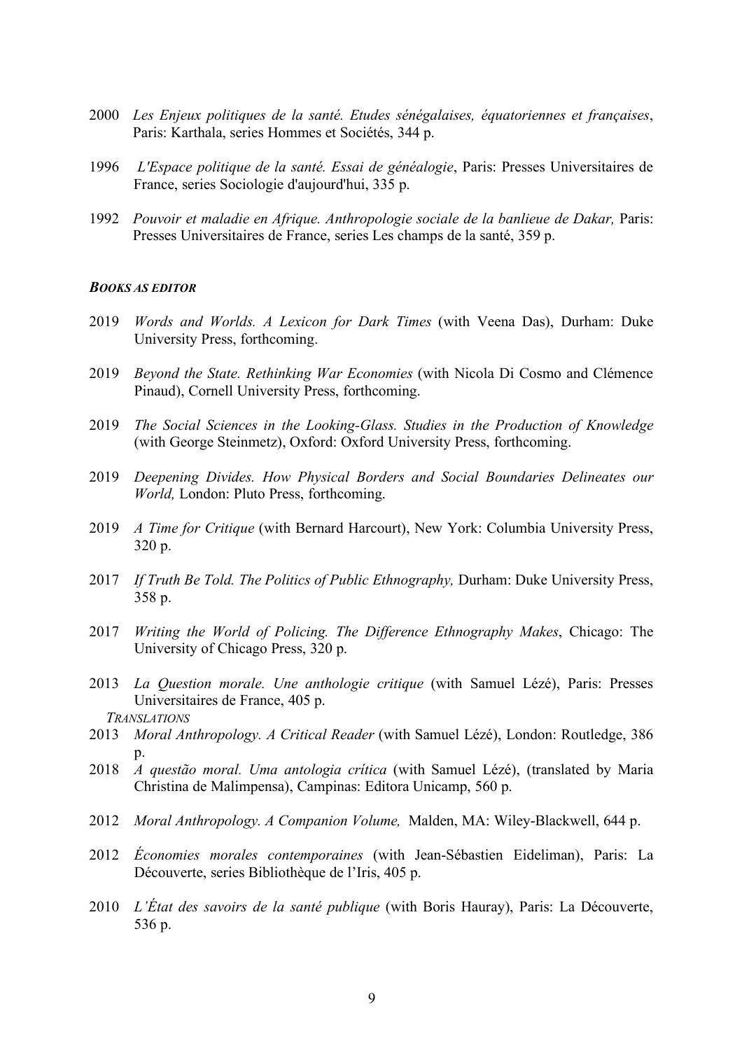2000 *Les Enjeux politiques de la santé. Etudes sénégalaises, équatoriennes et françaises*, Paris: Karthala, series Hommes et Sociétés, 344 p.

1996 *L'Espace politique de la santé. Essai de généalogie*, Paris: Presses Universitaires de France, series Sociologie d'aujourd'hui, 335 p.

1992 *Pouvoir et maladie en Afrique. Anthropologie sociale de la banlieue de Dakar,* Paris: Presses Universitaires de France, series Les champs de la santé, 359 p.

***BOOKS AS EDITOR***

2019 *Words and Worlds. A Lexicon for Dark Times* (with Veena Das), Durham: Duke University Press, forthcoming.

2019 *Beyond the State. Rethinking War Economies* (with Nicola Di Cosmo and Clémence Pinaud), Cornell University Press, forthcoming.

2019 *The Social Sciences in the Looking-Glass. Studies in the Production of Knowledge* (with George Steinmetz), Oxford: Oxford University Press, forthcoming.

2019 *Deepening Divides. How Physical Borders and Social Boundaries Delineates our World,* London: Pluto Press, forthcoming.

2019 *A Time for Critique* (with Bernard Harcourt), New York: Columbia University Press, 320 p.

2017 *If Truth Be Told. The Politics of Public Ethnography,* Durham: Duke University Press, 358 p.

2017 *Writing the World of Policing. The Difference Ethnography Makes*, Chicago: The University of Chicago Press, 320 p.

2013 *La Question morale. Une anthologie critique* (with Samuel Lézé), Paris: Presses Universitaires de France, 405 p.

*TRANSLATIONS*

2013 *Moral Anthropology. A Critical Reader* (with Samuel Lézé), London: Routledge, 386 p.

2018 *A questão moral. Uma antologia crítica* (with Samuel Lézé), (translated by Maria Christina de Malimpensa), Campinas: Editora Unicamp, 560 p.

2012 *Moral Anthropology. A Companion Volume,* Malden, MA: Wiley-Blackwell, 644 p.

2012 *Économies morales contemporaines* (with Jean-Sébastien Eideliman), Paris: La Découverte, series Bibliothèque de l'Iris, 405 p.

2010 *L'État des savoirs de la santé publique* (with Boris Hauray), Paris: La Découverte, 536 p.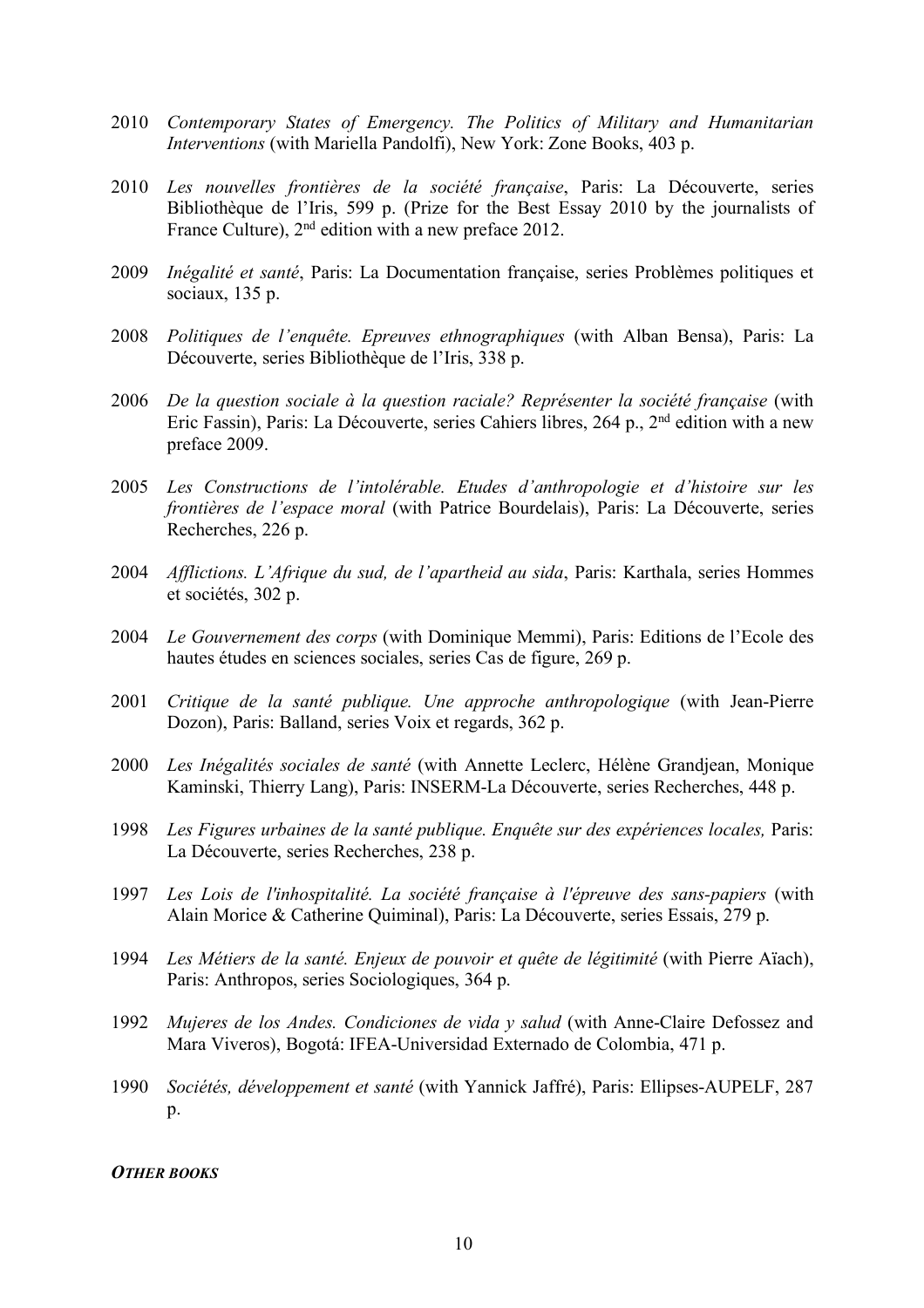2010 *Contemporary States of Emergency. The Politics of Military and Humanitarian Interventions* (with Mariella Pandolfi), New York: Zone Books, 403 p.

2010 *Les nouvelles frontières de la société française*, Paris: La Découverte, series Bibliothèque de l'Iris, 599 p. (Prize for the Best Essay 2010 by the journalists of France Culture), 2nd edition with a new preface 2012.

2009 *Inégalité et santé*, Paris: La Documentation française, series Problèmes politiques et sociaux, 135 p.

2008 *Politiques de l'enquête. Epreuves ethnographiques* (with Alban Bensa), Paris: La Découverte, series Bibliothèque de l'Iris, 338 p.

2006 *De la question sociale à la question raciale? Représenter la société française* (with Eric Fassin), Paris: La Découverte, series Cahiers libres, 264 p., 2nd edition with a new preface 2009.

2005 *Les Constructions de l'intolérable. Etudes d'anthropologie et d'histoire sur les frontières de l'espace moral* (with Patrice Bourdelais), Paris: La Découverte, series Recherches, 226 p.

2004 *Afflictions. L'Afrique du sud, de l'apartheid au sida*, Paris: Karthala, series Hommes et sociétés, 302 p.

2004 *Le Gouvernement des corps* (with Dominique Memmi), Paris: Editions de l'Ecole des hautes études en sciences sociales, series Cas de figure, 269 p.

2001 *Critique de la santé publique. Une approche anthropologique* (with Jean-Pierre Dozon), Paris: Balland, series Voix et regards, 362 p.

2000 *Les Inégalités sociales de santé* (with Annette Leclerc, Hélène Grandjean, Monique Kaminski, Thierry Lang), Paris: INSERM-La Découverte, series Recherches, 448 p.

1998 *Les Figures urbaines de la santé publique. Enquête sur des expériences locales,* Paris: La Découverte, series Recherches, 238 p.

1997 *Les Lois de l'inhospitalité. La société française à l'épreuve des sans-papiers* (with Alain Morice & Catherine Quiminal), Paris: La Découverte, series Essais, 279 p.

1994 *Les Métiers de la santé. Enjeux de pouvoir et quête de légitimité* (with Pierre Aïach), Paris: Anthropos, series Sociologiques, 364 p.

1992 *Mujeres de los Andes. Condiciones de vida y salud* (with Anne-Claire Defossez and Mara Viveros), Bogotá: IFEA-Universidad Externado de Colombia, 471 p.

1990 *Sociétés, développement et santé* (with Yannick Jaffré), Paris: Ellipses-AUPELF, 287 p.

***OTHER BOOKS***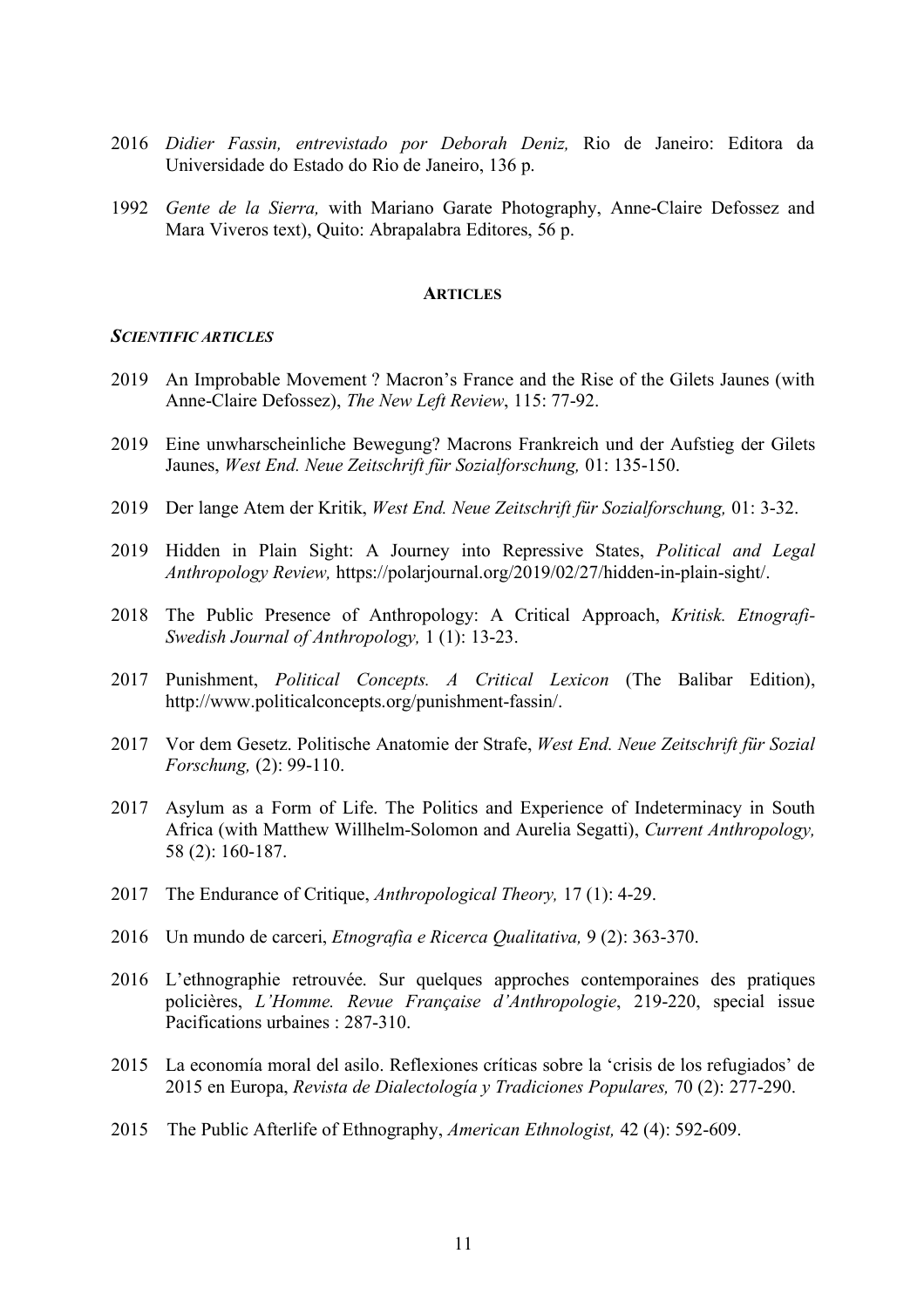2016 *Didier Fassin, entrevistado por Deborah Deniz,* Rio de Janeiro: Editora da Universidade do Estado do Rio de Janeiro, 136 p.

1992 *Gente de la Sierra,* with Mariano Garate Photography, Anne-Claire Defossez and Mara Viveros text), Quito: Abrapalabra Editores, 56 p.

## ARTICLES

### *SCIENTIFIC ARTICLES*

2019 An Improbable Movement ? Macron's France and the Rise of the Gilets Jaunes (with Anne-Claire Defossez), *The New Left Review*, 115: 77-92.

2019 Eine unwharscheinliche Bewegung? Macrons Frankreich und der Aufstieg der Gilets Jaunes, *West End. Neue Zeitschrift für Sozialforschung,* 01: 135-150.

2019 Der lange Atem der Kritik, *West End. Neue Zeitschrift für Sozialforschung,* 01: 3-32.

2019 Hidden in Plain Sight: A Journey into Repressive States, *Political and Legal Anthropology Review,* https://polarjournal.org/2019/02/27/hidden-in-plain-sight/.

2018 The Public Presence of Anthropology: A Critical Approach, *Kritisk. Etnografi-Swedish Journal of Anthropology,* 1 (1): 13-23.

2017 Punishment, *Political Concepts. A Critical Lexicon* (The Balibar Edition), http://www.politicalconcepts.org/punishment-fassin/.

2017 Vor dem Gesetz. Politische Anatomie der Strafe, *West End. Neue Zeitschrift für Sozial Forschung,* (2): 99-110.

2017 Asylum as a Form of Life. The Politics and Experience of Indeterminacy in South Africa (with Matthew Willhelm-Solomon and Aurelia Segatti), *Current Anthropology,* 58 (2): 160-187.

2017 The Endurance of Critique, *Anthropological Theory,* 17 (1): 4-29.

2016 Un mundo de carceri, *Etnografia e Ricerca Qualitativa,* 9 (2): 363-370.

2016 L'ethnographie retrouvée. Sur quelques approches contemporaines des pratiques policières, *L'Homme. Revue Française d'Anthropologie*, 219-220, special issue Pacifications urbaines : 287-310.

2015 La economía moral del asilo. Reflexiones críticas sobre la 'crisis de los refugiados' de 2015 en Europa, *Revista de Dialectología y Tradiciones Populares,* 70 (2): 277-290.

2015 The Public Afterlife of Ethnography, *American Ethnologist,* 42 (4): 592-609.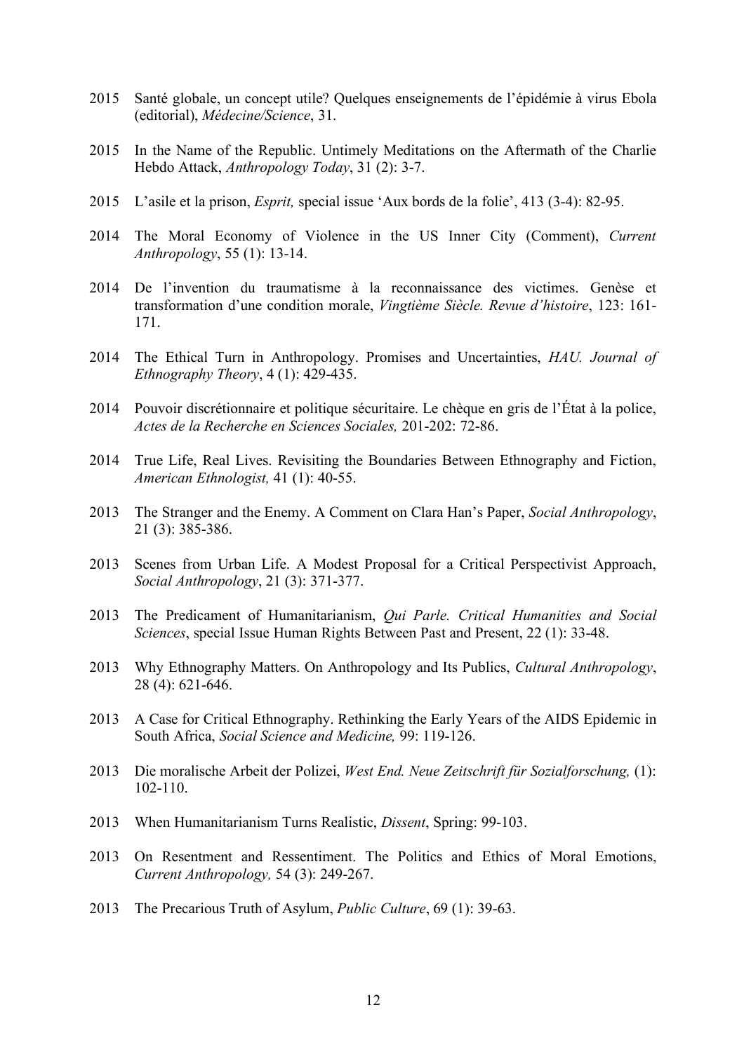2015 Santé globale, un concept utile? Quelques enseignements de l'épidémie à virus Ebola (editorial), *Médecine/Science*, 31.

2015 In the Name of the Republic. Untimely Meditations on the Aftermath of the Charlie Hebdo Attack, *Anthropology Today*, 31 (2): 3-7.

2015 L'asile et la prison, *Esprit,* special issue 'Aux bords de la folie', 413 (3-4): 82-95.

2014 The Moral Economy of Violence in the US Inner City (Comment), *Current Anthropology*, 55 (1): 13-14.

2014 De l'invention du traumatisme à la reconnaissance des victimes. Genèse et transformation d'une condition morale, *Vingtième Siècle. Revue d'histoire*, 123: 161-171.

2014 The Ethical Turn in Anthropology. Promises and Uncertainties, *HAU. Journal of Ethnography Theory*, 4 (1): 429-435.

2014 Pouvoir discrétionnaire et politique sécuritaire. Le chèque en gris de l'État à la police, *Actes de la Recherche en Sciences Sociales,* 201-202: 72-86.

2014 True Life, Real Lives. Revisiting the Boundaries Between Ethnography and Fiction, *American Ethnologist,* 41 (1): 40-55.

2013 The Stranger and the Enemy. A Comment on Clara Han's Paper, *Social Anthropology*, 21 (3): 385-386.

2013 Scenes from Urban Life. A Modest Proposal for a Critical Perspectivist Approach, *Social Anthropology*, 21 (3): 371-377.

2013 The Predicament of Humanitarianism, *Qui Parle. Critical Humanities and Social Sciences*, special Issue Human Rights Between Past and Present, 22 (1): 33-48.

2013 Why Ethnography Matters. On Anthropology and Its Publics, *Cultural Anthropology*, 28 (4): 621-646.

2013 A Case for Critical Ethnography. Rethinking the Early Years of the AIDS Epidemic in South Africa, *Social Science and Medicine,* 99: 119-126.

2013 Die moralische Arbeit der Polizei, *West End. Neue Zeitschrift für Sozialforschung,* (1): 102-110.

2013 When Humanitarianism Turns Realistic, *Dissent*, Spring: 99-103.

2013 On Resentment and Ressentiment. The Politics and Ethics of Moral Emotions, *Current Anthropology,* 54 (3): 249-267.

2013 The Precarious Truth of Asylum, *Public Culture*, 69 (1): 39-63.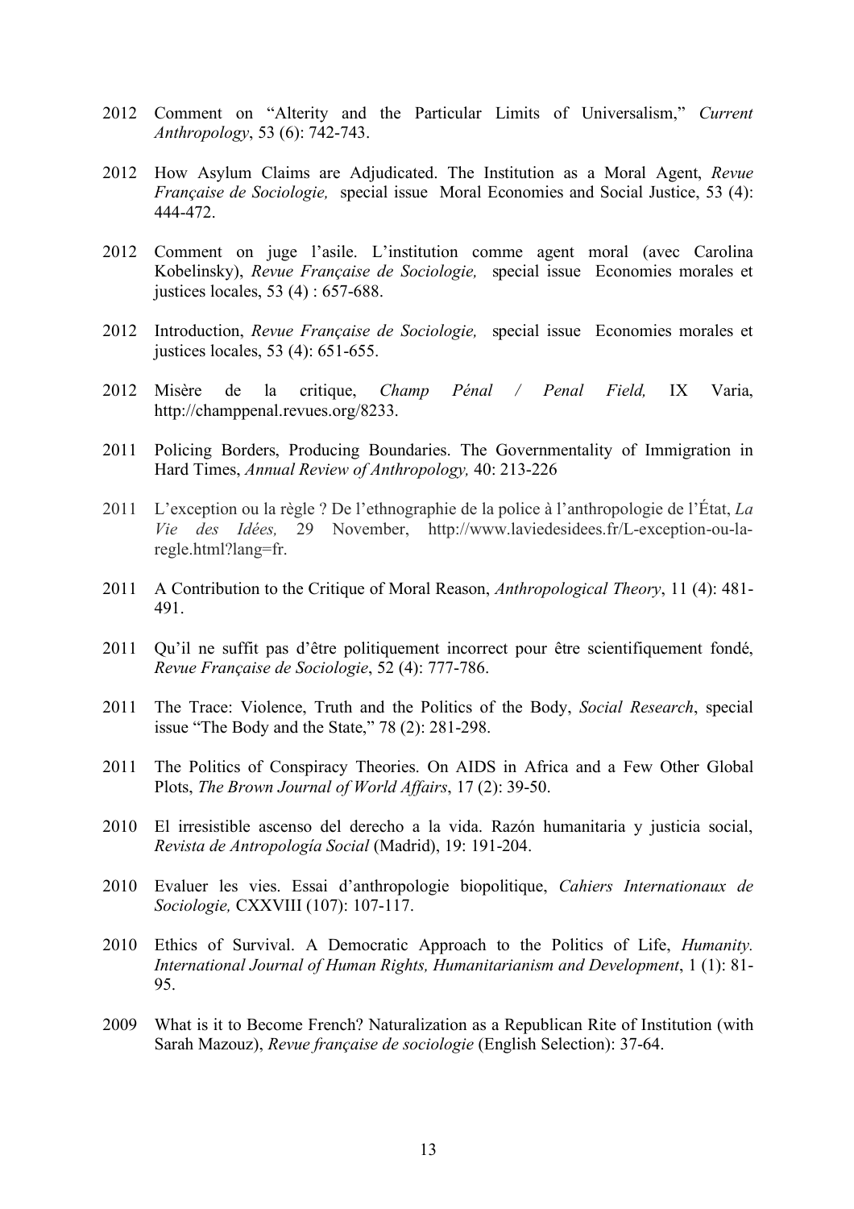2012 Comment on "Alterity and the Particular Limits of Universalism," *Current Anthropology*, 53 (6): 742-743.

2012 How Asylum Claims are Adjudicated. The Institution as a Moral Agent, *Revue Française de Sociologie,* special issue Moral Economies and Social Justice, 53 (4): 444-472.

2012 Comment on juge l'asile. L'institution comme agent moral (avec Carolina Kobelinsky), *Revue Française de Sociologie,* special issue Economies morales et justices locales, 53 (4) : 657-688.

2012 Introduction, *Revue Française de Sociologie,* special issue Economies morales et justices locales, 53 (4): 651-655.

2012 Misère de la critique, *Champ Pénal / Penal Field,* IX Varia, http://champpenal.revues.org/8233.

2011 Policing Borders, Producing Boundaries. The Governmentality of Immigration in Hard Times, *Annual Review of Anthropology,* 40: 213-226

2011 L'exception ou la règle ? De l'ethnographie de la police à l'anthropologie de l'État, *La Vie des Idées,* 29 November, http://www.laviedesidees.fr/L-exception-ou-la-regle.html?lang=fr.

2011 A Contribution to the Critique of Moral Reason, *Anthropological Theory*, 11 (4): 481-491.

2011 Qu'il ne suffit pas d'être politiquement incorrect pour être scientifiquement fondé, *Revue Française de Sociologie*, 52 (4): 777-786.

2011 The Trace: Violence, Truth and the Politics of the Body, *Social Research*, special issue "The Body and the State," 78 (2): 281-298.

2011 The Politics of Conspiracy Theories. On AIDS in Africa and a Few Other Global Plots, *The Brown Journal of World Affairs*, 17 (2): 39-50.

2010 El irresistible ascenso del derecho a la vida. Razón humanitaria y justicia social, *Revista de Antropología Social* (Madrid), 19: 191-204.

2010 Evaluer les vies. Essai d'anthropologie biopolitique, *Cahiers Internationaux de Sociologie,* CXXVIII (107): 107-117.

2010 Ethics of Survival. A Democratic Approach to the Politics of Life, *Humanity. International Journal of Human Rights, Humanitarianism and Development*, 1 (1): 81-95.

2009 What is it to Become French? Naturalization as a Republican Rite of Institution (with Sarah Mazouz), *Revue française de sociologie* (English Selection): 37-64.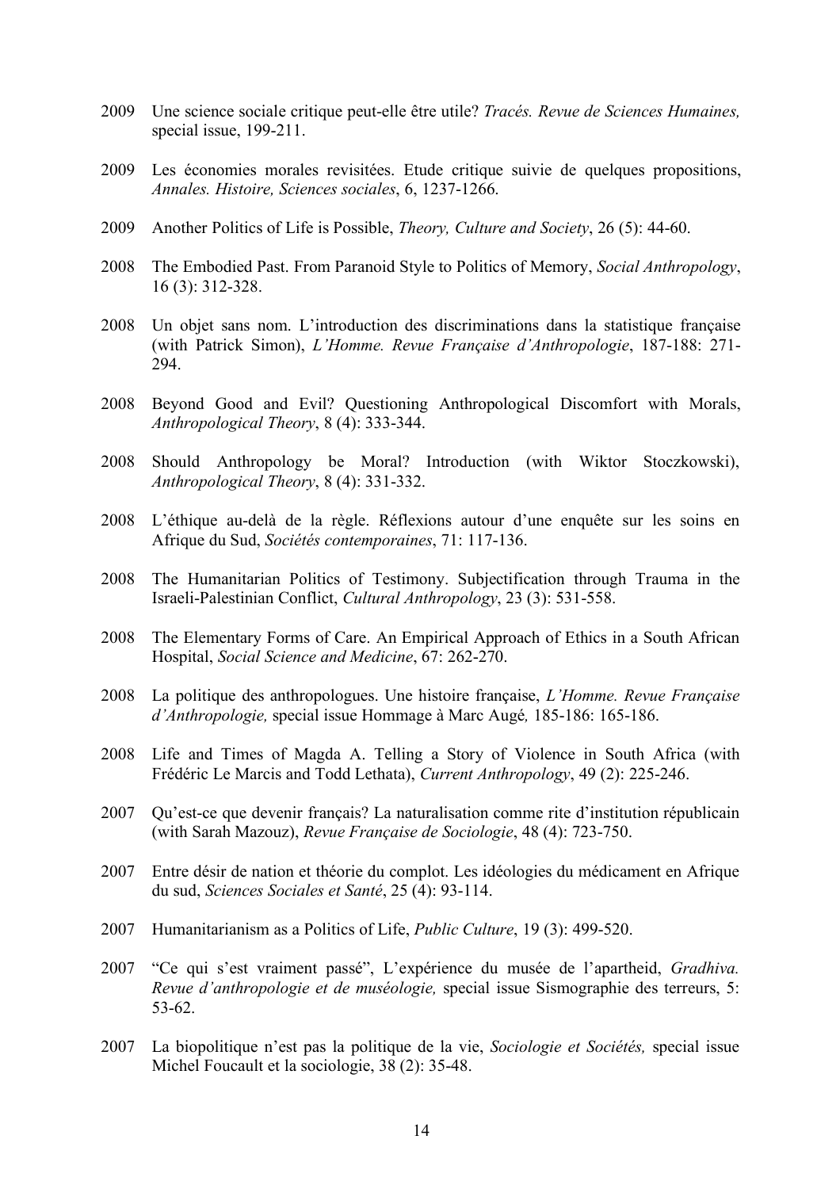2009 Une science sociale critique peut-elle être utile? *Tracés. Revue de Sciences Humaines,* special issue, 199-211.

2009 Les économies morales revisitées. Etude critique suivie de quelques propositions, *Annales. Histoire, Sciences sociales*, 6, 1237-1266.

2009 Another Politics of Life is Possible, *Theory, Culture and Society*, 26 (5): 44-60.

2008 The Embodied Past. From Paranoid Style to Politics of Memory, *Social Anthropology*, 16 (3): 312-328.

2008 Un objet sans nom. L'introduction des discriminations dans la statistique française (with Patrick Simon), *L'Homme. Revue Française d'Anthropologie*, 187-188: 271-294.

2008 Beyond Good and Evil? Questioning Anthropological Discomfort with Morals, *Anthropological Theory*, 8 (4): 333-344.

2008 Should Anthropology be Moral? Introduction (with Wiktor Stoczkowski), *Anthropological Theory*, 8 (4): 331-332.

2008 L'éthique au-delà de la règle. Réflexions autour d'une enquête sur les soins en Afrique du Sud, *Sociétés contemporaines*, 71: 117-136.

2008 The Humanitarian Politics of Testimony. Subjectification through Trauma in the Israeli-Palestinian Conflict, *Cultural Anthropology*, 23 (3): 531-558.

2008 The Elementary Forms of Care. An Empirical Approach of Ethics in a South African Hospital, *Social Science and Medicine*, 67: 262-270.

2008 La politique des anthropologues. Une histoire française, *L'Homme. Revue Française d'Anthropologie,* special issue Hommage à Marc Augé*,* 185-186: 165-186.

2008 Life and Times of Magda A. Telling a Story of Violence in South Africa (with Frédéric Le Marcis and Todd Lethata), *Current Anthropology*, 49 (2): 225-246.

2007 Qu'est-ce que devenir français? La naturalisation comme rite d'institution républicain (with Sarah Mazouz), *Revue Française de Sociologie*, 48 (4): 723-750.

2007 Entre désir de nation et théorie du complot. Les idéologies du médicament en Afrique du sud, *Sciences Sociales et Santé*, 25 (4): 93-114.

2007 Humanitarianism as a Politics of Life, *Public Culture*, 19 (3): 499-520.

2007 "Ce qui s'est vraiment passé", L'expérience du musée de l'apartheid, *Gradhiva. Revue d'anthropologie et de muséologie,* special issue Sismographie des terreurs, 5: 53-62.

2007 La biopolitique n'est pas la politique de la vie, *Sociologie et Sociétés,* special issue Michel Foucault et la sociologie, 38 (2): 35-48.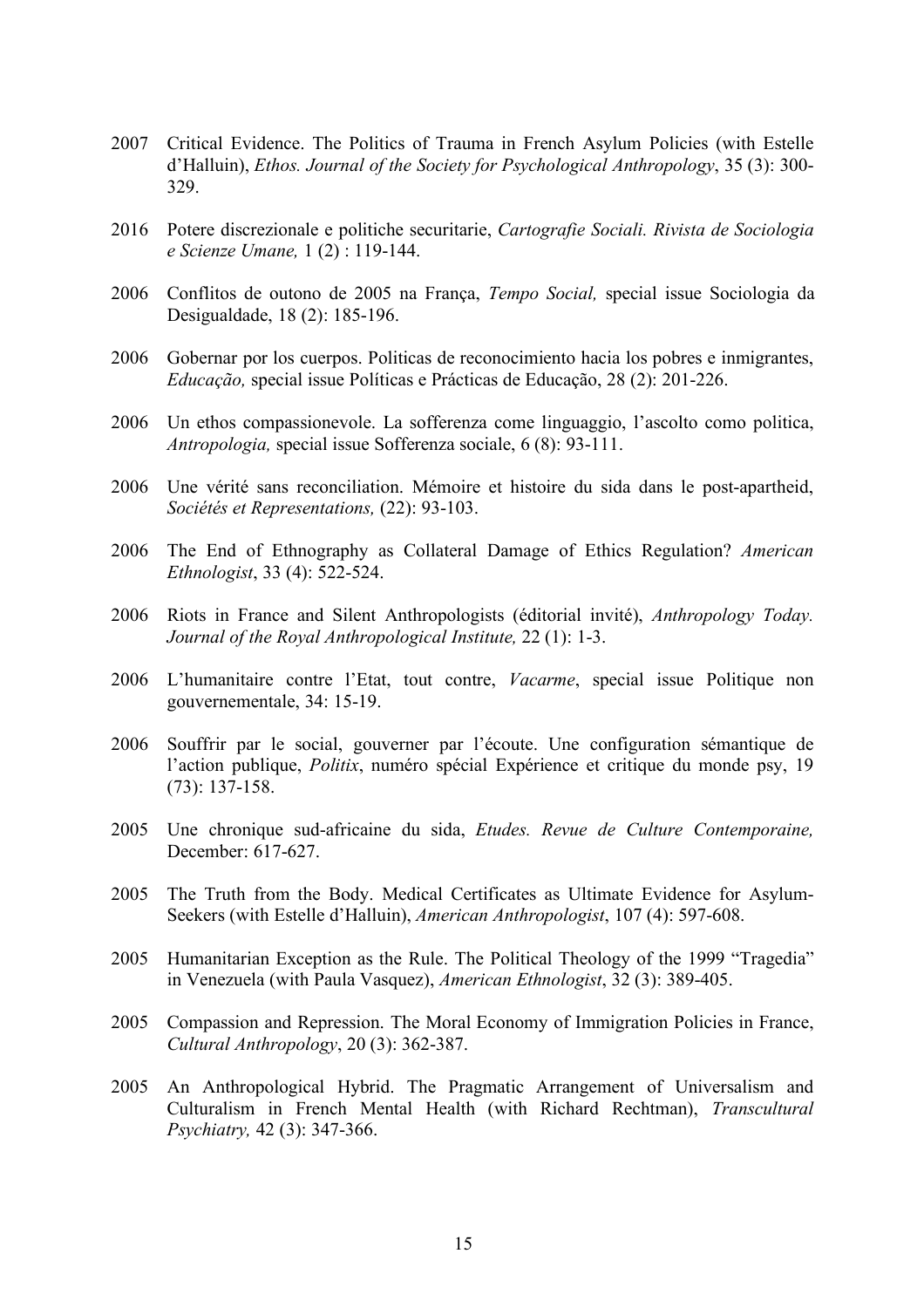2007 Critical Evidence. The Politics of Trauma in French Asylum Policies (with Estelle d'Halluin), *Ethos. Journal of the Society for Psychological Anthropology*, 35 (3): 300-329.

2016 Potere discrezionale e politiche securitarie, *Cartografie Sociali. Rivista de Sociologia e Scienze Umane,* 1 (2) : 119-144.

2006 Conflitos de outono de 2005 na França, *Tempo Social,* special issue Sociologia da Desigualdade, 18 (2): 185-196.

2006 Gobernar por los cuerpos. Politicas de reconocimiento hacia los pobres e inmigrantes, *Educação,* special issue Políticas e Prácticas de Educação, 28 (2): 201-226.

2006 Un ethos compassionevole. La sofferenza come linguaggio, l'ascolto como politica, *Antropologia,* special issue Sofferenza sociale, 6 (8): 93-111.

2006 Une vérité sans reconciliation. Mémoire et histoire du sida dans le post-apartheid, *Sociétés et Representations,* (22): 93-103.

2006 The End of Ethnography as Collateral Damage of Ethics Regulation? *American Ethnologist*, 33 (4): 522-524.

2006 Riots in France and Silent Anthropologists (éditorial invité), *Anthropology Today. Journal of the Royal Anthropological Institute,* 22 (1): 1-3.

2006 L'humanitaire contre l'Etat, tout contre, *Vacarme*, special issue Politique non gouvernementale, 34: 15-19.

2006 Souffrir par le social, gouverner par l'écoute. Une configuration sémantique de l'action publique, *Politix*, numéro spécial Expérience et critique du monde psy, 19 (73): 137-158.

2005 Une chronique sud-africaine du sida, *Etudes. Revue de Culture Contemporaine,* December: 617-627.

2005 The Truth from the Body. Medical Certificates as Ultimate Evidence for Asylum-Seekers (with Estelle d'Halluin), *American Anthropologist*, 107 (4): 597-608.

2005 Humanitarian Exception as the Rule. The Political Theology of the 1999 "Tragedia" in Venezuela (with Paula Vasquez), *American Ethnologist*, 32 (3): 389-405.

2005 Compassion and Repression. The Moral Economy of Immigration Policies in France, *Cultural Anthropology*, 20 (3): 362-387.

2005 An Anthropological Hybrid. The Pragmatic Arrangement of Universalism and Culturalism in French Mental Health (with Richard Rechtman), *Transcultural Psychiatry,* 42 (3): 347-366.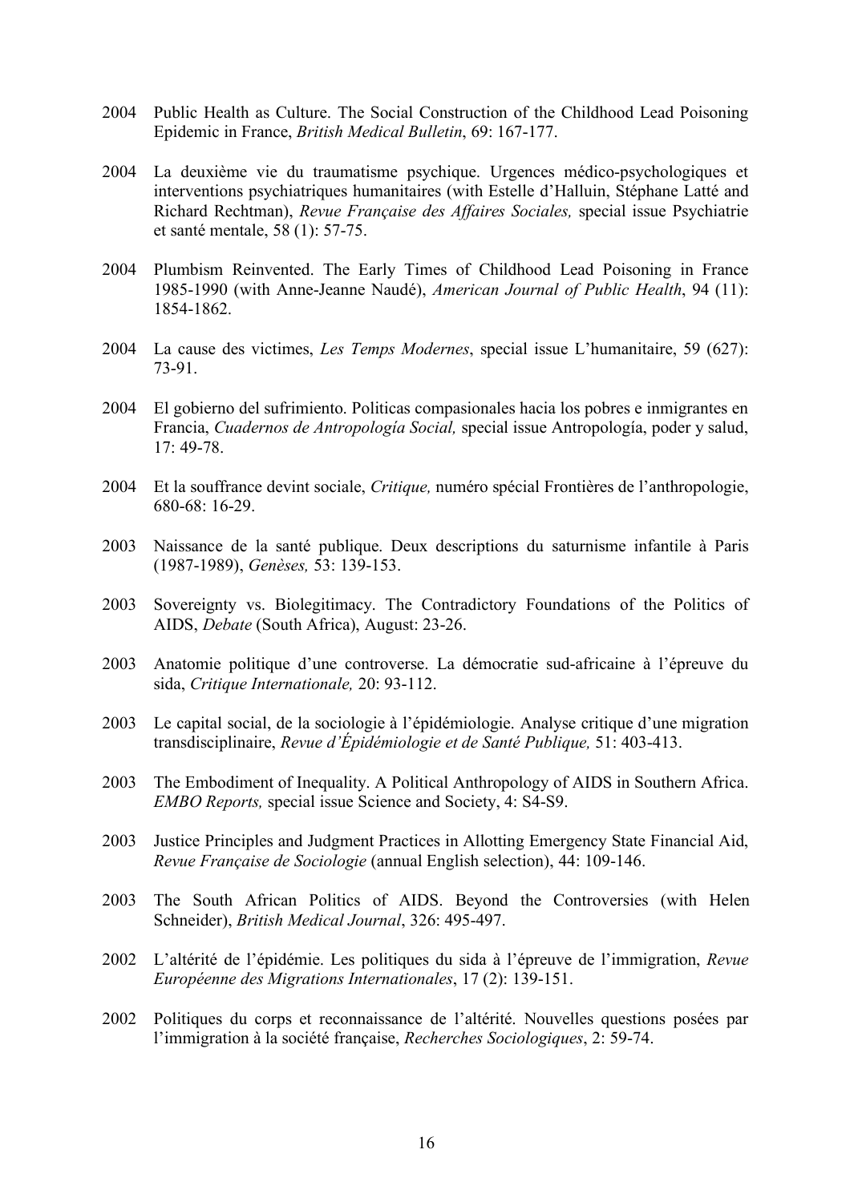2004 Public Health as Culture. The Social Construction of the Childhood Lead Poisoning Epidemic in France, *British Medical Bulletin*, 69: 167-177.

2004 La deuxième vie du traumatisme psychique. Urgences médico-psychologiques et interventions psychiatriques humanitaires (with Estelle d'Halluin, Stéphane Latté and Richard Rechtman), *Revue Française des Affaires Sociales,* special issue Psychiatrie et santé mentale, 58 (1): 57-75.

2004 Plumbism Reinvented. The Early Times of Childhood Lead Poisoning in France 1985-1990 (with Anne-Jeanne Naudé), *American Journal of Public Health*, 94 (11): 1854-1862.

2004 La cause des victimes, *Les Temps Modernes*, special issue L'humanitaire, 59 (627): 73-91.

2004 El gobierno del sufrimiento. Politicas compasionales hacia los pobres e inmigrantes en Francia, *Cuadernos de Antropología Social,* special issue Antropología, poder y salud, 17: 49-78.

2004 Et la souffrance devint sociale, *Critique,* numéro spécial Frontières de l'anthropologie, 680-68: 16-29.

2003 Naissance de la santé publique. Deux descriptions du saturnisme infantile à Paris (1987-1989), *Genèses,* 53: 139-153.

2003 Sovereignty vs. Biolegitimacy. The Contradictory Foundations of the Politics of AIDS, *Debate* (South Africa), August: 23-26.

2003 Anatomie politique d'une controverse. La démocratie sud-africaine à l'épreuve du sida, *Critique Internationale,* 20: 93-112.

2003 Le capital social, de la sociologie à l'épidémiologie. Analyse critique d'une migration transdisciplinaire, *Revue d'Épidémiologie et de Santé Publique,* 51: 403-413.

2003 The Embodiment of Inequality. A Political Anthropology of AIDS in Southern Africa. *EMBO Reports,* special issue Science and Society, 4: S4-S9.

2003 Justice Principles and Judgment Practices in Allotting Emergency State Financial Aid, *Revue Française de Sociologie* (annual English selection), 44: 109-146.

2003 The South African Politics of AIDS. Beyond the Controversies (with Helen Schneider), *British Medical Journal*, 326: 495-497.

2002 L'altérité de l'épidémie. Les politiques du sida à l'épreuve de l'immigration, *Revue Européenne des Migrations Internationales*, 17 (2): 139-151.

2002 Politiques du corps et reconnaissance de l'altérité. Nouvelles questions posées par l'immigration à la société française, *Recherches Sociologiques*, 2: 59-74.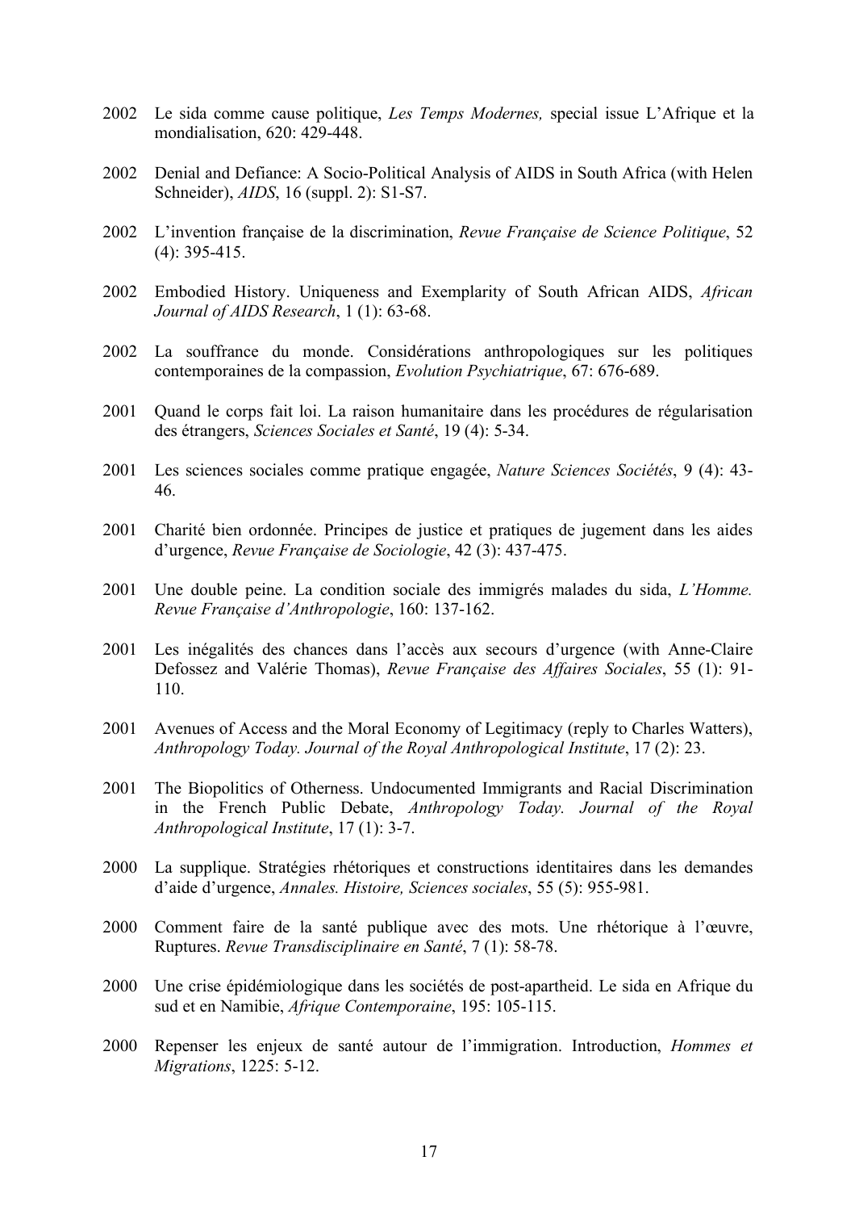2002 Le sida comme cause politique, *Les Temps Modernes,* special issue L'Afrique et la mondialisation, 620: 429-448.

2002 Denial and Defiance: A Socio-Political Analysis of AIDS in South Africa (with Helen Schneider), *AIDS*, 16 (suppl. 2): S1-S7.

2002 L'invention française de la discrimination, *Revue Française de Science Politique*, 52 (4): 395-415.

2002 Embodied History. Uniqueness and Exemplarity of South African AIDS, *African Journal of AIDS Research*, 1 (1): 63-68.

2002 La souffrance du monde. Considérations anthropologiques sur les politiques contemporaines de la compassion, *Evolution Psychiatrique*, 67: 676-689.

2001 Quand le corps fait loi. La raison humanitaire dans les procédures de régularisation des étrangers, *Sciences Sociales et Santé*, 19 (4): 5-34.

2001 Les sciences sociales comme pratique engagée, *Nature Sciences Sociétés*, 9 (4): 43-46.

2001 Charité bien ordonnée. Principes de justice et pratiques de jugement dans les aides d'urgence, *Revue Française de Sociologie*, 42 (3): 437-475.

2001 Une double peine. La condition sociale des immigrés malades du sida, *L'Homme. Revue Française d'Anthropologie*, 160: 137-162.

2001 Les inégalités des chances dans l'accès aux secours d'urgence (with Anne-Claire Defossez and Valérie Thomas), *Revue Française des Affaires Sociales*, 55 (1): 91-110.

2001 Avenues of Access and the Moral Economy of Legitimacy (reply to Charles Watters), *Anthropology Today. Journal of the Royal Anthropological Institute*, 17 (2): 23.

2001 The Biopolitics of Otherness. Undocumented Immigrants and Racial Discrimination in the French Public Debate, *Anthropology Today. Journal of the Royal Anthropological Institute*, 17 (1): 3-7.

2000 La supplique. Stratégies rhétoriques et constructions identitaires dans les demandes d'aide d'urgence, *Annales. Histoire, Sciences sociales*, 55 (5): 955-981.

2000 Comment faire de la santé publique avec des mots. Une rhétorique à l'œuvre, Ruptures. *Revue Transdisciplinaire en Santé*, 7 (1): 58-78.

2000 Une crise épidémiologique dans les sociétés de post-apartheid. Le sida en Afrique du sud et en Namibie, *Afrique Contemporaine*, 195: 105-115.

2000 Repenser les enjeux de santé autour de l'immigration. Introduction, *Hommes et Migrations*, 1225: 5-12.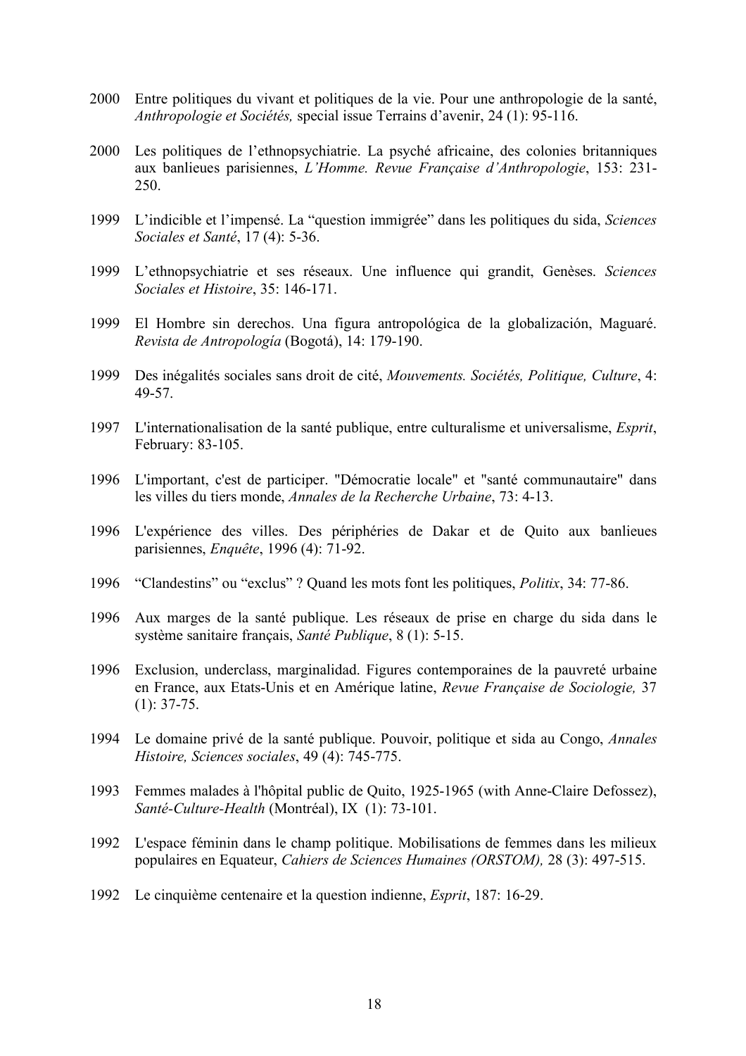2000 Entre politiques du vivant et politiques de la vie. Pour une anthropologie de la santé, *Anthropologie et Sociétés,* special issue Terrains d'avenir, 24 (1): 95-116.

2000 Les politiques de l'ethnopsychiatrie. La psyché africaine, des colonies britanniques aux banlieues parisiennes, *L'Homme. Revue Française d'Anthropologie*, 153: 231-250.

1999 L'indicible et l'impensé. La "question immigrée" dans les politiques du sida, *Sciences Sociales et Santé*, 17 (4): 5-36.

1999 L'ethnopsychiatrie et ses réseaux. Une influence qui grandit, Genèses. *Sciences Sociales et Histoire*, 35: 146-171.

1999 El Hombre sin derechos. Una figura antropológica de la globalización, Maguaré. *Revista de Antropología* (Bogotá), 14: 179-190.

1999 Des inégalités sociales sans droit de cité, *Mouvements. Sociétés, Politique, Culture*, 4: 49-57.

1997 L'internationalisation de la santé publique, entre culturalisme et universalisme, *Esprit*, February: 83-105.

1996 L'important, c'est de participer. "Démocratie locale" et "santé communautaire" dans les villes du tiers monde, *Annales de la Recherche Urbaine*, 73: 4-13.

1996 L'expérience des villes. Des périphéries de Dakar et de Quito aux banlieues parisiennes, *Enquête*, 1996 (4): 71-92.

1996 "Clandestins" ou "exclus" ? Quand les mots font les politiques, *Politix*, 34: 77-86.

1996 Aux marges de la santé publique. Les réseaux de prise en charge du sida dans le système sanitaire français, *Santé Publique*, 8 (1): 5-15.

1996 Exclusion, underclass, marginalidad. Figures contemporaines de la pauvreté urbaine en France, aux Etats-Unis et en Amérique latine, *Revue Française de Sociologie,* 37 (1): 37-75.

1994 Le domaine privé de la santé publique. Pouvoir, politique et sida au Congo, *Annales Histoire, Sciences sociales*, 49 (4): 745-775.

1993 Femmes malades à l'hôpital public de Quito, 1925-1965 (with Anne-Claire Defossez), *Santé-Culture-Health* (Montréal), IX (1): 73-101.

1992 L'espace féminin dans le champ politique. Mobilisations de femmes dans les milieux populaires en Equateur, *Cahiers de Sciences Humaines (ORSTOM),* 28 (3): 497-515.

1992 Le cinquième centenaire et la question indienne, *Esprit*, 187: 16-29.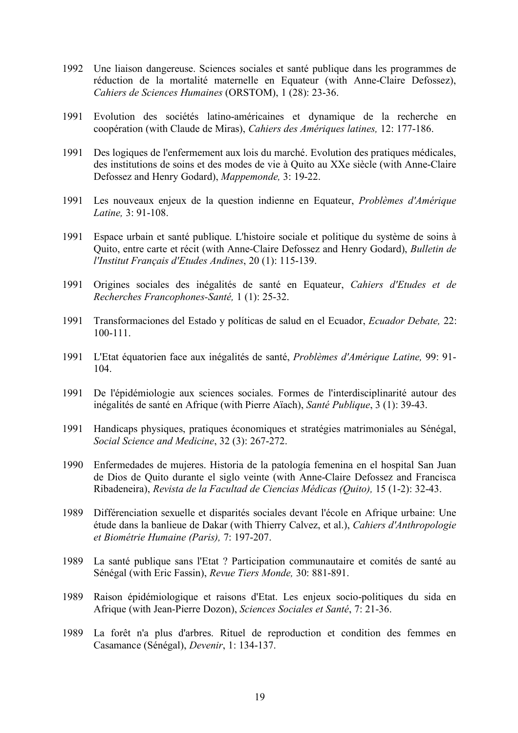1992 Une liaison dangereuse. Sciences sociales et santé publique dans les programmes de réduction de la mortalité maternelle en Equateur (with Anne-Claire Defossez), *Cahiers de Sciences Humaines* (ORSTOM), 1 (28): 23-36.

1991 Evolution des sociétés latino-américaines et dynamique de la recherche en coopération (with Claude de Miras), *Cahiers des Amériques latines,* 12: 177-186.

1991 Des logiques de l'enfermement aux lois du marché. Evolution des pratiques médicales, des institutions de soins et des modes de vie à Quito au XXe siècle (with Anne-Claire Defossez and Henry Godard), *Mappemonde,* 3: 19-22.

1991 Les nouveaux enjeux de la question indienne en Equateur, *Problèmes d'Amérique Latine,* 3: 91-108.

1991 Espace urbain et santé publique. L'histoire sociale et politique du système de soins à Quito, entre carte et récit (with Anne-Claire Defossez and Henry Godard), *Bulletin de l'Institut Français d'Etudes Andines*, 20 (1): 115-139.

1991 Origines sociales des inégalités de santé en Equateur, *Cahiers d'Etudes et de Recherches Francophones-Santé,* 1 (1): 25-32.

1991 Transformaciones del Estado y políticas de salud en el Ecuador, *Ecuador Debate,* 22: 100-111.

1991 L'Etat équatorien face aux inégalités de santé, *Problèmes d'Amérique Latine,* 99: 91-104.

1991 De l'épidémiologie aux sciences sociales. Formes de l'interdisciplinarité autour des inégalités de santé en Afrique (with Pierre Aïach), *Santé Publique*, 3 (1): 39-43.

1991 Handicaps physiques, pratiques économiques et stratégies matrimoniales au Sénégal, *Social Science and Medicine*, 32 (3): 267-272.

1990 Enfermedades de mujeres. Historia de la patología femenina en el hospital San Juan de Dios de Quito durante el siglo veinte (with Anne-Claire Defossez and Francisca Ribadeneira), *Revista de la Facultad de Ciencias Médicas (Quito),* 15 (1-2): 32-43.

1989 Différenciation sexuelle et disparités sociales devant l'école en Afrique urbaine: Une étude dans la banlieue de Dakar (with Thierry Calvez, et al.), *Cahiers d'Anthropologie et Biométrie Humaine (Paris),* 7: 197-207.

1989 La santé publique sans l'Etat ? Participation communautaire et comités de santé au Sénégal (with Eric Fassin), *Revue Tiers Monde,* 30: 881-891.

1989 Raison épidémiologique et raisons d'Etat. Les enjeux socio-politiques du sida en Afrique (with Jean-Pierre Dozon), *Sciences Sociales et Santé*, 7: 21-36.

1989 La forêt n'a plus d'arbres. Rituel de reproduction et condition des femmes en Casamance (Sénégal), *Devenir*, 1: 134-137.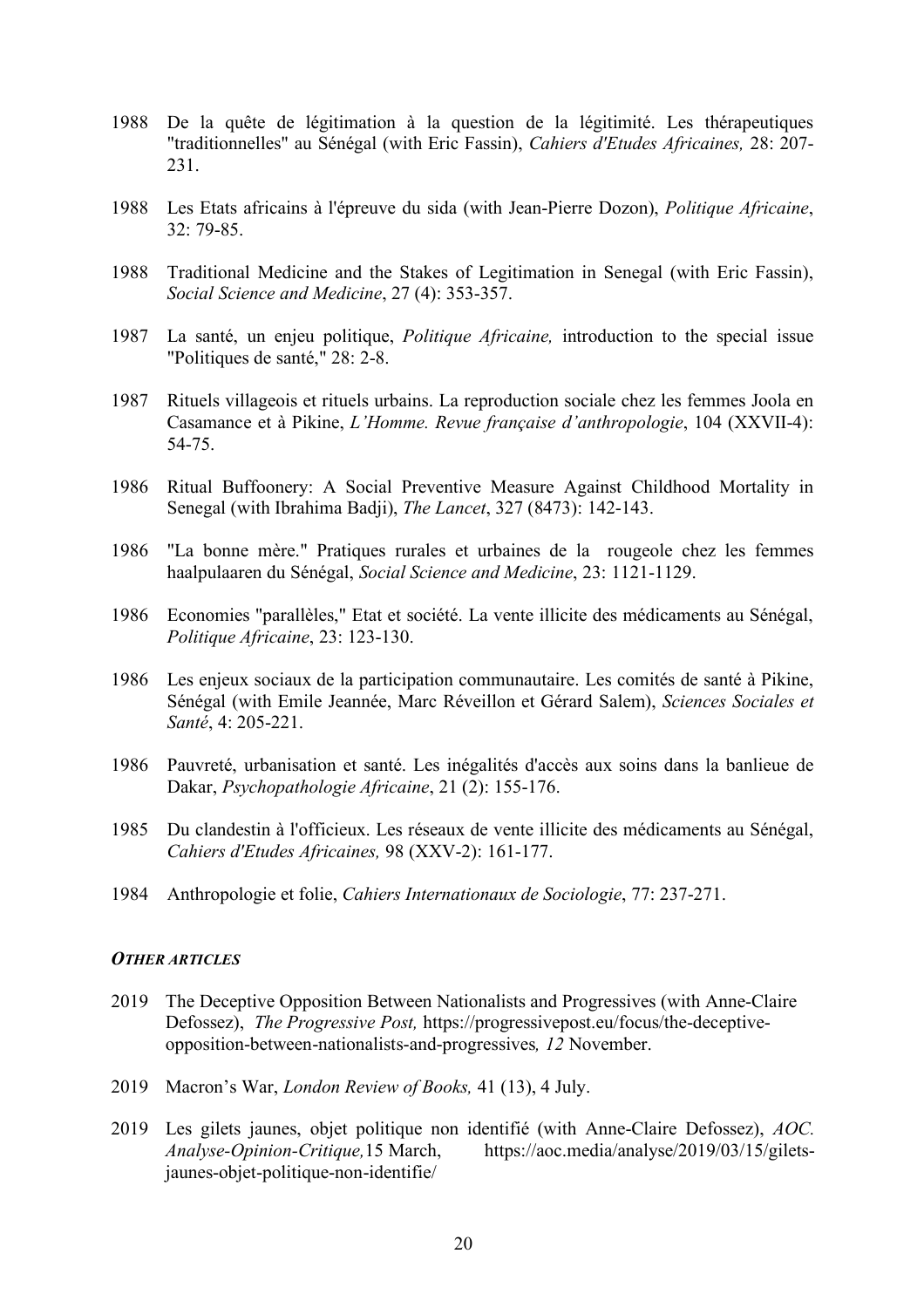1988 De la quête de légitimation à la question de la légitimité. Les thérapeutiques "traditionnelles" au Sénégal (with Eric Fassin), *Cahiers d'Etudes Africaines,* 28: 207-231.

1988 Les Etats africains à l'épreuve du sida (with Jean-Pierre Dozon), *Politique Africaine*, 32: 79-85.

1988 Traditional Medicine and the Stakes of Legitimation in Senegal (with Eric Fassin), *Social Science and Medicine*, 27 (4): 353-357.

1987 La santé, un enjeu politique, *Politique Africaine,* introduction to the special issue "Politiques de santé," 28: 2-8.

1987 Rituels villageois et rituels urbains. La reproduction sociale chez les femmes Joola en Casamance et à Pikine, *L'Homme. Revue française d'anthropologie*, 104 (XXVII-4): 54-75.

1986 Ritual Buffoonery: A Social Preventive Measure Against Childhood Mortality in Senegal (with Ibrahima Badji), *The Lancet*, 327 (8473): 142-143.

1986 "La bonne mère." Pratiques rurales et urbaines de la rougeole chez les femmes haalpulaaren du Sénégal, *Social Science and Medicine*, 23: 1121-1129.

1986 Economies "parallèles," Etat et société. La vente illicite des médicaments au Sénégal, *Politique Africaine*, 23: 123-130.

1986 Les enjeux sociaux de la participation communautaire. Les comités de santé à Pikine, Sénégal (with Emile Jeannée, Marc Réveillon et Gérard Salem), *Sciences Sociales et Santé*, 4: 205-221.

1986 Pauvreté, urbanisation et santé. Les inégalités d'accès aux soins dans la banlieue de Dakar, *Psychopathologie Africaine*, 21 (2): 155-176.

1985 Du clandestin à l'officieux. Les réseaux de vente illicite des médicaments au Sénégal, *Cahiers d'Etudes Africaines,* 98 (XXV-2): 161-177.

1984 Anthropologie et folie, *Cahiers Internationaux de Sociologie*, 77: 237-271.

### *OTHER ARTICLES*

2019 The Deceptive Opposition Between Nationalists and Progressives (with Anne-Claire Defossez), *The Progressive Post,* https://progressivepost.eu/focus/the-deceptive-opposition-between-nationalists-and-progressives*, 12* November.

2019 Macron's War, *London Review of Books,* 41 (13), 4 July.

2019 Les gilets jaunes, objet politique non identifié (with Anne-Claire Defossez), *AOC. Analyse-Opinion-Critique,*15 March, https://aoc.media/analyse/2019/03/15/gilets-jaunes-objet-politique-non-identifie/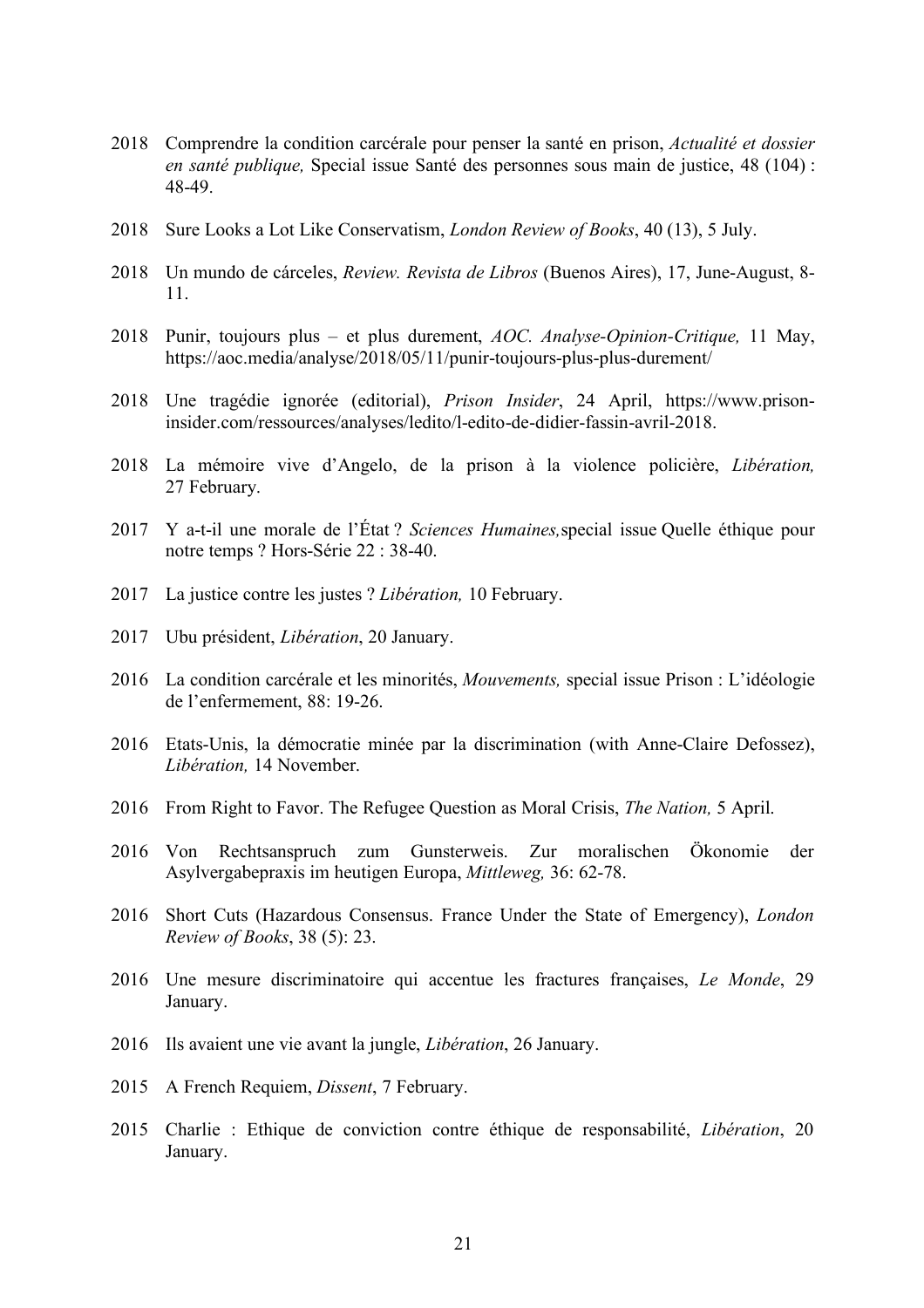2018 Comprendre la condition carcérale pour penser la santé en prison, *Actualité et dossier en santé publique,* Special issue Santé des personnes sous main de justice, 48 (104) : 48-49.

2018 Sure Looks a Lot Like Conservatism, *London Review of Books*, 40 (13), 5 July.

2018 Un mundo de cárceles, *Review. Revista de Libros* (Buenos Aires), 17, June-August, 8-11.

2018 Punir, toujours plus – et plus durement, *AOC. Analyse-Opinion-Critique,* 11 May, https://aoc.media/analyse/2018/05/11/punir-toujours-plus-plus-durement/

2018 Une tragédie ignorée (editorial), *Prison Insider*, 24 April, https://www.prison-insider.com/ressources/analyses/ledito/l-edito-de-didier-fassin-avril-2018.

2018 La mémoire vive d'Angelo, de la prison à la violence policière, *Libération,* 27 February.

2017 Y a-t-il une morale de l'État ? *Sciences Humaines,*special issue Quelle éthique pour notre temps ? Hors-Série 22 : 38-40.

2017 La justice contre les justes ? *Libération,* 10 February.

2017 Ubu président, *Libération*, 20 January.

2016 La condition carcérale et les minorités, *Mouvements,* special issue Prison : L'idéologie de l'enfermement, 88: 19-26.

2016 Etats-Unis, la démocratie minée par la discrimination (with Anne-Claire Defossez), *Libération,* 14 November.

2016 From Right to Favor. The Refugee Question as Moral Crisis, *The Nation,* 5 April.

2016 Von Rechtsanspruch zum Gunsterweis. Zur moralischen Ökonomie der Asylvergabepraxis im heutigen Europa, *Mittleweg,* 36: 62-78.

2016 Short Cuts (Hazardous Consensus. France Under the State of Emergency), *London Review of Books*, 38 (5): 23.

2016 Une mesure discriminatoire qui accentue les fractures françaises, *Le Monde*, 29 January.

2016 Ils avaient une vie avant la jungle, *Libération*, 26 January.

2015 A French Requiem, *Dissent*, 7 February.

2015 Charlie : Ethique de conviction contre éthique de responsabilité, *Libération*, 20 January.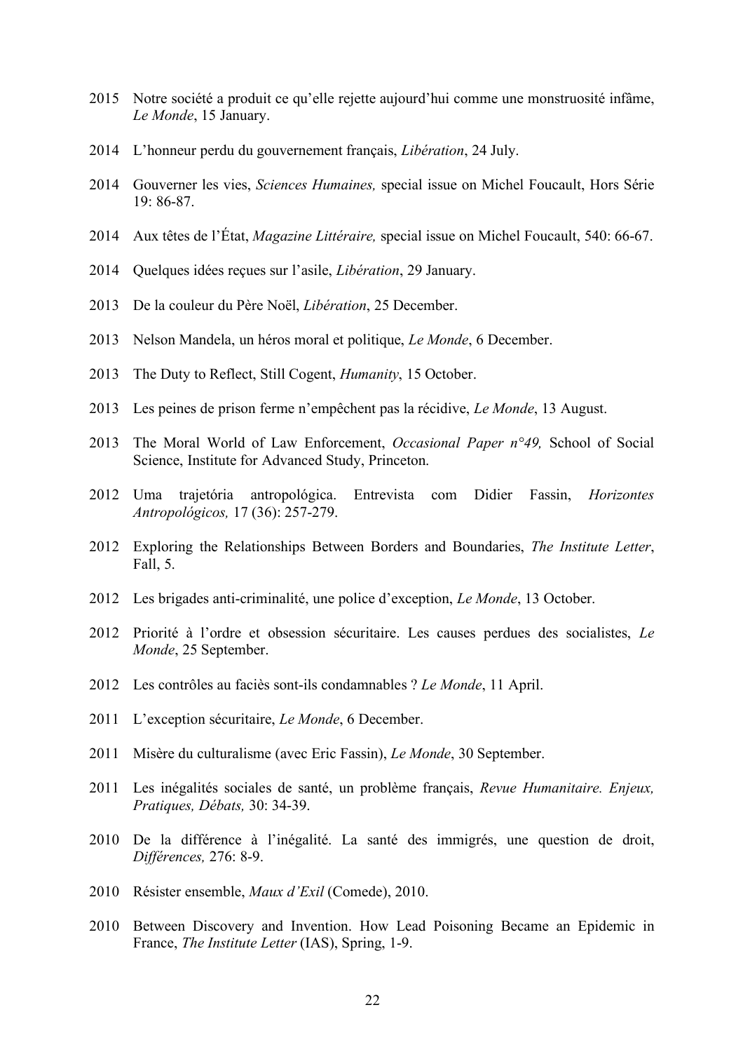2015 Notre société a produit ce qu'elle rejette aujourd'hui comme une monstruosité infâme, *Le Monde*, 15 January.

2014 L'honneur perdu du gouvernement français, *Libération*, 24 July.

2014 Gouverner les vies, *Sciences Humaines,* special issue on Michel Foucault, Hors Série 19: 86-87.

2014 Aux têtes de l'État, *Magazine Littéraire,* special issue on Michel Foucault, 540: 66-67.

2014 Quelques idées reçues sur l'asile, *Libération*, 29 January.

2013 De la couleur du Père Noël, *Libération*, 25 December.

2013 Nelson Mandela, un héros moral et politique, *Le Monde*, 6 December.

2013 The Duty to Reflect, Still Cogent, *Humanity*, 15 October.

2013 Les peines de prison ferme n'empêchent pas la récidive, *Le Monde*, 13 August.

2013 The Moral World of Law Enforcement, *Occasional Paper n°49,* School of Social Science, Institute for Advanced Study, Princeton.

2012 Uma trajetória antropológica. Entrevista com Didier Fassin, *Horizontes Antropológicos,* 17 (36): 257-279.

2012 Exploring the Relationships Between Borders and Boundaries, *The Institute Letter*, Fall, 5.

2012 Les brigades anti-criminalité, une police d'exception, *Le Monde*, 13 October.

2012 Priorité à l'ordre et obsession sécuritaire. Les causes perdues des socialistes, *Le Monde*, 25 September.

2012 Les contrôles au faciès sont-ils condamnables ? *Le Monde*, 11 April.

2011 L'exception sécuritaire, *Le Monde*, 6 December.

2011 Misère du culturalisme (avec Eric Fassin), *Le Monde*, 30 September.

2011 Les inégalités sociales de santé, un problème français, *Revue Humanitaire. Enjeux, Pratiques, Débats,* 30: 34-39.

2010 De la différence à l'inégalité. La santé des immigrés, une question de droit, *Différences,* 276: 8-9.

2010 Résister ensemble, *Maux d'Exil* (Comede), 2010.

2010 Between Discovery and Invention. How Lead Poisoning Became an Epidemic in France, *The Institute Letter* (IAS), Spring, 1-9.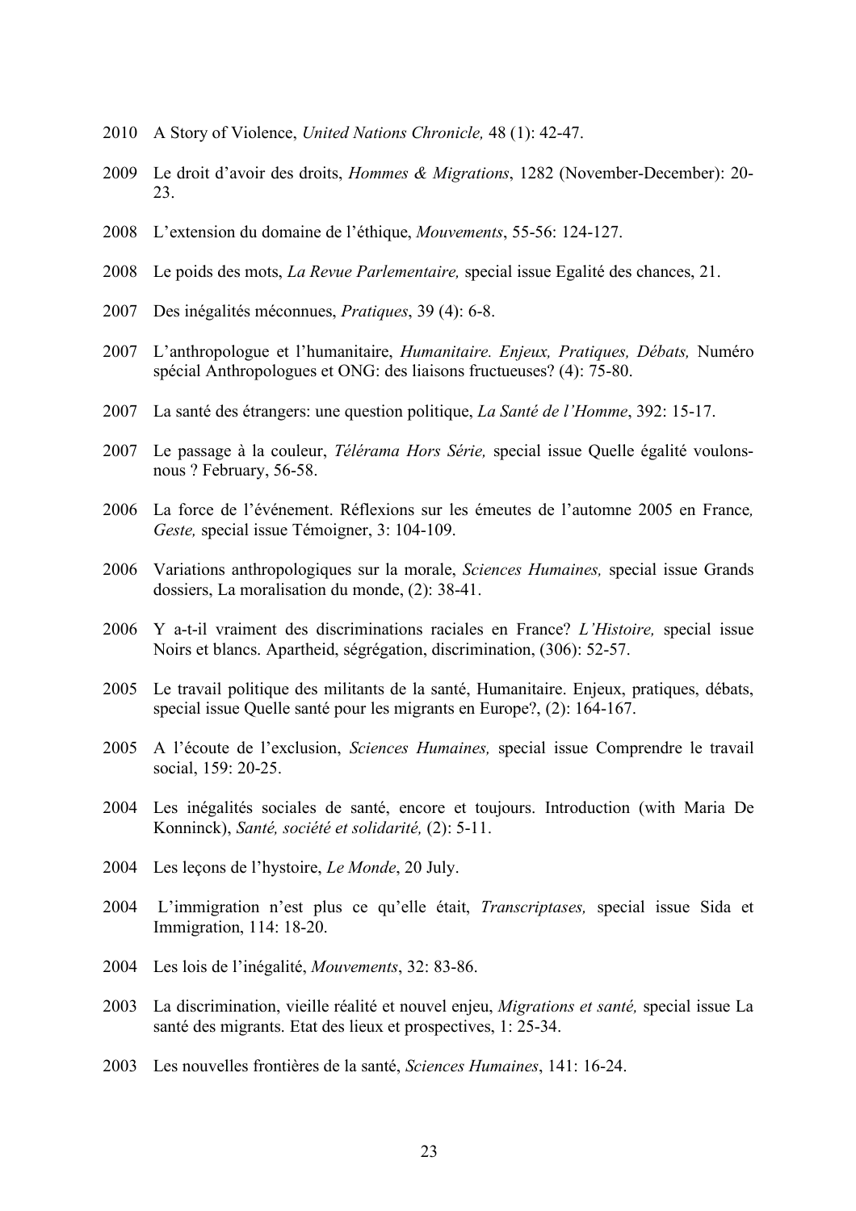2010 A Story of Violence, *United Nations Chronicle,* 48 (1): 42-47.

2009 Le droit d'avoir des droits, *Hommes & Migrations*, 1282 (November-December): 20-23.

2008 L'extension du domaine de l'éthique, *Mouvements*, 55-56: 124-127.

2008 Le poids des mots, *La Revue Parlementaire,* special issue Egalité des chances, 21.

2007 Des inégalités méconnues, *Pratiques*, 39 (4): 6-8.

2007 L'anthropologue et l'humanitaire, *Humanitaire. Enjeux, Pratiques, Débats,* Numéro spécial Anthropologues et ONG: des liaisons fructueuses? (4): 75-80.

2007 La santé des étrangers: une question politique, *La Santé de l'Homme*, 392: 15-17.

2007 Le passage à la couleur, *Télérama Hors Série,* special issue Quelle égalité voulons-nous ? February, 56-58.

2006 La force de l'événement. Réflexions sur les émeutes de l'automne 2005 en France*, Geste,* special issue Témoigner, 3: 104-109.

2006 Variations anthropologiques sur la morale, *Sciences Humaines,* special issue Grands dossiers, La moralisation du monde, (2): 38-41.

2006 Y a-t-il vraiment des discriminations raciales en France? *L'Histoire,* special issue Noirs et blancs. Apartheid, ségrégation, discrimination, (306): 52-57.

2005 Le travail politique des militants de la santé, Humanitaire. Enjeux, pratiques, débats, special issue Quelle santé pour les migrants en Europe?, (2): 164-167.

2005 A l'écoute de l'exclusion, *Sciences Humaines,* special issue Comprendre le travail social, 159: 20-25.

2004 Les inégalités sociales de santé, encore et toujours. Introduction (with Maria De Konninck), *Santé, société et solidarité,* (2): 5-11.

2004 Les leçons de l'hystoire, *Le Monde*, 20 July.

2004 L'immigration n'est plus ce qu'elle était, *Transcriptases,* special issue Sida et Immigration, 114: 18-20.

2004 Les lois de l'inégalité, *Mouvements*, 32: 83-86.

2003 La discrimination, vieille réalité et nouvel enjeu, *Migrations et santé,* special issue La santé des migrants. Etat des lieux et prospectives, 1: 25-34.

2003 Les nouvelles frontières de la santé, *Sciences Humaines*, 141: 16-24.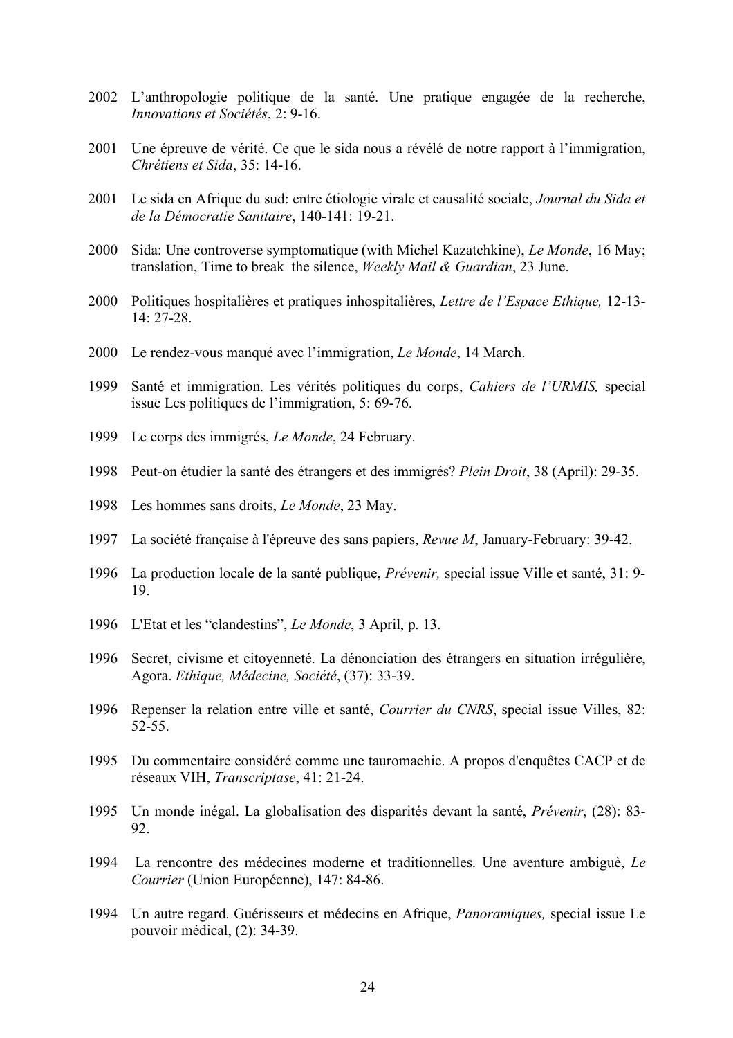2002 L'anthropologie politique de la santé. Une pratique engagée de la recherche, *Innovations et Sociétés*, 2: 9-16.

2001 Une épreuve de vérité. Ce que le sida nous a révélé de notre rapport à l'immigration, *Chrétiens et Sida*, 35: 14-16.

2001 Le sida en Afrique du sud: entre étiologie virale et causalité sociale, *Journal du Sida et de la Démocratie Sanitaire*, 140-141: 19-21.

2000 Sida: Une controverse symptomatique (with Michel Kazatchkine), *Le Monde*, 16 May; translation, Time to break the silence, *Weekly Mail & Guardian*, 23 June.

2000 Politiques hospitalières et pratiques inhospitalières, *Lettre de l'Espace Ethique,* 12-13-14: 27-28.

2000 Le rendez-vous manqué avec l'immigration, *Le Monde*, 14 March.

1999 Santé et immigration. Les vérités politiques du corps, *Cahiers de l'URMIS,* special issue Les politiques de l'immigration, 5: 69-76.

1999 Le corps des immigrés, *Le Monde*, 24 February.

1998 Peut-on étudier la santé des étrangers et des immigrés? *Plein Droit*, 38 (April): 29-35.

1998 Les hommes sans droits, *Le Monde*, 23 May.

1997 La société française à l'épreuve des sans papiers, *Revue M*, January-February: 39-42.

1996 La production locale de la santé publique, *Prévenir,* special issue Ville et santé, 31: 9-19.

1996 L'Etat et les "clandestins", *Le Monde*, 3 April, p. 13.

1996 Secret, civisme et citoyenneté. La dénonciation des étrangers en situation irrégulière, Agora. *Ethique, Médecine, Société*, (37): 33-39.

1996 Repenser la relation entre ville et santé, *Courrier du CNRS*, special issue Villes, 82: 52-55.

1995 Du commentaire considéré comme une tauromachie. A propos d'enquêtes CACP et de réseaux VIH, *Transcriptase*, 41: 21-24.

1995 Un monde inégal. La globalisation des disparités devant la santé, *Prévenir*, (28): 83-92.

1994 La rencontre des médecines moderne et traditionnelles. Une aventure ambiguè, *Le Courrier* (Union Européenne), 147: 84-86.

1994 Un autre regard. Guérisseurs et médecins en Afrique, *Panoramiques,* special issue Le pouvoir médical, (2): 34-39.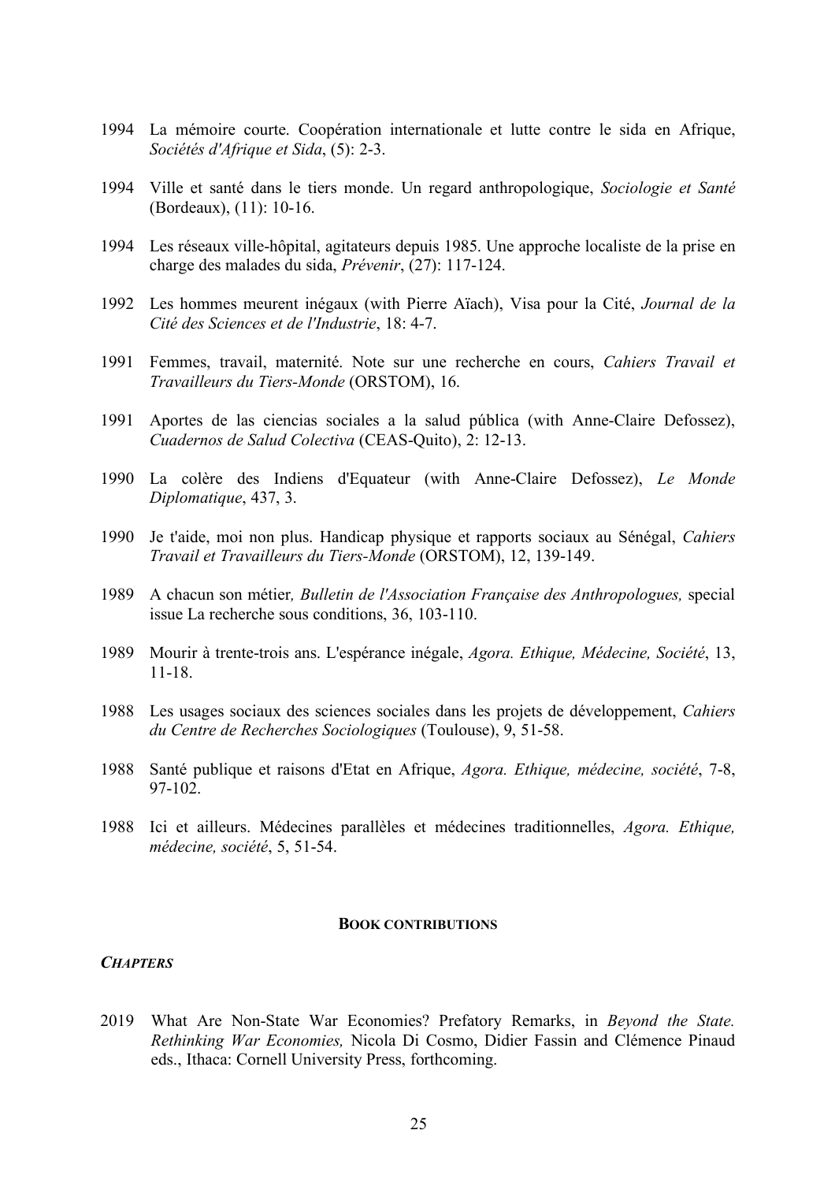1994 La mémoire courte. Coopération internationale et lutte contre le sida en Afrique, *Sociétés d'Afrique et Sida*, (5): 2-3.

1994 Ville et santé dans le tiers monde. Un regard anthropologique, *Sociologie et Santé* (Bordeaux), (11): 10-16.

1994 Les réseaux ville-hôpital, agitateurs depuis 1985. Une approche localiste de la prise en charge des malades du sida, *Prévenir*, (27): 117-124.

1992 Les hommes meurent inégaux (with Pierre Aïach), Visa pour la Cité, *Journal de la Cité des Sciences et de l'Industrie*, 18: 4-7.

1991 Femmes, travail, maternité. Note sur une recherche en cours, *Cahiers Travail et Travailleurs du Tiers-Monde* (ORSTOM), 16.

1991 Aportes de las ciencias sociales a la salud pública (with Anne-Claire Defossez), *Cuadernos de Salud Colectiva* (CEAS-Quito), 2: 12-13.

1990 La colère des Indiens d'Equateur (with Anne-Claire Defossez), *Le Monde Diplomatique*, 437, 3.

1990 Je t'aide, moi non plus. Handicap physique et rapports sociaux au Sénégal, *Cahiers Travail et Travailleurs du Tiers-Monde* (ORSTOM), 12, 139-149.

1989 A chacun son métier*, Bulletin de l'Association Française des Anthropologues,* special issue La recherche sous conditions, 36, 103-110.

1989 Mourir à trente-trois ans. L'espérance inégale, *Agora. Ethique, Médecine, Société*, 13, 11-18.

1988 Les usages sociaux des sciences sociales dans les projets de développement, *Cahiers du Centre de Recherches Sociologiques* (Toulouse), 9, 51-58.

1988 Santé publique et raisons d'Etat en Afrique, *Agora. Ethique, médecine, société*, 7-8, 97-102.

1988 Ici et ailleurs. Médecines parallèles et médecines traditionnelles, *Agora. Ethique, médecine, société*, 5, 51-54.

## **BOOK CONTRIBUTIONS**

### ***CHAPTERS***

2019 What Are Non-State War Economies? Prefatory Remarks, in *Beyond the State. Rethinking War Economies,* Nicola Di Cosmo, Didier Fassin and Clémence Pinaud eds., Ithaca: Cornell University Press, forthcoming.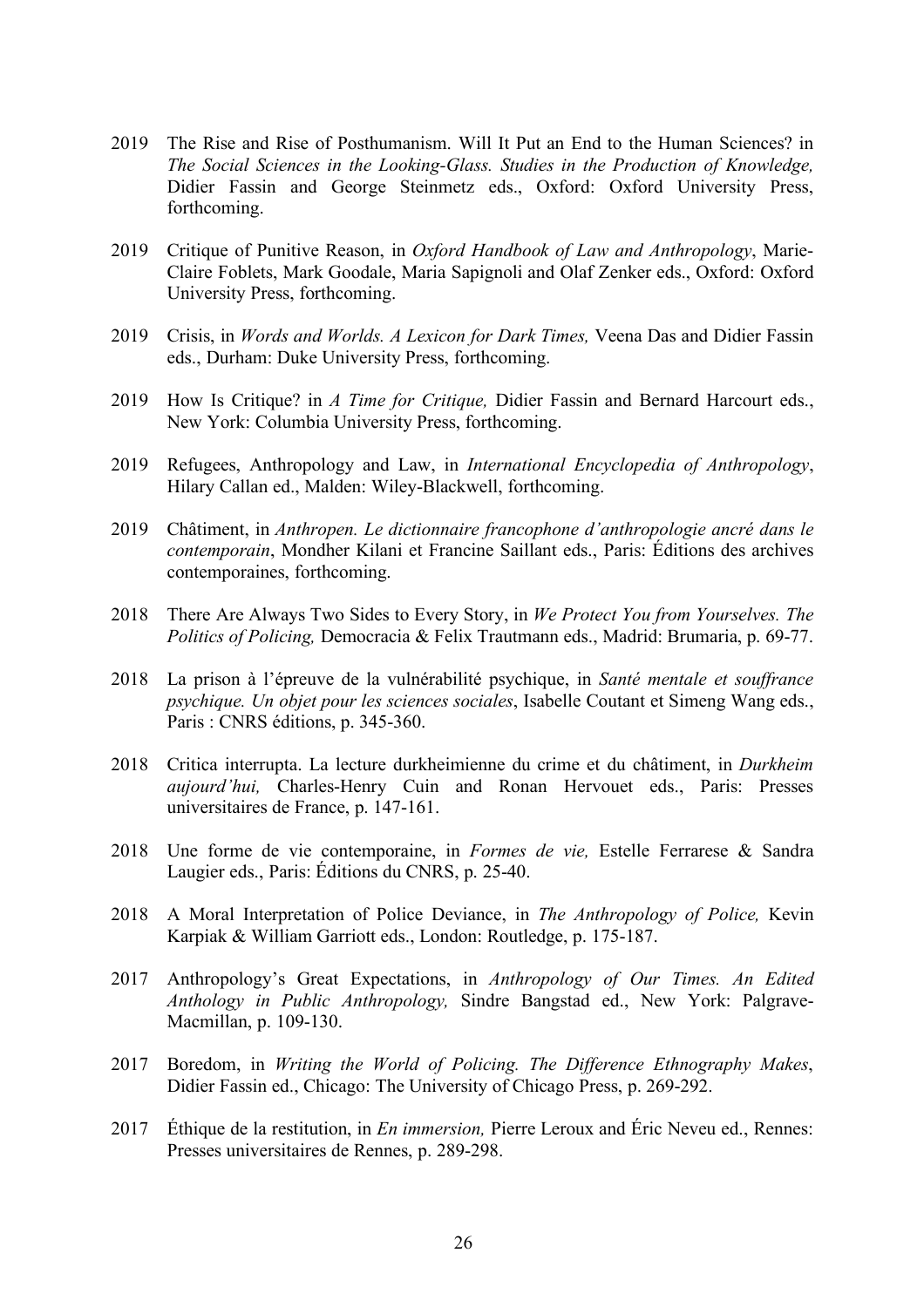2019 The Rise and Rise of Posthumanism. Will It Put an End to the Human Sciences? in *The Social Sciences in the Looking-Glass. Studies in the Production of Knowledge,* Didier Fassin and George Steinmetz eds., Oxford: Oxford University Press, forthcoming.

2019 Critique of Punitive Reason, in *Oxford Handbook of Law and Anthropology*, Marie-Claire Foblets, Mark Goodale, Maria Sapignoli and Olaf Zenker eds., Oxford: Oxford University Press, forthcoming.

2019 Crisis, in *Words and Worlds. A Lexicon for Dark Times,* Veena Das and Didier Fassin eds., Durham: Duke University Press, forthcoming.

2019 How Is Critique? in *A Time for Critique,* Didier Fassin and Bernard Harcourt eds., New York: Columbia University Press, forthcoming.

2019 Refugees, Anthropology and Law, in *International Encyclopedia of Anthropology*, Hilary Callan ed., Malden: Wiley-Blackwell, forthcoming.

2019 Châtiment, in *Anthropen. Le dictionnaire francophone d'anthropologie ancré dans le contemporain*, Mondher Kilani et Francine Saillant eds., Paris: Éditions des archives contemporaines, forthcoming.

2018 There Are Always Two Sides to Every Story, in *We Protect You from Yourselves. The Politics of Policing,* Democracia & Felix Trautmann eds., Madrid: Brumaria, p. 69-77.

2018 La prison à l'épreuve de la vulnérabilité psychique, in *Santé mentale et souffrance psychique. Un objet pour les sciences sociales*, Isabelle Coutant et Simeng Wang eds., Paris : CNRS éditions, p. 345-360.

2018 Critica interrupta. La lecture durkheimienne du crime et du châtiment, in *Durkheim aujourd'hui,* Charles-Henry Cuin and Ronan Hervouet eds., Paris: Presses universitaires de France, p. 147-161.

2018 Une forme de vie contemporaine, in *Formes de vie,* Estelle Ferrarese & Sandra Laugier eds., Paris: Éditions du CNRS, p. 25-40.

2018 A Moral Interpretation of Police Deviance, in *The Anthropology of Police,* Kevin Karpiak & William Garriott eds., London: Routledge, p. 175-187.

2017 Anthropology's Great Expectations, in *Anthropology of Our Times. An Edited Anthology in Public Anthropology,* Sindre Bangstad ed., New York: Palgrave-Macmillan, p. 109-130.

2017 Boredom, in *Writing the World of Policing. The Difference Ethnography Makes*, Didier Fassin ed., Chicago: The University of Chicago Press, p. 269-292.

2017 Éthique de la restitution, in *En immersion,* Pierre Leroux and Éric Neveu ed., Rennes: Presses universitaires de Rennes, p. 289-298.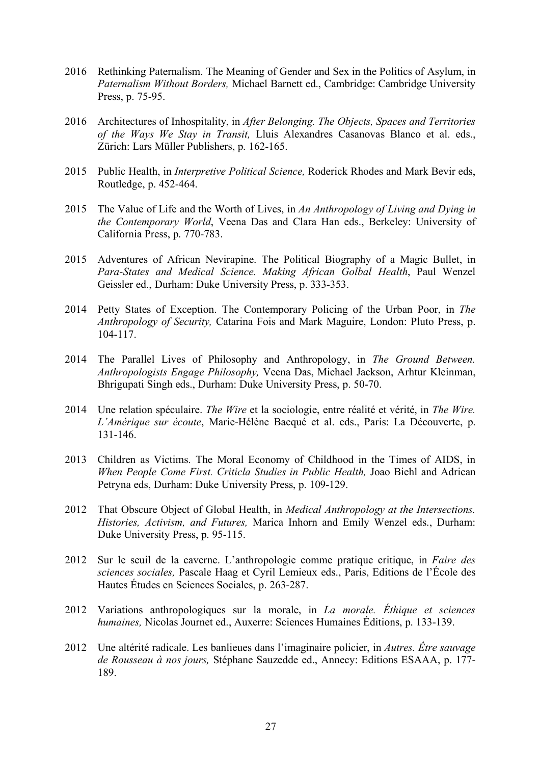2016 Rethinking Paternalism. The Meaning of Gender and Sex in the Politics of Asylum, in *Paternalism Without Borders,* Michael Barnett ed., Cambridge: Cambridge University Press, p. 75-95.

2016 Architectures of Inhospitality, in *After Belonging. The Objects, Spaces and Territories of the Ways We Stay in Transit,* Lluis Alexandres Casanovas Blanco et al. eds., Zürich: Lars Müller Publishers, p. 162-165.

2015 Public Health, in *Interpretive Political Science,* Roderick Rhodes and Mark Bevir eds, Routledge, p. 452-464.

2015 The Value of Life and the Worth of Lives, in *An Anthropology of Living and Dying in the Contemporary World*, Veena Das and Clara Han eds., Berkeley: University of California Press, p. 770-783.

2015 Adventures of African Nevirapine. The Political Biography of a Magic Bullet, in *Para-States and Medical Science. Making African Golbal Health*, Paul Wenzel Geissler ed., Durham: Duke University Press, p. 333-353.

2014 Petty States of Exception. The Contemporary Policing of the Urban Poor, in *The Anthropology of Security,* Catarina Fois and Mark Maguire, London: Pluto Press, p. 104-117.

2014 The Parallel Lives of Philosophy and Anthropology, in *The Ground Between. Anthropologists Engage Philosophy,* Veena Das, Michael Jackson, Arhtur Kleinman, Bhrigupati Singh eds., Durham: Duke University Press, p. 50-70.

2014 Une relation spéculaire. *The Wire* et la sociologie, entre réalité et vérité, in *The Wire. L'Amérique sur écoute*, Marie-Hélène Bacqué et al. eds., Paris: La Découverte, p. 131-146.

2013 Children as Victims. The Moral Economy of Childhood in the Times of AIDS, in *When People Come First. Criticla Studies in Public Health,* Joao Biehl and Adrican Petryna eds, Durham: Duke University Press, p. 109-129.

2012 That Obscure Object of Global Health, in *Medical Anthropology at the Intersections. Histories, Activism, and Futures,* Marica Inhorn and Emily Wenzel eds., Durham: Duke University Press, p. 95-115.

2012 Sur le seuil de la caverne. L'anthropologie comme pratique critique, in *Faire des sciences sociales,* Pascale Haag et Cyril Lemieux eds., Paris, Editions de l'École des Hautes Études en Sciences Sociales, p. 263-287.

2012 Variations anthropologiques sur la morale, in *La morale. Éthique et sciences humaines,* Nicolas Journet ed., Auxerre: Sciences Humaines Éditions, p. 133-139.

2012 Une altérité radicale. Les banlieues dans l'imaginaire policier, in *Autres. Être sauvage de Rousseau à nos jours,* Stéphane Sauzedde ed., Annecy: Editions ESAAA, p. 177-189.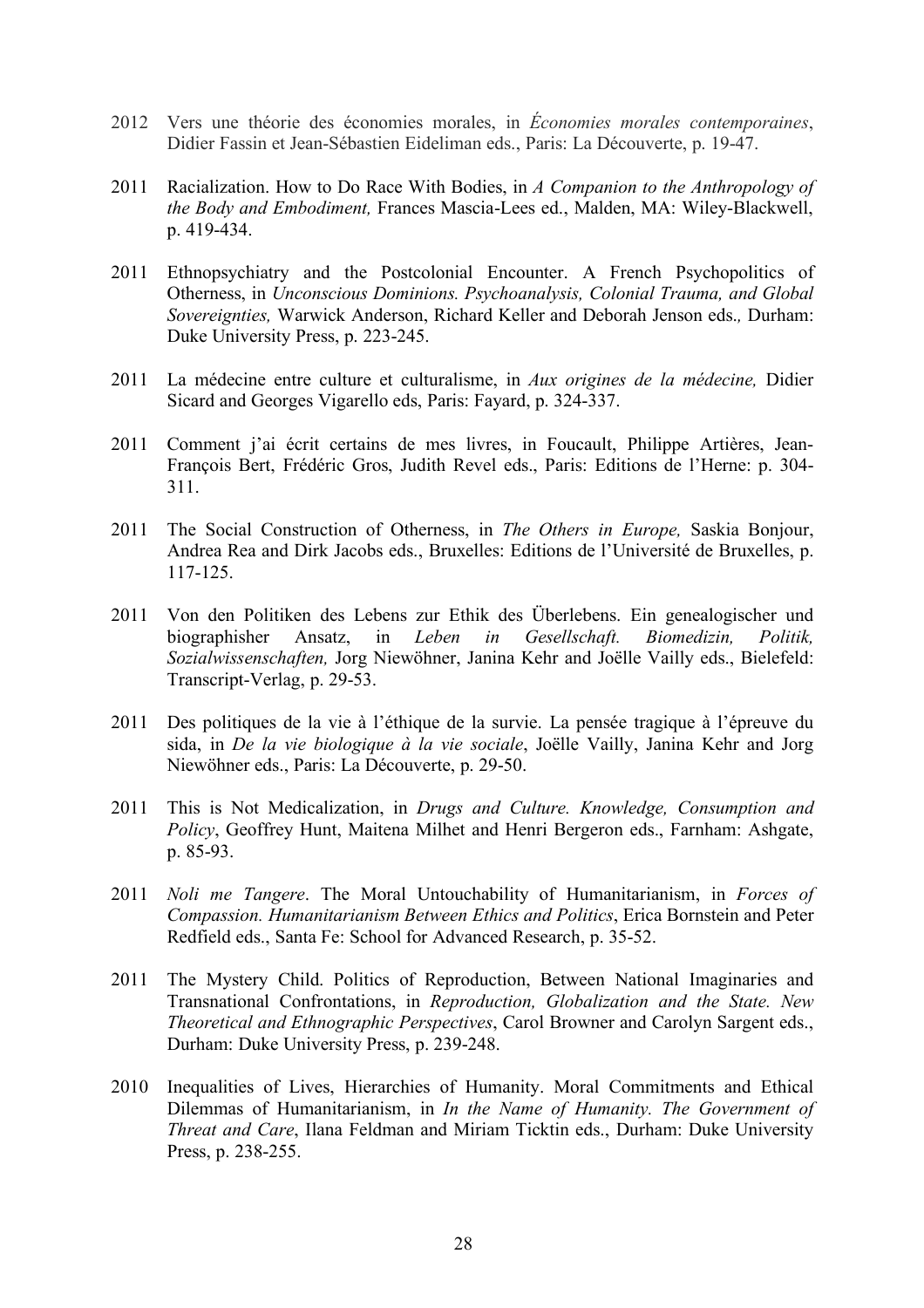2012 Vers une théorie des économies morales, in *Économies morales contemporaines*, Didier Fassin et Jean-Sébastien Eideliman eds., Paris: La Découverte, p. 19-47.

2011 Racialization. How to Do Race With Bodies, in *A Companion to the Anthropology of the Body and Embodiment,* Frances Mascia-Lees ed., Malden, MA: Wiley-Blackwell, p. 419-434.

2011 Ethnopsychiatry and the Postcolonial Encounter. A French Psychopolitics of Otherness, in *Unconscious Dominions. Psychoanalysis, Colonial Trauma, and Global Sovereignties,* Warwick Anderson, Richard Keller and Deborah Jenson eds., Durham: Duke University Press, p. 223-245.

2011 La médecine entre culture et culturalisme, in *Aux origines de la médecine,* Didier Sicard and Georges Vigarello eds, Paris: Fayard, p. 324-337.

2011 Comment j'ai écrit certains de mes livres, in Foucault, Philippe Artières, Jean-François Bert, Frédéric Gros, Judith Revel eds., Paris: Editions de l'Herne: p. 304-311.

2011 The Social Construction of Otherness, in *The Others in Europe,* Saskia Bonjour, Andrea Rea and Dirk Jacobs eds., Bruxelles: Editions de l'Université de Bruxelles, p. 117-125.

2011 Von den Politiken des Lebens zur Ethik des Überlebens. Ein genealogischer und biographisher Ansatz, in *Leben in Gesellschaft. Biomedizin, Politik, Sozialwissenschaften,* Jorg Niewöhner, Janina Kehr and Joëlle Vailly eds., Bielefeld: Transcript-Verlag, p. 29-53.

2011 Des politiques de la vie à l'éthique de la survie. La pensée tragique à l'épreuve du sida, in *De la vie biologique à la vie sociale*, Joëlle Vailly, Janina Kehr and Jorg Niewöhner eds., Paris: La Découverte, p. 29-50.

2011 This is Not Medicalization, in *Drugs and Culture. Knowledge, Consumption and Policy*, Geoffrey Hunt, Maitena Milhet and Henri Bergeron eds., Farnham: Ashgate, p. 85-93.

2011 *Noli me Tangere*. The Moral Untouchability of Humanitarianism, in *Forces of Compassion. Humanitarianism Between Ethics and Politics*, Erica Bornstein and Peter Redfield eds., Santa Fe: School for Advanced Research, p. 35-52.

2011 The Mystery Child. Politics of Reproduction, Between National Imaginaries and Transnational Confrontations, in *Reproduction, Globalization and the State. New Theoretical and Ethnographic Perspectives*, Carol Browner and Carolyn Sargent eds., Durham: Duke University Press, p. 239-248.

2010 Inequalities of Lives, Hierarchies of Humanity. Moral Commitments and Ethical Dilemmas of Humanitarianism, in *In the Name of Humanity. The Government of Threat and Care*, Ilana Feldman and Miriam Ticktin eds., Durham: Duke University Press, p. 238-255.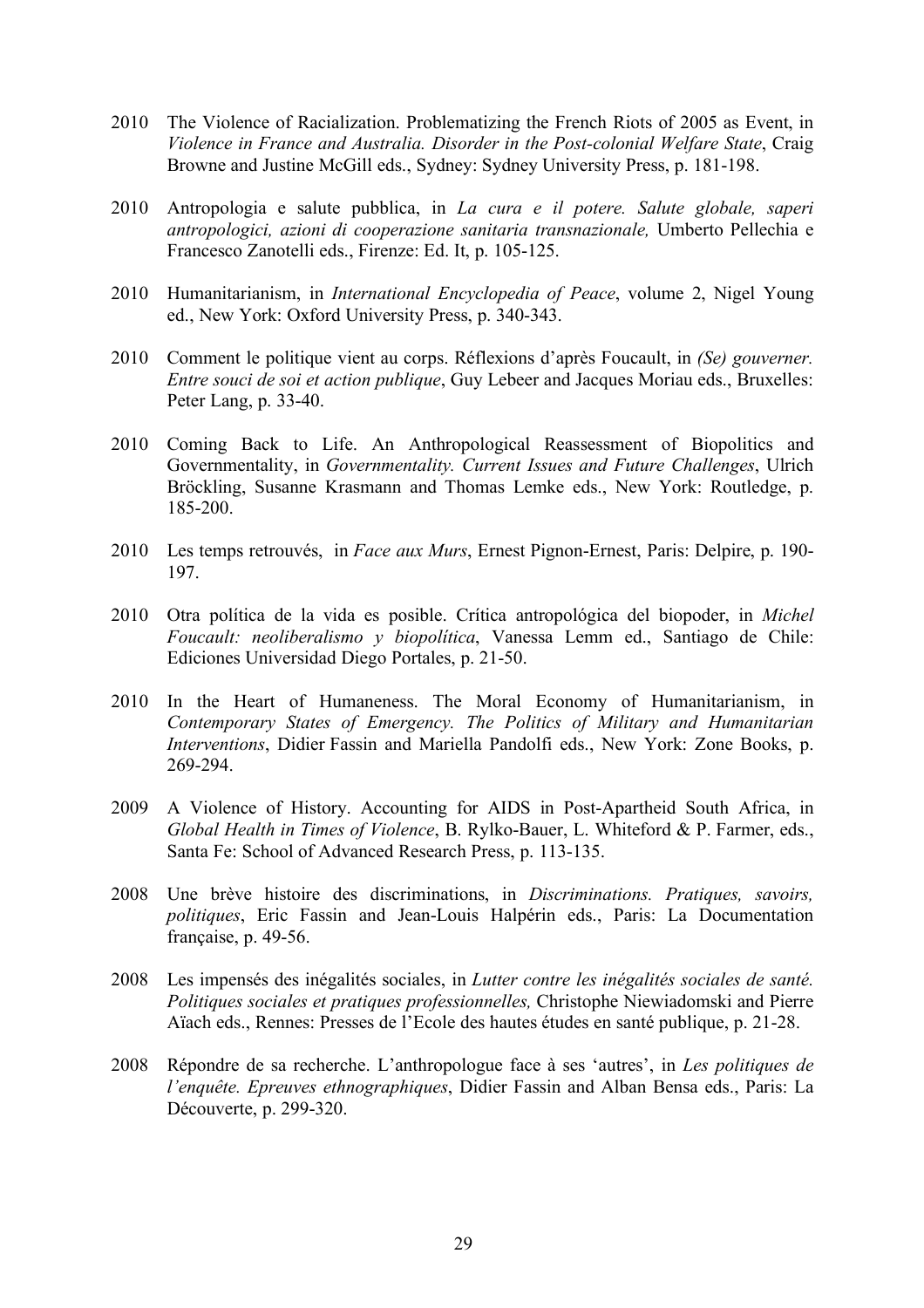2010 The Violence of Racialization. Problematizing the French Riots of 2005 as Event, in *Violence in France and Australia. Disorder in the Post-colonial Welfare State*, Craig Browne and Justine McGill eds., Sydney: Sydney University Press, p. 181-198.

2010 Antropologia e salute pubblica, in *La cura e il potere. Salute globale, saperi antropologici, azioni di cooperazione sanitaria transnazionale,* Umberto Pellechia e Francesco Zanotelli eds., Firenze: Ed. It, p. 105-125.

2010 Humanitarianism, in *International Encyclopedia of Peace*, volume 2, Nigel Young ed., New York: Oxford University Press, p. 340-343.

2010 Comment le politique vient au corps. Réflexions d'après Foucault, in *(Se) gouverner. Entre souci de soi et action publique*, Guy Lebeer and Jacques Moriau eds., Bruxelles: Peter Lang, p. 33-40.

2010 Coming Back to Life. An Anthropological Reassessment of Biopolitics and Governmentality, in *Governmentality. Current Issues and Future Challenges*, Ulrich Bröckling, Susanne Krasmann and Thomas Lemke eds., New York: Routledge, p. 185-200.

2010 Les temps retrouvés, in *Face aux Murs*, Ernest Pignon-Ernest, Paris: Delpire, p. 190-197.

2010 Otra política de la vida es posible. Crítica antropológica del biopoder, in *Michel Foucault: neoliberalismo y biopolítica*, Vanessa Lemm ed., Santiago de Chile: Ediciones Universidad Diego Portales, p. 21-50.

2010 In the Heart of Humaneness. The Moral Economy of Humanitarianism, in *Contemporary States of Emergency. The Politics of Military and Humanitarian Interventions*, Didier Fassin and Mariella Pandolfi eds., New York: Zone Books, p. 269-294.

2009 A Violence of History. Accounting for AIDS in Post-Apartheid South Africa, in *Global Health in Times of Violence*, B. Rylko-Bauer, L. Whiteford & P. Farmer, eds., Santa Fe: School of Advanced Research Press, p. 113-135.

2008 Une brève histoire des discriminations, in *Discriminations. Pratiques, savoirs, politiques*, Eric Fassin and Jean-Louis Halpérin eds., Paris: La Documentation française, p. 49-56.

2008 Les impensés des inégalités sociales, in *Lutter contre les inégalités sociales de santé. Politiques sociales et pratiques professionnelles,* Christophe Niewiadomski and Pierre Aïach eds., Rennes: Presses de l'Ecole des hautes études en santé publique, p. 21-28.

2008 Répondre de sa recherche. L'anthropologue face à ses 'autres', in *Les politiques de l'enquête. Epreuves ethnographiques*, Didier Fassin and Alban Bensa eds., Paris: La Découverte, p. 299-320.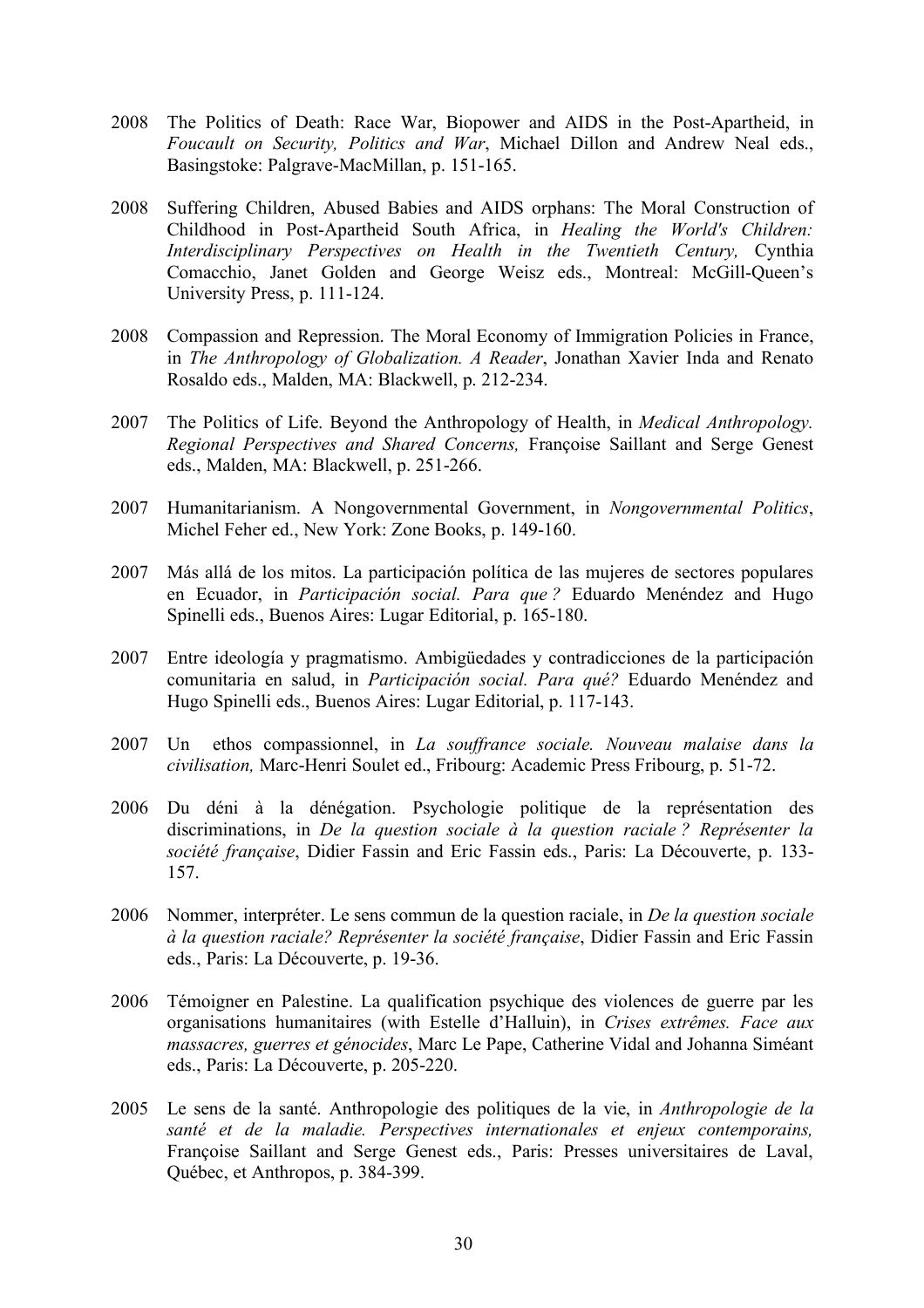2008 The Politics of Death: Race War, Biopower and AIDS in the Post-Apartheid, in *Foucault on Security, Politics and War*, Michael Dillon and Andrew Neal eds., Basingstoke: Palgrave-MacMillan, p. 151-165.

2008 Suffering Children, Abused Babies and AIDS orphans: The Moral Construction of Childhood in Post-Apartheid South Africa, in *Healing the World's Children: Interdisciplinary Perspectives on Health in the Twentieth Century,* Cynthia Comacchio, Janet Golden and George Weisz eds., Montreal: McGill-Queen's University Press, p. 111-124.

2008 Compassion and Repression. The Moral Economy of Immigration Policies in France, in *The Anthropology of Globalization. A Reader*, Jonathan Xavier Inda and Renato Rosaldo eds., Malden, MA: Blackwell, p. 212-234.

2007 The Politics of Life. Beyond the Anthropology of Health, in *Medical Anthropology. Regional Perspectives and Shared Concerns,* Françoise Saillant and Serge Genest eds., Malden, MA: Blackwell, p. 251-266.

2007 Humanitarianism. A Nongovernmental Government, in *Nongovernmental Politics*, Michel Feher ed., New York: Zone Books, p. 149-160.

2007 Más allá de los mitos. La participación política de las mujeres de sectores populares en Ecuador, in *Participación social. Para que ?* Eduardo Menéndez and Hugo Spinelli eds., Buenos Aires: Lugar Editorial, p. 165-180.

2007 Entre ideología y pragmatismo. Ambigüedades y contradicciones de la participación comunitaria en salud, in *Participación social. Para qué?* Eduardo Menéndez and Hugo Spinelli eds., Buenos Aires: Lugar Editorial, p. 117-143.

2007 Un ethos compassionnel, in *La souffrance sociale. Nouveau malaise dans la civilisation,* Marc-Henri Soulet ed., Fribourg: Academic Press Fribourg, p. 51-72.

2006 Du déni à la dénégation. Psychologie politique de la représentation des discriminations, in *De la question sociale à la question raciale ? Représenter la société française*, Didier Fassin and Eric Fassin eds., Paris: La Découverte, p. 133-157.

2006 Nommer, interpréter. Le sens commun de la question raciale, in *De la question sociale à la question raciale? Représenter la société française*, Didier Fassin and Eric Fassin eds., Paris: La Découverte, p. 19-36.

2006 Témoigner en Palestine. La qualification psychique des violences de guerre par les organisations humanitaires (with Estelle d'Halluin), in *Crises extrêmes. Face aux massacres, guerres et génocides*, Marc Le Pape, Catherine Vidal and Johanna Siméant eds., Paris: La Découverte, p. 205-220.

2005 Le sens de la santé. Anthropologie des politiques de la vie, in *Anthropologie de la santé et de la maladie. Perspectives internationales et enjeux contemporains,* Françoise Saillant and Serge Genest eds., Paris: Presses universitaires de Laval, Québec, et Anthropos, p. 384-399.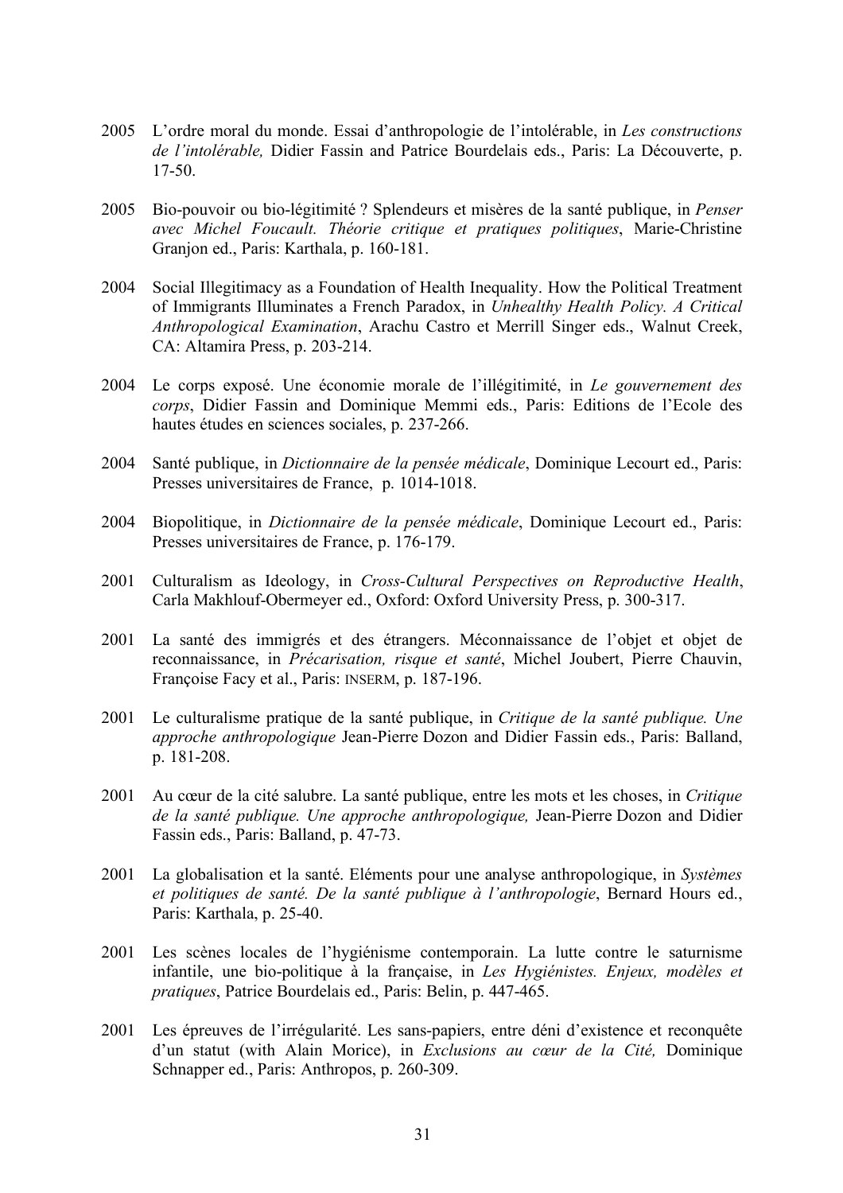2005 L'ordre moral du monde. Essai d'anthropologie de l'intolérable, in *Les constructions de l'intolérable,* Didier Fassin and Patrice Bourdelais eds., Paris: La Découverte, p. 17-50.

2005 Bio-pouvoir ou bio-légitimité ? Splendeurs et misères de la santé publique, in *Penser avec Michel Foucault. Théorie critique et pratiques politiques*, Marie-Christine Granjon ed., Paris: Karthala, p. 160-181.

2004 Social Illegitimacy as a Foundation of Health Inequality. How the Political Treatment of Immigrants Illuminates a French Paradox, in *Unhealthy Health Policy. A Critical Anthropological Examination*, Arachu Castro et Merrill Singer eds., Walnut Creek, CA: Altamira Press, p. 203-214.

2004 Le corps exposé. Une économie morale de l'illégitimité, in *Le gouvernement des corps*, Didier Fassin and Dominique Memmi eds., Paris: Editions de l'Ecole des hautes études en sciences sociales, p. 237-266.

2004 Santé publique, in *Dictionnaire de la pensée médicale*, Dominique Lecourt ed., Paris: Presses universitaires de France, p. 1014-1018.

2004 Biopolitique, in *Dictionnaire de la pensée médicale*, Dominique Lecourt ed., Paris: Presses universitaires de France, p. 176-179.

2001 Culturalism as Ideology, in *Cross-Cultural Perspectives on Reproductive Health*, Carla Makhlouf-Obermeyer ed., Oxford: Oxford University Press, p. 300-317.

2001 La santé des immigrés et des étrangers. Méconnaissance de l'objet et objet de reconnaissance, in *Précarisation, risque et santé*, Michel Joubert, Pierre Chauvin, Françoise Facy et al., Paris: INSERM, p. 187-196.

2001 Le culturalisme pratique de la santé publique, in *Critique de la santé publique. Une approche anthropologique* Jean-Pierre Dozon and Didier Fassin eds., Paris: Balland, p. 181-208.

2001 Au cœur de la cité salubre. La santé publique, entre les mots et les choses, in *Critique de la santé publique. Une approche anthropologique,* Jean-Pierre Dozon and Didier Fassin eds., Paris: Balland, p. 47-73.

2001 La globalisation et la santé. Eléments pour une analyse anthropologique, in *Systèmes et politiques de santé. De la santé publique à l'anthropologie*, Bernard Hours ed., Paris: Karthala, p. 25-40.

2001 Les scènes locales de l'hygiénisme contemporain. La lutte contre le saturnisme infantile, une bio-politique à la française, in *Les Hygiénistes. Enjeux, modèles et pratiques*, Patrice Bourdelais ed., Paris: Belin, p. 447-465.

2001 Les épreuves de l'irrégularité. Les sans-papiers, entre déni d'existence et reconquête d'un statut (with Alain Morice), in *Exclusions au cœur de la Cité,* Dominique Schnapper ed., Paris: Anthropos, p. 260-309.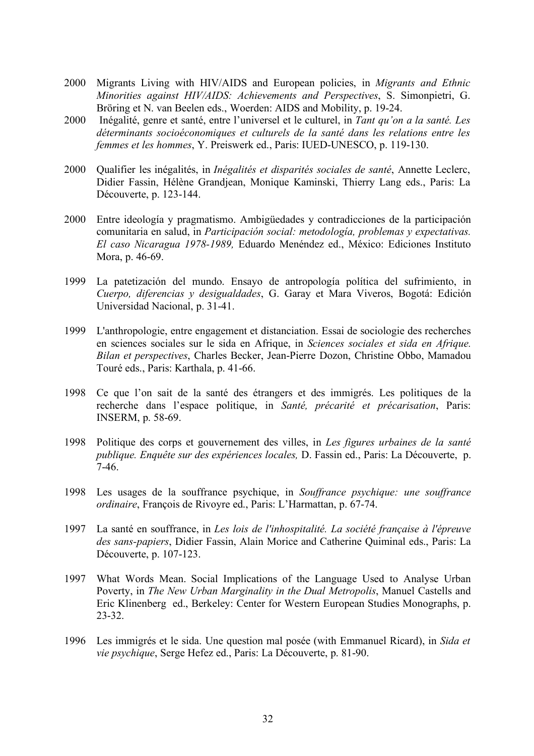2000 Migrants Living with HIV/AIDS and European policies, in *Migrants and Ethnic Minorities against HIV/AIDS: Achievements and Perspectives*, S. Simonpietri, G. Bröring et N. van Beelen eds., Woerden: AIDS and Mobility, p. 19-24.

2000 Inégalité, genre et santé, entre l'universel et le culturel, in *Tant qu'on a la santé. Les déterminants socioéconomiques et culturels de la santé dans les relations entre les femmes et les hommes*, Y. Preiswerk ed., Paris: IUED-UNESCO, p. 119-130.

2000 Qualifier les inégalités, in *Inégalités et disparités sociales de santé*, Annette Leclerc, Didier Fassin, Hélène Grandjean, Monique Kaminski, Thierry Lang eds., Paris: La Découverte, p. 123-144.

2000 Entre ideología y pragmatismo. Ambigüedades y contradicciones de la participación comunitaria en salud, in *Participación social: metodología, problemas y expectativas. El caso Nicaragua 1978-1989,* Eduardo Menéndez ed., México: Ediciones Instituto Mora, p. 46-69.

1999 La patetización del mundo. Ensayo de antropología política del sufrimiento, in *Cuerpo, diferencias y desigualdades*, G. Garay et Mara Viveros, Bogotá: Edición Universidad Nacional, p. 31-41.

1999 L'anthropologie, entre engagement et distanciation. Essai de sociologie des recherches en sciences sociales sur le sida en Afrique, in *Sciences sociales et sida en Afrique. Bilan et perspectives*, Charles Becker, Jean-Pierre Dozon, Christine Obbo, Mamadou Touré eds., Paris: Karthala, p. 41-66.

1998 Ce que l'on sait de la santé des étrangers et des immigrés. Les politiques de la recherche dans l'espace politique, in *Santé, précarité et précarisation*, Paris: INSERM, p. 58-69.

1998 Politique des corps et gouvernement des villes, in *Les figures urbaines de la santé publique. Enquête sur des expériences locales,* D. Fassin ed., Paris: La Découverte, p. 7-46.

1998 Les usages de la souffrance psychique, in *Souffrance psychique: une souffrance ordinaire*, François de Rivoyre ed., Paris: L'Harmattan, p. 67-74.

1997 La santé en souffrance, in *Les lois de l'inhospitalité. La société française à l'épreuve des sans-papiers*, Didier Fassin, Alain Morice and Catherine Quiminal eds., Paris: La Découverte, p. 107-123.

1997 What Words Mean. Social Implications of the Language Used to Analyse Urban Poverty, in *The New Urban Marginality in the Dual Metropolis*, Manuel Castells and Eric Klinenberg ed., Berkeley: Center for Western European Studies Monographs, p. 23-32.

1996 Les immigrés et le sida. Une question mal posée (with Emmanuel Ricard), in *Sida et vie psychique*, Serge Hefez ed., Paris: La Découverte, p. 81-90.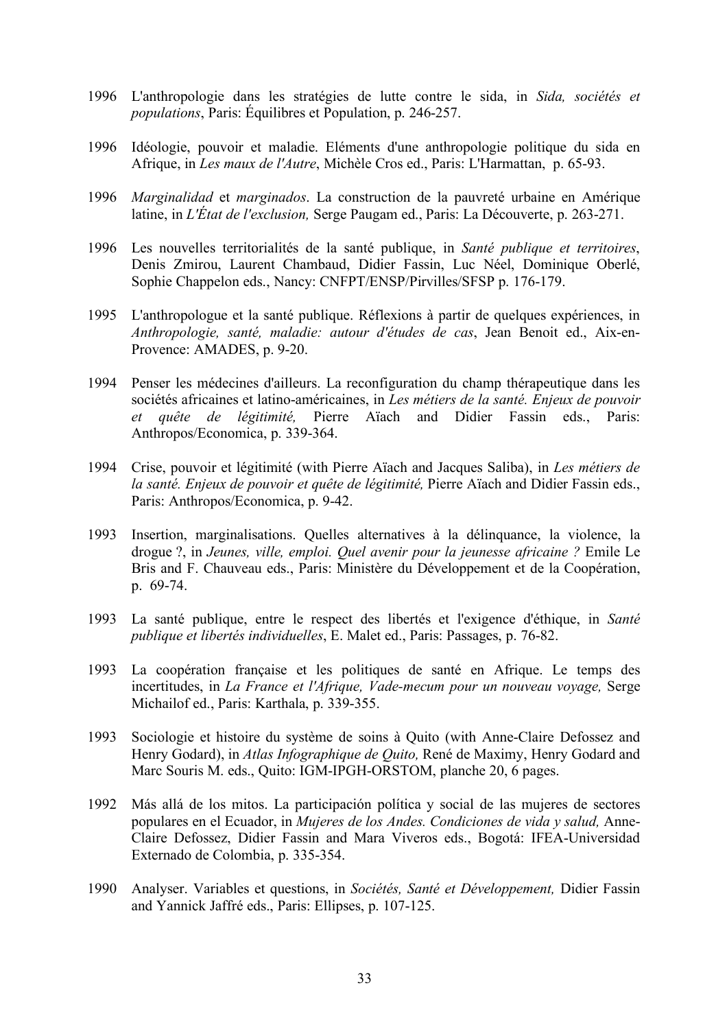1996 L'anthropologie dans les stratégies de lutte contre le sida, in *Sida, sociétés et populations*, Paris: Équilibres et Population, p. 246-257.

1996 Idéologie, pouvoir et maladie. Eléments d'une anthropologie politique du sida en Afrique, in *Les maux de l'Autre*, Michèle Cros ed., Paris: L'Harmattan, p. 65-93.

1996 *Marginalidad* et *marginados*. La construction de la pauvreté urbaine en Amérique latine, in *L'État de l'exclusion,* Serge Paugam ed., Paris: La Découverte, p. 263-271.

1996 Les nouvelles territorialités de la santé publique, in *Santé publique et territoires*, Denis Zmirou, Laurent Chambaud, Didier Fassin, Luc Néel, Dominique Oberlé, Sophie Chappelon eds., Nancy: CNFPT/ENSP/Pirvilles/SFSP p. 176-179.

1995 L'anthropologue et la santé publique. Réflexions à partir de quelques expériences, in *Anthropologie, santé, maladie: autour d'études de cas*, Jean Benoit ed., Aix-en-Provence: AMADES, p. 9-20.

1994 Penser les médecines d'ailleurs. La reconfiguration du champ thérapeutique dans les sociétés africaines et latino-américaines, in *Les métiers de la santé. Enjeux de pouvoir et quête de légitimité,* Pierre Aïach and Didier Fassin eds., Paris: Anthropos/Economica, p. 339-364.

1994 Crise, pouvoir et légitimité (with Pierre Aïach and Jacques Saliba), in *Les métiers de la santé. Enjeux de pouvoir et quête de légitimité,* Pierre Aïach and Didier Fassin eds., Paris: Anthropos/Economica, p. 9-42.

1993 Insertion, marginalisations. Quelles alternatives à la délinquance, la violence, la drogue ?, in *Jeunes, ville, emploi. Quel avenir pour la jeunesse africaine ?* Emile Le Bris and F. Chauveau eds., Paris: Ministère du Développement et de la Coopération, p. 69-74.

1993 La santé publique, entre le respect des libertés et l'exigence d'éthique, in *Santé publique et libertés individuelles*, E. Malet ed., Paris: Passages, p. 76-82.

1993 La coopération française et les politiques de santé en Afrique. Le temps des incertitudes, in *La France et l'Afrique, Vade-mecum pour un nouveau voyage,* Serge Michailof ed., Paris: Karthala, p. 339-355.

1993 Sociologie et histoire du système de soins à Quito (with Anne-Claire Defossez and Henry Godard), in *Atlas Infographique de Quito,* René de Maximy, Henry Godard and Marc Souris M. eds., Quito: IGM-IPGH-ORSTOM, planche 20, 6 pages.

1992 Más allá de los mitos. La participación política y social de las mujeres de sectores populares en el Ecuador, in *Mujeres de los Andes. Condiciones de vida y salud,* Anne-Claire Defossez, Didier Fassin and Mara Viveros eds., Bogotá: IFEA-Universidad Externado de Colombia, p. 335-354.

1990 Analyser. Variables et questions, in *Sociétés, Santé et Développement,* Didier Fassin and Yannick Jaffré eds., Paris: Ellipses, p. 107-125.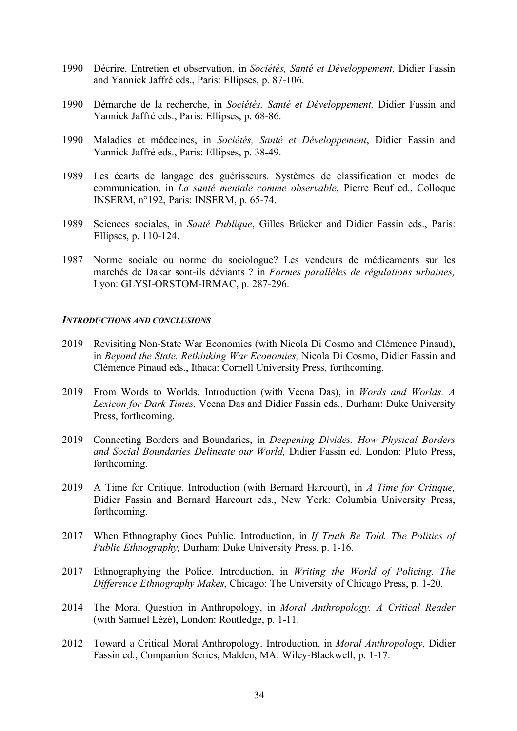1990 Décrire. Entretien et observation, in *Sociétés, Santé et Développement,* Didier Fassin and Yannick Jaffré eds., Paris: Ellipses, p. 87-106.

1990 Démarche de la recherche, in *Sociétés, Santé et Développement,* Didier Fassin and Yannick Jaffré eds., Paris: Ellipses, p. 68-86.

1990 Maladies et médecines, in *Sociétés, Santé et Développement*, Didier Fassin and Yannick Jaffré eds., Paris: Ellipses, p. 38-49.

1989 Les écarts de langage des guérisseurs. Systèmes de classification et modes de communication, in *La santé mentale comme observable*, Pierre Beuf ed., Colloque INSERM, n°192, Paris: INSERM, p. 65-74.

1989 Sciences sociales, in *Santé Publique*, Gilles Brücker and Didier Fassin eds., Paris: Ellipses, p. 110-124.

1987 Norme sociale ou norme du sociologue? Les vendeurs de médicaments sur les marchés de Dakar sont-ils déviants ? in *Formes parallèles de régulations urbaines,* Lyon: GLYSI-ORSTOM-IRMAC, p. 287-296.

### *INTRODUCTIONS AND CONCLUSIONS*

2019 Revisiting Non-State War Economies (with Nicola Di Cosmo and Clémence Pinaud), in *Beyond the State. Rethinking War Economies,* Nicola Di Cosmo, Didier Fassin and Clémence Pinaud eds., Ithaca: Cornell University Press, forthcoming.

2019 From Words to Worlds. Introduction (with Veena Das), in *Words and Worlds. A Lexicon for Dark Times,* Veena Das and Didier Fassin eds., Durham: Duke University Press, forthcoming.

2019 Connecting Borders and Boundaries, in *Deepening Divides. How Physical Borders and Social Boundaries Delineate our World,* Didier Fassin ed. London: Pluto Press, forthcoming.

2019 A Time for Critique. Introduction (with Bernard Harcourt), in *A Time for Critique,* Didier Fassin and Bernard Harcourt eds., New York: Columbia University Press, forthcoming.

2017 When Ethnography Goes Public. Introduction, in *If Truth Be Told. The Politics of Public Ethnography,* Durham: Duke University Press, p. 1-16.

2017 Ethnographying the Police. Introduction, in *Writing the World of Policing. The Difference Ethnography Makes*, Chicago: The University of Chicago Press, p. 1-20.

2014 The Moral Question in Anthropology, in *Moral Anthropology. A Critical Reader* (with Samuel Lézé), London: Routledge, p. 1-11.

2012 Toward a Critical Moral Anthropology. Introduction, in *Moral Anthropology,* Didier Fassin ed., Companion Series, Malden, MA: Wiley-Blackwell, p. 1-17.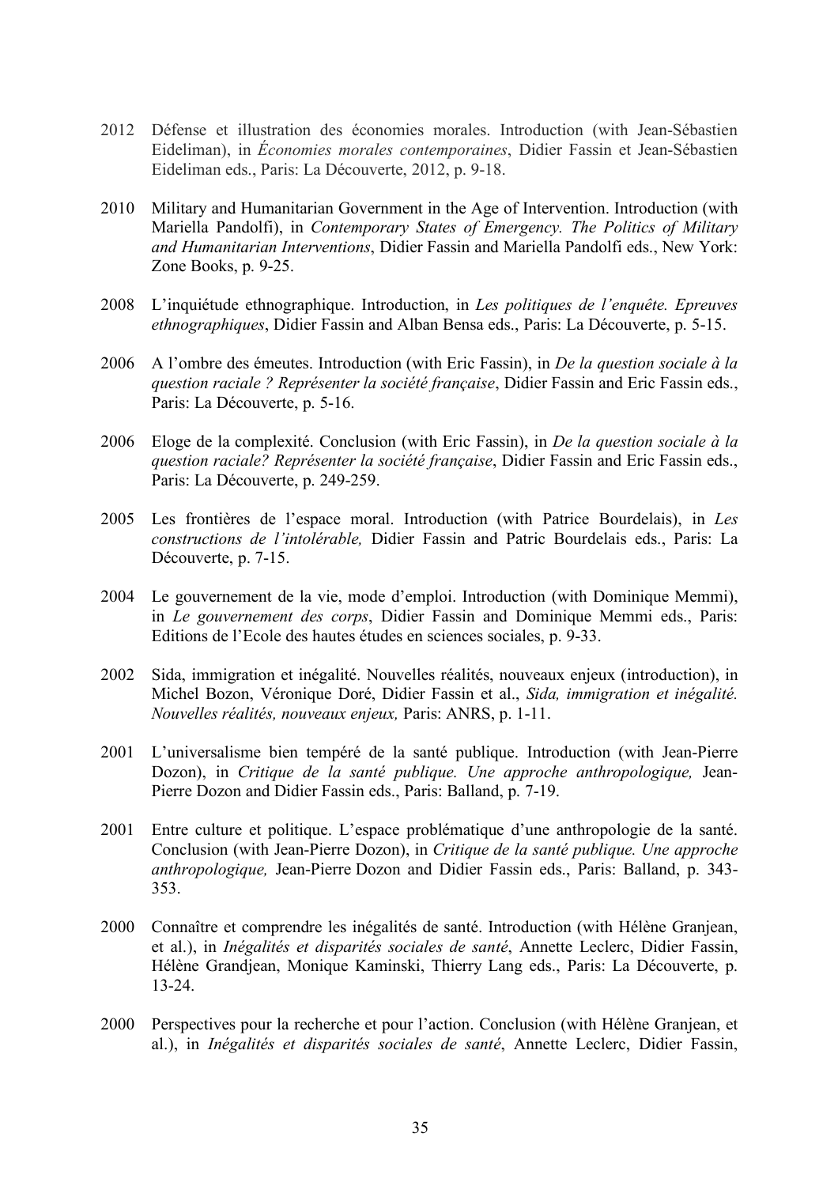2012 Défense et illustration des économies morales. Introduction (with Jean-Sébastien Eideliman), in *Économies morales contemporaines*, Didier Fassin et Jean-Sébastien Eideliman eds., Paris: La Découverte, 2012, p. 9-18.

2010 Military and Humanitarian Government in the Age of Intervention. Introduction (with Mariella Pandolfi), in *Contemporary States of Emergency. The Politics of Military and Humanitarian Interventions*, Didier Fassin and Mariella Pandolfi eds., New York: Zone Books, p. 9-25.

2008 L'inquiétude ethnographique. Introduction, in *Les politiques de l'enquête. Epreuves ethnographiques*, Didier Fassin and Alban Bensa eds., Paris: La Découverte, p. 5-15.

2006 A l'ombre des émeutes. Introduction (with Eric Fassin), in *De la question sociale à la question raciale ? Représenter la société française*, Didier Fassin and Eric Fassin eds., Paris: La Découverte, p. 5-16.

2006 Eloge de la complexité. Conclusion (with Eric Fassin), in *De la question sociale à la question raciale? Représenter la société française*, Didier Fassin and Eric Fassin eds., Paris: La Découverte, p. 249-259.

2005 Les frontières de l'espace moral. Introduction (with Patrice Bourdelais), in *Les constructions de l'intolérable,* Didier Fassin and Patric Bourdelais eds., Paris: La Découverte, p. 7-15.

2004 Le gouvernement de la vie, mode d'emploi. Introduction (with Dominique Memmi), in *Le gouvernement des corps*, Didier Fassin and Dominique Memmi eds., Paris: Editions de l'Ecole des hautes études en sciences sociales, p. 9-33.

2002 Sida, immigration et inégalité. Nouvelles réalités, nouveaux enjeux (introduction), in Michel Bozon, Véronique Doré, Didier Fassin et al., *Sida, immigration et inégalité. Nouvelles réalités, nouveaux enjeux,* Paris: ANRS, p. 1-11.

2001 L'universalisme bien tempéré de la santé publique. Introduction (with Jean-Pierre Dozon), in *Critique de la santé publique. Une approche anthropologique,* Jean-Pierre Dozon and Didier Fassin eds., Paris: Balland, p. 7-19.

2001 Entre culture et politique. L'espace problématique d'une anthropologie de la santé. Conclusion (with Jean-Pierre Dozon), in *Critique de la santé publique. Une approche anthropologique,* Jean-Pierre Dozon and Didier Fassin eds., Paris: Balland, p. 343-353.

2000 Connaître et comprendre les inégalités de santé. Introduction (with Hélène Granjean, et al.), in *Inégalités et disparités sociales de santé*, Annette Leclerc, Didier Fassin, Hélène Grandjean, Monique Kaminski, Thierry Lang eds., Paris: La Découverte, p. 13-24.

2000 Perspectives pour la recherche et pour l'action. Conclusion (with Hélène Granjean, et al.), in *Inégalités et disparités sociales de santé*, Annette Leclerc, Didier Fassin,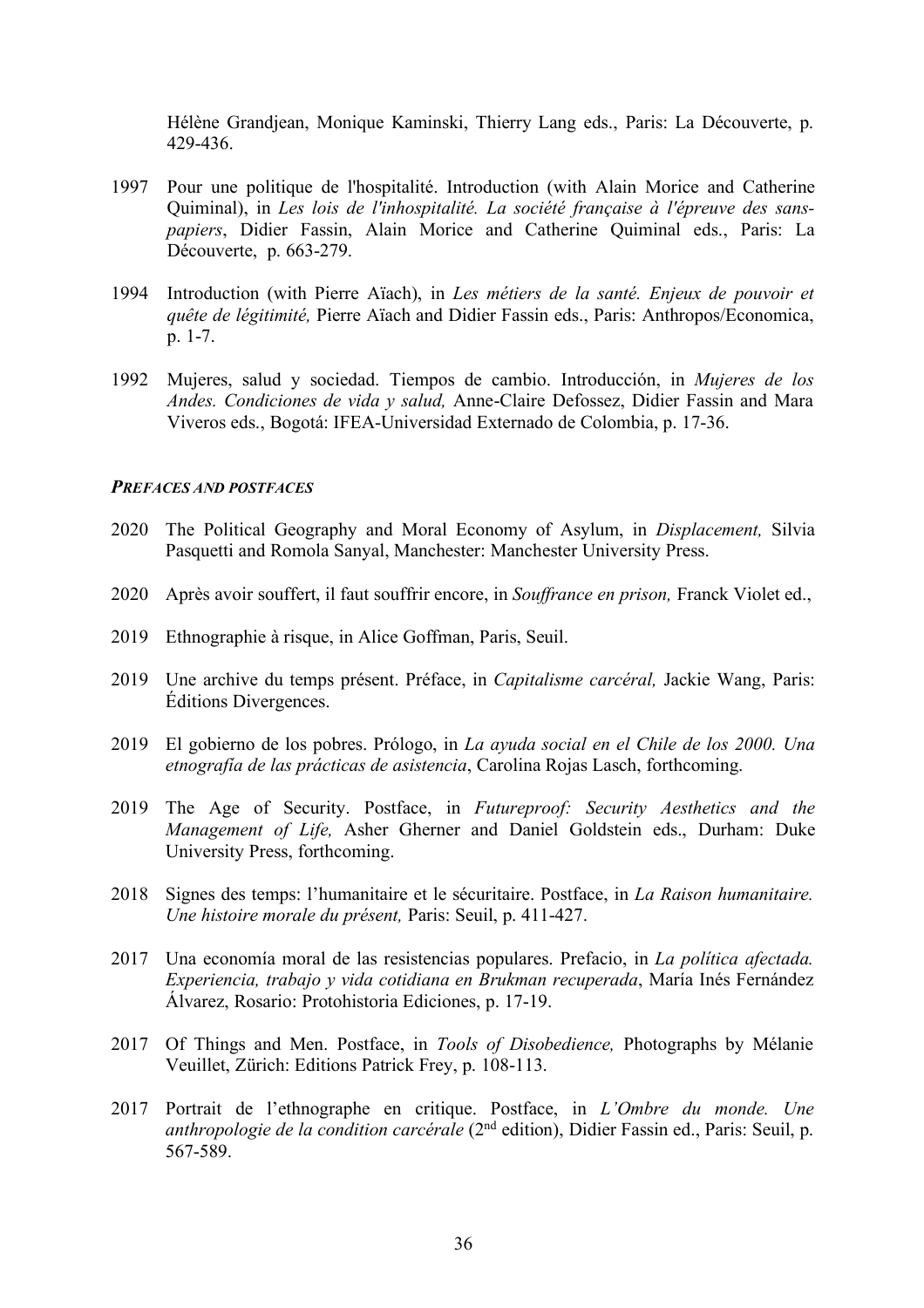Hélène Grandjean, Monique Kaminski, Thierry Lang eds., Paris: La Découverte, p. 429-436.

1997 Pour une politique de l'hospitalité. Introduction (with Alain Morice and Catherine Quiminal), in *Les lois de l'inhospitalité. La société française à l'épreuve des sans-papiers*, Didier Fassin, Alain Morice and Catherine Quiminal eds., Paris: La Découverte, p. 663-279.

1994 Introduction (with Pierre Aïach), in *Les métiers de la santé. Enjeux de pouvoir et quête de légitimité,* Pierre Aïach and Didier Fassin eds., Paris: Anthropos/Economica, p. 1-7.

1992 Mujeres, salud y sociedad. Tiempos de cambio. Introducción, in *Mujeres de los Andes. Condiciones de vida y salud,* Anne-Claire Defossez, Didier Fassin and Mara Viveros eds., Bogotá: IFEA-Universidad Externado de Colombia, p. 17-36.

### *PREFACES AND POSTFACES*

2020 The Political Geography and Moral Economy of Asylum, in *Displacement,* Silvia Pasquetti and Romola Sanyal, Manchester: Manchester University Press.

2020 Après avoir souffert, il faut souffrir encore, in *Souffrance en prison,* Franck Violet ed.,

2019 Ethnographie à risque, in Alice Goffman, Paris, Seuil.

2019 Une archive du temps présent. Préface, in *Capitalisme carcéral,* Jackie Wang, Paris: Éditions Divergences.

2019 El gobierno de los pobres. Prólogo, in *La ayuda social en el Chile de los 2000. Una etnografía de las prácticas de asistencia*, Carolina Rojas Lasch, forthcoming.

2019 The Age of Security. Postface, in *Futureproof: Security Aesthetics and the Management of Life,* Asher Gherner and Daniel Goldstein eds., Durham: Duke University Press, forthcoming.

2018 Signes des temps: l'humanitaire et le sécuritaire. Postface, in *La Raison humanitaire. Une histoire morale du présent,* Paris: Seuil, p. 411-427.

2017 Una economía moral de las resistencias populares. Prefacio, in *La política afectada. Experiencia, trabajo y vida cotidiana en Brukman recuperada*, María Inés Fernández Álvarez, Rosario: Protohistoria Ediciones, p. 17-19.

2017 Of Things and Men. Postface, in *Tools of Disobedience,* Photographs by Mélanie Veuillet, Zürich: Editions Patrick Frey, p. 108-113.

2017 Portrait de l'ethnographe en critique. Postface, in *L'Ombre du monde. Une anthropologie de la condition carcérale* (2nd edition), Didier Fassin ed., Paris: Seuil, p. 567-589.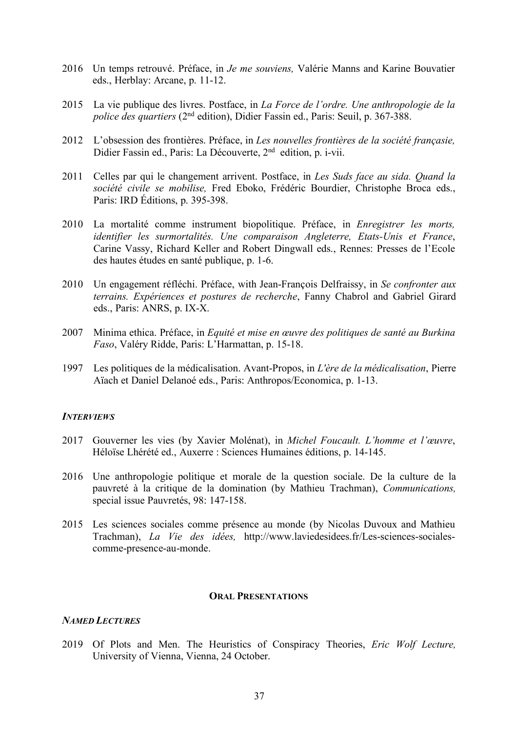2016 Un temps retrouvé. Préface, in *Je me souviens,* Valérie Manns and Karine Bouvatier eds., Herblay: Arcane, p. 11-12.

2015 La vie publique des livres. Postface, in *La Force de l'ordre. Une anthropologie de la police des quartiers* (2nd edition), Didier Fassin ed., Paris: Seuil, p. 367-388.

2012 L'obsession des frontières. Préface, in *Les nouvelles frontières de la société françasie,* Didier Fassin ed., Paris: La Découverte, 2nd edition, p. i-vii.

2011 Celles par qui le changement arrivent. Postface, in *Les Suds face au sida. Quand la société civile se mobilise,* Fred Eboko, Frédéric Bourdier, Christophe Broca eds., Paris: IRD Éditions, p. 395-398.

2010 La mortalité comme instrument biopolitique. Préface, in *Enregistrer les morts, identifier les surmortalités. Une comparaison Angleterre, Etats-Unis et France*, Carine Vassy, Richard Keller and Robert Dingwall eds., Rennes: Presses de l'Ecole des hautes études en santé publique, p. 1-6.

2010 Un engagement réfléchi. Préface, with Jean-François Delfraissy, in *Se confronter aux terrains. Expériences et postures de recherche*, Fanny Chabrol and Gabriel Girard eds., Paris: ANRS, p. IX-X.

2007 Minima ethica. Préface, in *Equité et mise en œuvre des politiques de santé au Burkina Faso*, Valéry Ridde, Paris: L'Harmattan, p. 15-18.

1997 Les politiques de la médicalisation. Avant-Propos, in *L'ère de la médicalisation*, Pierre Aïach et Daniel Delanoé eds., Paris: Anthropos/Economica, p. 1-13.

***INTERVIEWS***

2017 Gouverner les vies (by Xavier Molénat), in *Michel Foucault. L'homme et l'œuvre*, Héloïse Lhérété ed., Auxerre : Sciences Humaines éditions, p. 14-145.

2016 Une anthropologie politique et morale de la question sociale. De la culture de la pauvreté à la critique de la domination (by Mathieu Trachman), *Communications,* special issue Pauvretés, 98: 147-158.

2015 Les sciences sociales comme présence au monde (by Nicolas Duvoux and Mathieu Trachman), *La Vie des idées,* http://www.laviedesidees.fr/Les-sciences-sociales-comme-presence-au-monde.

## ORAL PRESENTATIONS

***NAMED LECTURES***

2019 Of Plots and Men. The Heuristics of Conspiracy Theories, *Eric Wolf Lecture,* University of Vienna, Vienna, 24 October.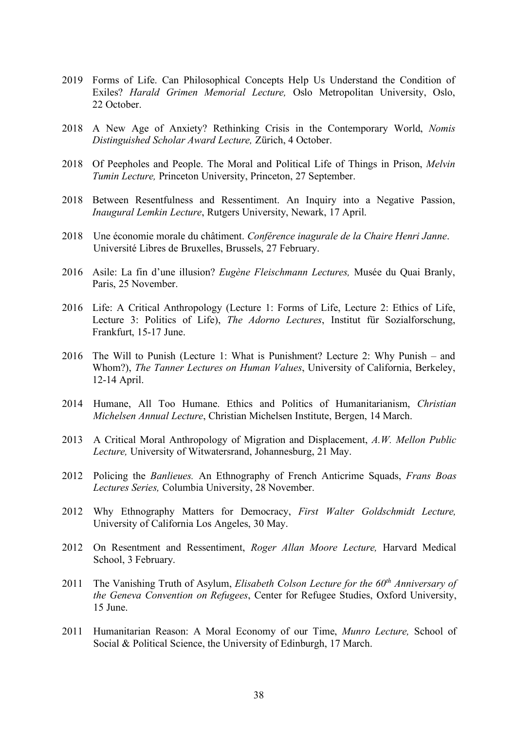2019 Forms of Life. Can Philosophical Concepts Help Us Understand the Condition of Exiles? *Harald Grimen Memorial Lecture,* Oslo Metropolitan University, Oslo, 22 October.

2018 A New Age of Anxiety? Rethinking Crisis in the Contemporary World, *Nomis Distinguished Scholar Award Lecture,* Zürich, 4 October.

2018 Of Peepholes and People. The Moral and Political Life of Things in Prison, *Melvin Tumin Lecture,* Princeton University, Princeton, 27 September.

2018 Between Resentfulness and Ressentiment. An Inquiry into a Negative Passion, *Inaugural Lemkin Lecture*, Rutgers University, Newark, 17 April.

2018 Une économie morale du châtiment. *Conférence inagurale de la Chaire Henri Janne*. Université Libres de Bruxelles, Brussels, 27 February.

2016 Asile: La fin d'une illusion? *Eugène Fleischmann Lectures,* Musée du Quai Branly, Paris, 25 November.

2016 Life: A Critical Anthropology (Lecture 1: Forms of Life, Lecture 2: Ethics of Life, Lecture 3: Politics of Life), *The Adorno Lectures*, Institut für Sozialforschung, Frankfurt, 15-17 June.

2016 The Will to Punish (Lecture 1: What is Punishment? Lecture 2: Why Punish – and Whom?), *The Tanner Lectures on Human Values*, University of California, Berkeley, 12-14 April.

2014 Humane, All Too Humane. Ethics and Politics of Humanitarianism, *Christian Michelsen Annual Lecture*, Christian Michelsen Institute, Bergen, 14 March.

2013 A Critical Moral Anthropology of Migration and Displacement, *A.W. Mellon Public Lecture,* University of Witwatersrand, Johannesburg, 21 May.

2012 Policing the *Banlieues.* An Ethnography of French Anticrime Squads, *Frans Boas Lectures Series,* Columbia University, 28 November.

2012 Why Ethnography Matters for Democracy, *First Walter Goldschmidt Lecture,* University of California Los Angeles, 30 May.

2012 On Resentment and Ressentiment, *Roger Allan Moore Lecture,* Harvard Medical School, 3 February.

2011 The Vanishing Truth of Asylum, *Elisabeth Colson Lecture for the 60th Anniversary of the Geneva Convention on Refugees*, Center for Refugee Studies, Oxford University, 15 June.

2011 Humanitarian Reason: A Moral Economy of our Time, *Munro Lecture,* School of Social & Political Science, the University of Edinburgh, 17 March.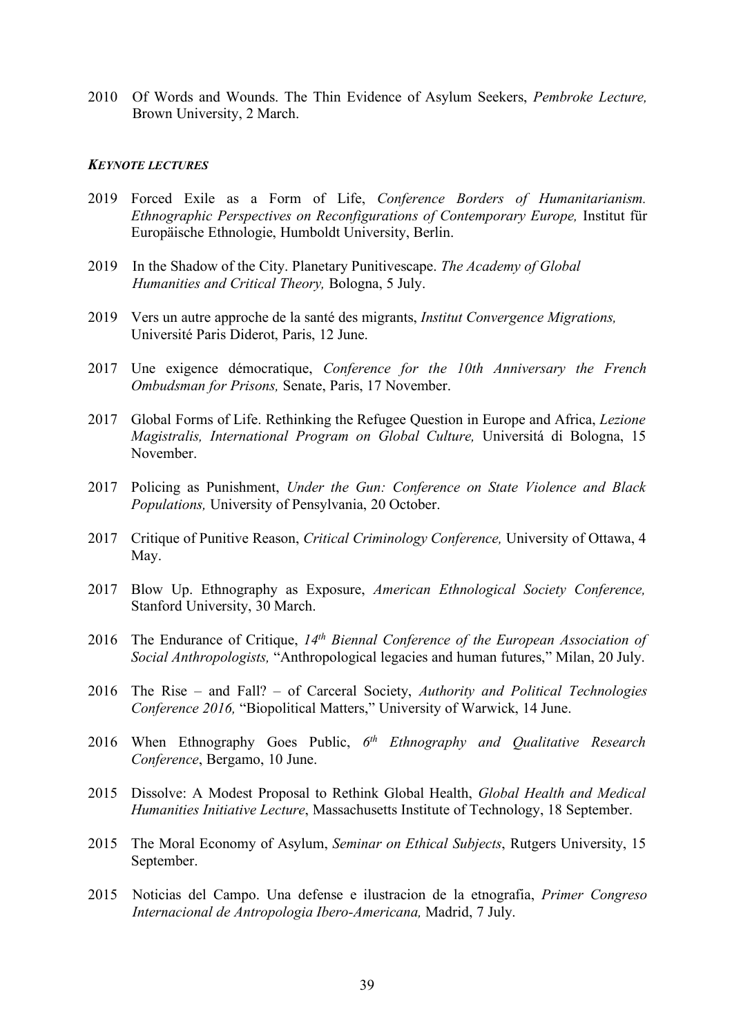2010 Of Words and Wounds. The Thin Evidence of Asylum Seekers, *Pembroke Lecture,* Brown University, 2 March.

### ***KEYNOTE LECTURES***

2019 Forced Exile as a Form of Life, *Conference Borders of Humanitarianism. Ethnographic Perspectives on Reconfigurations of Contemporary Europe,* Institut für Europäische Ethnologie, Humboldt University, Berlin.

2019 In the Shadow of the City. Planetary Punitivescape. *The Academy of Global Humanities and Critical Theory,* Bologna, 5 July.

2019 Vers un autre approche de la santé des migrants, *Institut Convergence Migrations,* Université Paris Diderot, Paris, 12 June.

2017 Une exigence démocratique, *Conference for the 10th Anniversary the French Ombudsman for Prisons,* Senate, Paris, 17 November.

2017 Global Forms of Life. Rethinking the Refugee Question in Europe and Africa, *Lezione Magistralis, International Program on Global Culture,* Universitá di Bologna, 15 November.

2017 Policing as Punishment, *Under the Gun: Conference on State Violence and Black Populations,* University of Pensylvania, 20 October.

2017 Critique of Punitive Reason, *Critical Criminology Conference,* University of Ottawa, 4 May.

2017 Blow Up. Ethnography as Exposure, *American Ethnological Society Conference,* Stanford University, 30 March.

2016 The Endurance of Critique, *14th Biennal Conference of the European Association of Social Anthropologists,* "Anthropological legacies and human futures," Milan, 20 July.

2016 The Rise – and Fall? – of Carceral Society, *Authority and Political Technologies Conference 2016,* "Biopolitical Matters," University of Warwick, 14 June.

2016 When Ethnography Goes Public, *6th Ethnography and Qualitative Research Conference*, Bergamo, 10 June.

2015 Dissolve: A Modest Proposal to Rethink Global Health, *Global Health and Medical Humanities Initiative Lecture*, Massachusetts Institute of Technology, 18 September.

2015 The Moral Economy of Asylum, *Seminar on Ethical Subjects*, Rutgers University, 15 September.

2015 Noticias del Campo. Una defense e ilustracion de la etnografia, *Primer Congreso Internacional de Antropologia Ibero-Americana,* Madrid, 7 July.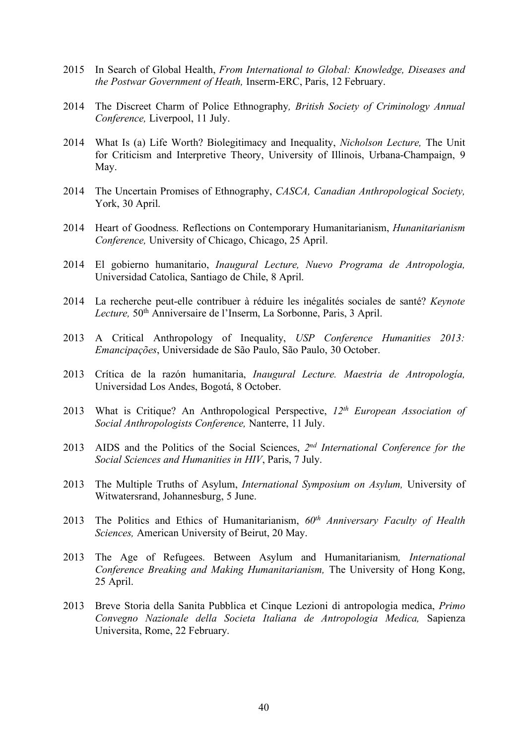2015 In Search of Global Health, *From International to Global: Knowledge, Diseases and the Postwar Government of Heath,* Inserm-ERC, Paris, 12 February.

2014 The Discreet Charm of Police Ethnography*, British Society of Criminology Annual Conference,* Liverpool, 11 July.

2014 What Is (a) Life Worth? Biolegitimacy and Inequality, *Nicholson Lecture,* The Unit for Criticism and Interpretive Theory, University of Illinois, Urbana-Champaign, 9 May.

2014 The Uncertain Promises of Ethnography, *CASCA, Canadian Anthropological Society,* York, 30 April.

2014 Heart of Goodness. Reflections on Contemporary Humanitarianism, *Hunanitarianism Conference,* University of Chicago, Chicago, 25 April.

2014 El gobierno humanitario, *Inaugural Lecture, Nuevo Programa de Antropologia,* Universidad Catolica, Santiago de Chile, 8 April.

2014 La recherche peut-elle contribuer à réduire les inégalités sociales de santé? *Keynote Lecture,* 50th Anniversaire de l'Inserm, La Sorbonne, Paris, 3 April.

2013 A Critical Anthropology of Inequality, *USP Conference Humanities 2013: Emancipações*, Universidade de São Paulo, São Paulo, 30 October.

2013 Crítica de la razón humanitaria, *Inaugural Lecture. Maestria de Antropología,* Universidad Los Andes, Bogotá, 8 October.

2013 What is Critique? An Anthropological Perspective, *12th European Association of Social Anthropologists Conference,* Nanterre, 11 July.

2013 AIDS and the Politics of the Social Sciences, *2nd International Conference for the Social Sciences and Humanities in HIV*, Paris, 7 July.

2013 The Multiple Truths of Asylum, *International Symposium on Asylum,* University of Witwatersrand, Johannesburg, 5 June.

2013 The Politics and Ethics of Humanitarianism, *60th Anniversary Faculty of Health Sciences,* American University of Beirut, 20 May.

2013 The Age of Refugees. Between Asylum and Humanitarianism*, International Conference Breaking and Making Humanitarianism,* The University of Hong Kong, 25 April.

2013 Breve Storia della Sanita Pubblica et Cinque Lezioni di antropologia medica, *Primo Convegno Nazionale della Societa Italiana de Antropologia Medica,* Sapienza Universita, Rome, 22 February.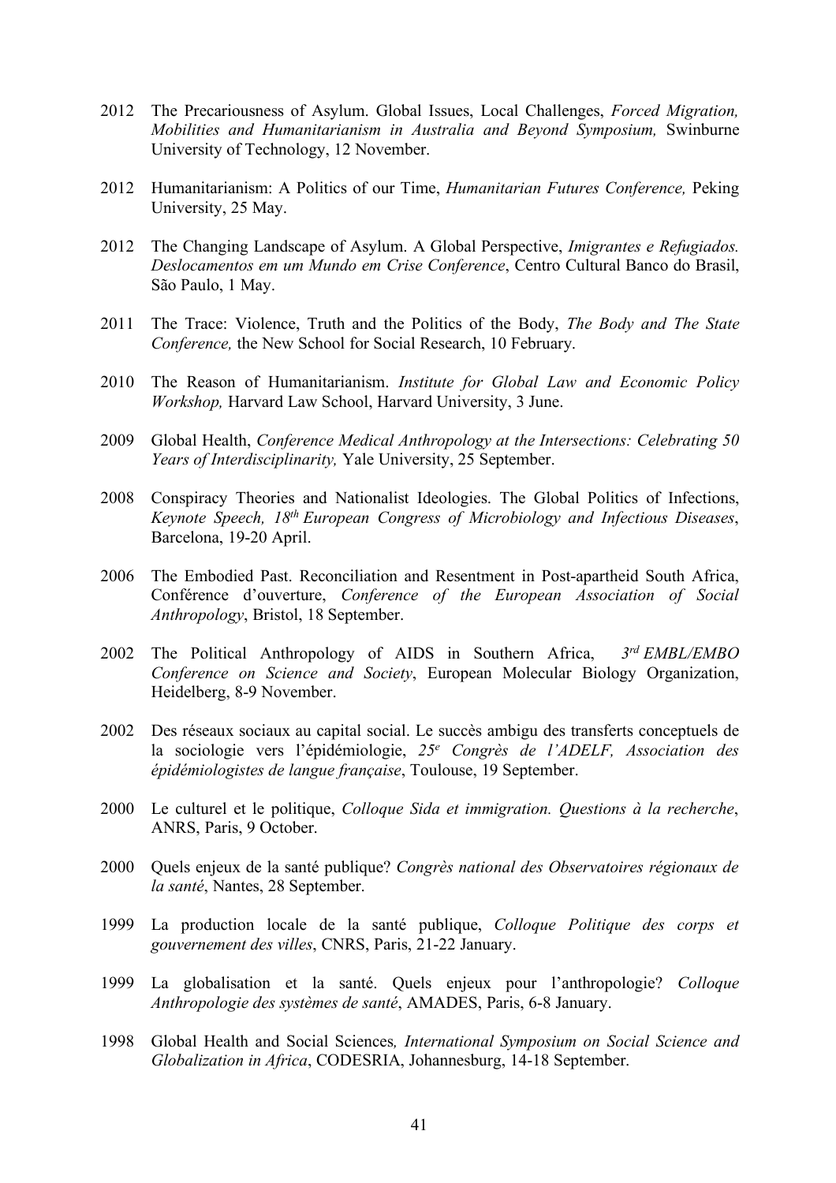2012 The Precariousness of Asylum. Global Issues, Local Challenges, *Forced Migration, Mobilities and Humanitarianism in Australia and Beyond Symposium,* Swinburne University of Technology, 12 November.

2012 Humanitarianism: A Politics of our Time, *Humanitarian Futures Conference,* Peking University, 25 May.

2012 The Changing Landscape of Asylum. A Global Perspective, *Imigrantes e Refugiados. Deslocamentos em um Mundo em Crise Conference*, Centro Cultural Banco do Brasil, São Paulo, 1 May.

2011 The Trace: Violence, Truth and the Politics of the Body, *The Body and The State Conference,* the New School for Social Research, 10 February.

2010 The Reason of Humanitarianism. *Institute for Global Law and Economic Policy Workshop,* Harvard Law School, Harvard University, 3 June.

2009 Global Health, *Conference Medical Anthropology at the Intersections: Celebrating 50 Years of Interdisciplinarity,* Yale University, 25 September.

2008 Conspiracy Theories and Nationalist Ideologies. The Global Politics of Infections, *Keynote Speech, 18th European Congress of Microbiology and Infectious Diseases*, Barcelona, 19-20 April.

2006 The Embodied Past. Reconciliation and Resentment in Post-apartheid South Africa, Conférence d'ouverture, *Conference of the European Association of Social Anthropology*, Bristol, 18 September.

2002 The Political Anthropology of AIDS in Southern Africa, *3rd EMBL/EMBO Conference on Science and Society*, European Molecular Biology Organization, Heidelberg, 8-9 November.

2002 Des réseaux sociaux au capital social. Le succès ambigu des transferts conceptuels de la sociologie vers l'épidémiologie, *25e Congrès de l'ADELF, Association des épidémiologistes de langue française*, Toulouse, 19 September.

2000 Le culturel et le politique, *Colloque Sida et immigration. Questions à la recherche*, ANRS, Paris, 9 October.

2000 Quels enjeux de la santé publique? *Congrès national des Observatoires régionaux de la santé*, Nantes, 28 September.

1999 La production locale de la santé publique, *Colloque Politique des corps et gouvernement des villes*, CNRS, Paris, 21-22 January.

1999 La globalisation et la santé. Quels enjeux pour l'anthropologie? *Colloque Anthropologie des systèmes de santé*, AMADES, Paris, 6-8 January.

1998 Global Health and Social Sciences*, International Symposium on Social Science and Globalization in Africa*, CODESRIA, Johannesburg, 14-18 September.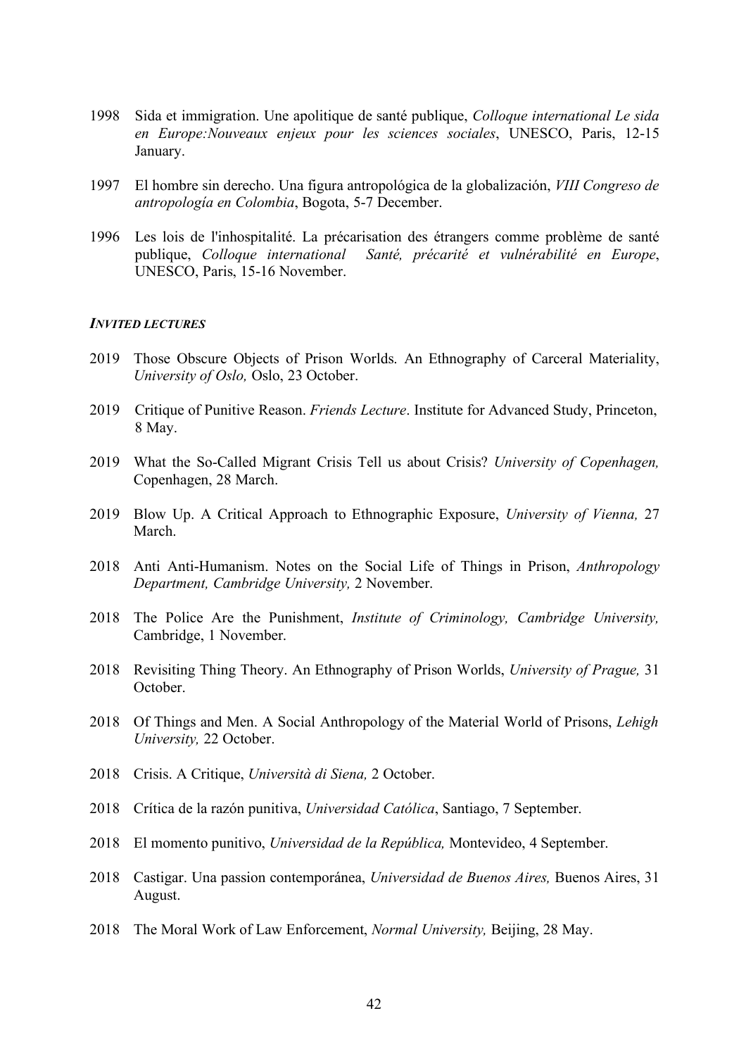1998 Sida et immigration. Une apolitique de santé publique, *Colloque international Le sida en Europe:Nouveaux enjeux pour les sciences sociales*, UNESCO, Paris, 12-15 January.

1997 El hombre sin derecho. Una figura antropológica de la globalización, *VIII Congreso de antropología en Colombia*, Bogota, 5-7 December.

1996 Les lois de l'inhospitalité. La précarisation des étrangers comme problème de santé publique, *Colloque international Santé, précarité et vulnérabilité en Europe*, UNESCO, Paris, 15-16 November.

***INVITED LECTURES***

2019 Those Obscure Objects of Prison Worlds. An Ethnography of Carceral Materiality, *University of Oslo,* Oslo, 23 October.

2019 Critique of Punitive Reason. *Friends Lecture*. Institute for Advanced Study, Princeton, 8 May.

2019 What the So-Called Migrant Crisis Tell us about Crisis? *University of Copenhagen,* Copenhagen, 28 March.

2019 Blow Up. A Critical Approach to Ethnographic Exposure, *University of Vienna,* 27 March.

2018 Anti Anti-Humanism. Notes on the Social Life of Things in Prison, *Anthropology Department, Cambridge University,* 2 November.

2018 The Police Are the Punishment, *Institute of Criminology, Cambridge University,* Cambridge, 1 November.

2018 Revisiting Thing Theory. An Ethnography of Prison Worlds, *University of Prague,* 31 October.

2018 Of Things and Men. A Social Anthropology of the Material World of Prisons, *Lehigh University,* 22 October.

2018 Crisis. A Critique, *Università di Siena,* 2 October.

2018 Crítica de la razón punitiva, *Universidad Católica*, Santiago, 7 September.

2018 El momento punitivo, *Universidad de la República,* Montevideo, 4 September.

2018 Castigar. Una passion contemporánea, *Universidad de Buenos Aires,* Buenos Aires, 31 August.

2018 The Moral Work of Law Enforcement, *Normal University,* Beijing, 28 May.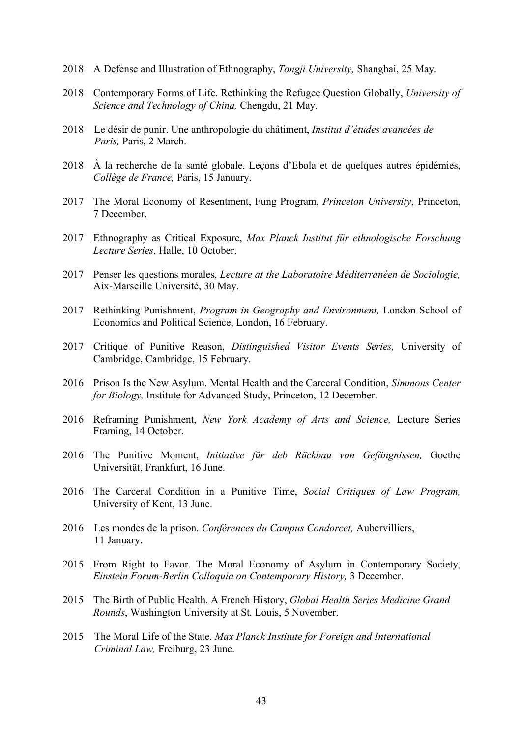2018 A Defense and Illustration of Ethnography, *Tongji University,* Shanghai, 25 May.

2018 Contemporary Forms of Life. Rethinking the Refugee Question Globally, *University of Science and Technology of China,* Chengdu, 21 May.

2018 Le désir de punir. Une anthropologie du châtiment, *Institut d'études avancées de Paris,* Paris, 2 March.

2018 À la recherche de la santé globale. Leçons d'Ebola et de quelques autres épidémies, *Collège de France,* Paris, 15 January.

2017 The Moral Economy of Resentment, Fung Program, *Princeton University*, Princeton, 7 December.

2017 Ethnography as Critical Exposure, *Max Planck Institut für ethnologische Forschung Lecture Series*, Halle, 10 October.

2017 Penser les questions morales, *Lecture at the Laboratoire Méditerranéen de Sociologie,* Aix-Marseille Université, 30 May.

2017 Rethinking Punishment, *Program in Geography and Environment,* London School of Economics and Political Science, London, 16 February.

2017 Critique of Punitive Reason, *Distinguished Visitor Events Series,* University of Cambridge, Cambridge, 15 February.

2016 Prison Is the New Asylum. Mental Health and the Carceral Condition, *Simmons Center for Biology,* Institute for Advanced Study, Princeton, 12 December.

2016 Reframing Punishment, *New York Academy of Arts and Science,* Lecture Series Framing, 14 October.

2016 The Punitive Moment, *Initiative für deb Rückbau von Gefängnissen,* Goethe Universität, Frankfurt, 16 June.

2016 The Carceral Condition in a Punitive Time, *Social Critiques of Law Program,* University of Kent, 13 June.

2016 Les mondes de la prison. *Conférences du Campus Condorcet,* Aubervilliers, 11 January.

2015 From Right to Favor. The Moral Economy of Asylum in Contemporary Society, *Einstein Forum-Berlin Colloquia on Contemporary History,* 3 December.

2015 The Birth of Public Health. A French History, *Global Health Series Medicine Grand Rounds*, Washington University at St. Louis, 5 November.

2015 The Moral Life of the State. *Max Planck Institute for Foreign and International Criminal Law,* Freiburg, 23 June.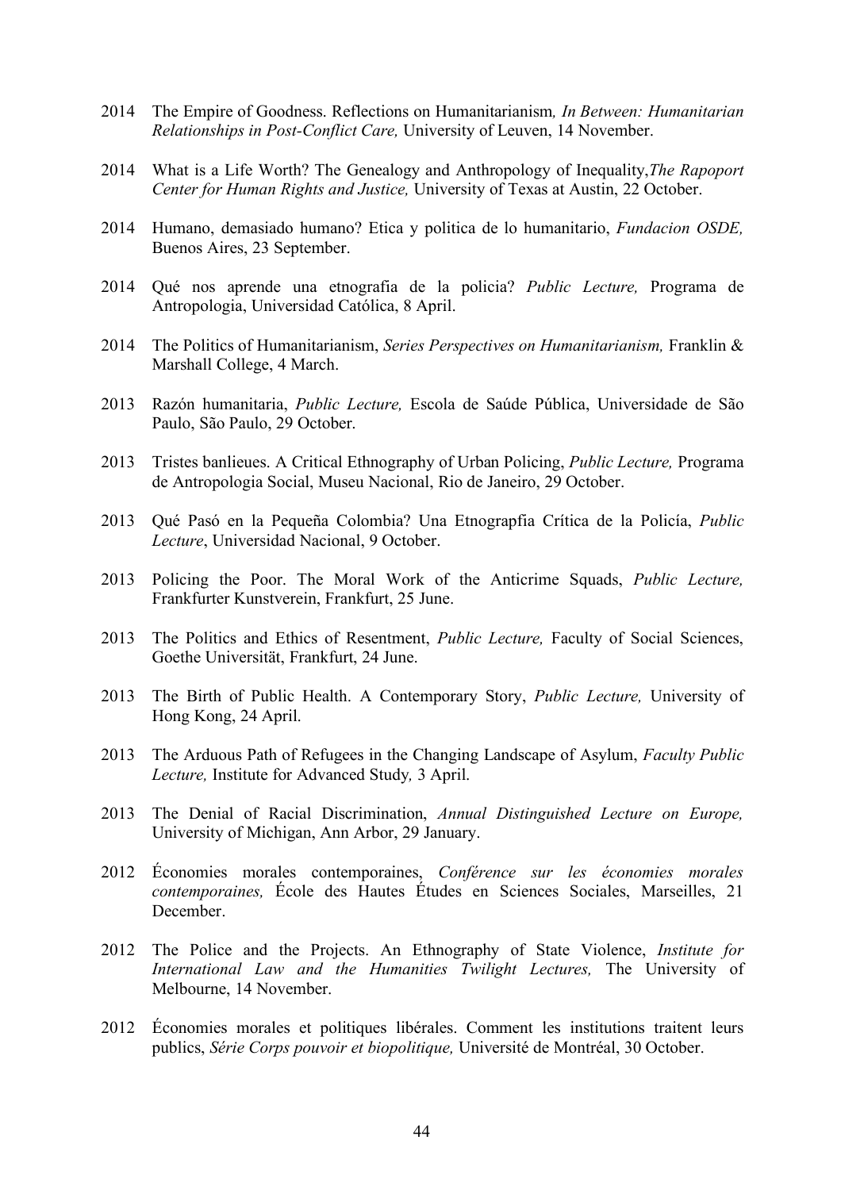2014 The Empire of Goodness. Reflections on Humanitarianism*, In Between: Humanitarian Relationships in Post-Conflict Care,* University of Leuven, 14 November.

2014 What is a Life Worth? The Genealogy and Anthropology of Inequality,*The Rapoport Center for Human Rights and Justice,* University of Texas at Austin, 22 October.

2014 Humano, demasiado humano? Etica y politica de lo humanitario, *Fundacion OSDE,* Buenos Aires, 23 September.

2014 Qué nos aprende una etnografia de la policia? *Public Lecture,* Programa de Antropologia, Universidad Católica, 8 April.

2014 The Politics of Humanitarianism, *Series Perspectives on Humanitarianism,* Franklin & Marshall College, 4 March.

2013 Razón humanitaria, *Public Lecture,* Escola de Saúde Pública, Universidade de São Paulo, São Paulo, 29 October.

2013 Tristes banlieues. A Critical Ethnography of Urban Policing, *Public Lecture,* Programa de Antropologia Social, Museu Nacional, Rio de Janeiro, 29 October.

2013 Qué Pasó en la Pequeña Colombia? Una Etnograpfia Crítica de la Policía, *Public Lecture*, Universidad Nacional, 9 October.

2013 Policing the Poor. The Moral Work of the Anticrime Squads, *Public Lecture,* Frankfurter Kunstverein, Frankfurt, 25 June.

2013 The Politics and Ethics of Resentment, *Public Lecture,* Faculty of Social Sciences, Goethe Universität, Frankfurt, 24 June.

2013 The Birth of Public Health. A Contemporary Story, *Public Lecture,* University of Hong Kong, 24 April.

2013 The Arduous Path of Refugees in the Changing Landscape of Asylum, *Faculty Public Lecture,* Institute for Advanced Study*,* 3 April.

2013 The Denial of Racial Discrimination, *Annual Distinguished Lecture on Europe,* University of Michigan, Ann Arbor, 29 January.

2012 Économies morales contemporaines, *Conférence sur les économies morales contemporaines,* École des Hautes Études en Sciences Sociales, Marseilles, 21 December.

2012 The Police and the Projects. An Ethnography of State Violence, *Institute for International Law and the Humanities Twilight Lectures,* The University of Melbourne, 14 November.

2012 Économies morales et politiques libérales. Comment les institutions traitent leurs publics, *Série Corps pouvoir et biopolitique,* Université de Montréal, 30 October.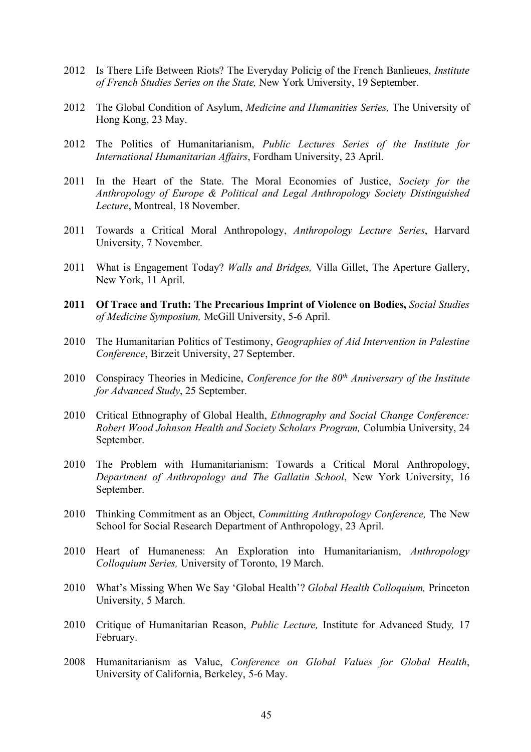2012 Is There Life Between Riots? The Everyday Policig of the French Banlieues, *Institute of French Studies Series on the State,* New York University, 19 September.

2012 The Global Condition of Asylum, *Medicine and Humanities Series,* The University of Hong Kong, 23 May.

2012 The Politics of Humanitarianism, *Public Lectures Series of the Institute for International Humanitarian Affairs*, Fordham University, 23 April.

2011 In the Heart of the State. The Moral Economies of Justice, *Society for the Anthropology of Europe & Political and Legal Anthropology Society Distinguished Lecture*, Montreal, 18 November.

2011 Towards a Critical Moral Anthropology, *Anthropology Lecture Series*, Harvard University, 7 November.

2011 What is Engagement Today? *Walls and Bridges,* Villa Gillet, The Aperture Gallery, New York, 11 April.

**2011 Of Trace and Truth: The Precarious Imprint of Violence on Bodies,** *Social Studies of Medicine Symposium,* McGill University, 5-6 April.

2010 The Humanitarian Politics of Testimony, *Geographies of Aid Intervention in Palestine Conference*, Birzeit University, 27 September.

2010 Conspiracy Theories in Medicine, *Conference for the 80th Anniversary of the Institute for Advanced Study*, 25 September.

2010 Critical Ethnography of Global Health, *Ethnography and Social Change Conference: Robert Wood Johnson Health and Society Scholars Program,* Columbia University, 24 September.

2010 The Problem with Humanitarianism: Towards a Critical Moral Anthropology, *Department of Anthropology and The Gallatin School*, New York University, 16 September.

2010 Thinking Commitment as an Object, *Committing Anthropology Conference,* The New School for Social Research Department of Anthropology, 23 April.

2010 Heart of Humaneness: An Exploration into Humanitarianism, *Anthropology Colloquium Series,* University of Toronto, 19 March.

2010 What's Missing When We Say 'Global Health'? *Global Health Colloquium,* Princeton University, 5 March.

2010 Critique of Humanitarian Reason, *Public Lecture,* Institute for Advanced Study*,* 17 February.

2008 Humanitarianism as Value, *Conference on Global Values for Global Health*, University of California, Berkeley, 5-6 May.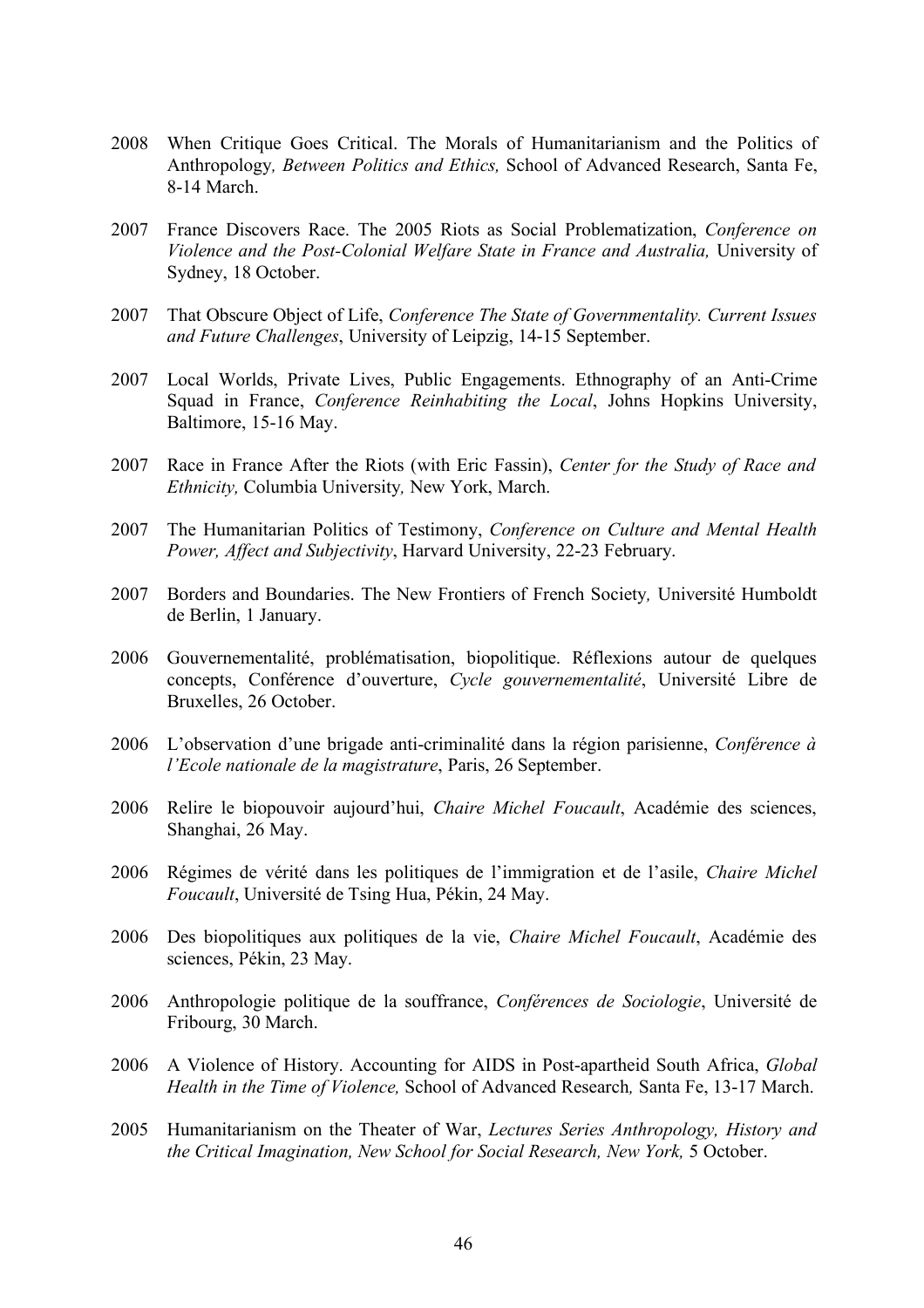2008 When Critique Goes Critical. The Morals of Humanitarianism and the Politics of Anthropology*, Between Politics and Ethics,* School of Advanced Research, Santa Fe, 8-14 March.

2007 France Discovers Race. The 2005 Riots as Social Problematization, *Conference on Violence and the Post-Colonial Welfare State in France and Australia,* University of Sydney, 18 October.

2007 That Obscure Object of Life, *Conference The State of Governmentality. Current Issues and Future Challenges*, University of Leipzig, 14-15 September.

2007 Local Worlds, Private Lives, Public Engagements. Ethnography of an Anti-Crime Squad in France, *Conference Reinhabiting the Local*, Johns Hopkins University, Baltimore, 15-16 May.

2007 Race in France After the Riots (with Eric Fassin), *Center for the Study of Race and Ethnicity,* Columbia University*,* New York, March.

2007 The Humanitarian Politics of Testimony, *Conference on Culture and Mental Health Power, Affect and Subjectivity*, Harvard University, 22-23 February.

2007 Borders and Boundaries. The New Frontiers of French Society*,* Université Humboldt de Berlin, 1 January.

2006 Gouvernementalité, problématisation, biopolitique. Réflexions autour de quelques concepts, Conférence d'ouverture, *Cycle gouvernementalité*, Université Libre de Bruxelles, 26 October.

2006 L'observation d'une brigade anti-criminalité dans la région parisienne, *Conférence à l'Ecole nationale de la magistrature*, Paris, 26 September.

2006 Relire le biopouvoir aujourd'hui, *Chaire Michel Foucault*, Académie des sciences, Shanghai, 26 May.

2006 Régimes de vérité dans les politiques de l'immigration et de l'asile, *Chaire Michel Foucault*, Université de Tsing Hua, Pékin, 24 May.

2006 Des biopolitiques aux politiques de la vie, *Chaire Michel Foucault*, Académie des sciences, Pékin, 23 May.

2006 Anthropologie politique de la souffrance, *Conférences de Sociologie*, Université de Fribourg, 30 March.

2006 A Violence of History. Accounting for AIDS in Post-apartheid South Africa, *Global Health in the Time of Violence,* School of Advanced Research*,* Santa Fe, 13-17 March.

2005 Humanitarianism on the Theater of War, *Lectures Series Anthropology, History and the Critical Imagination, New School for Social Research, New York,* 5 October.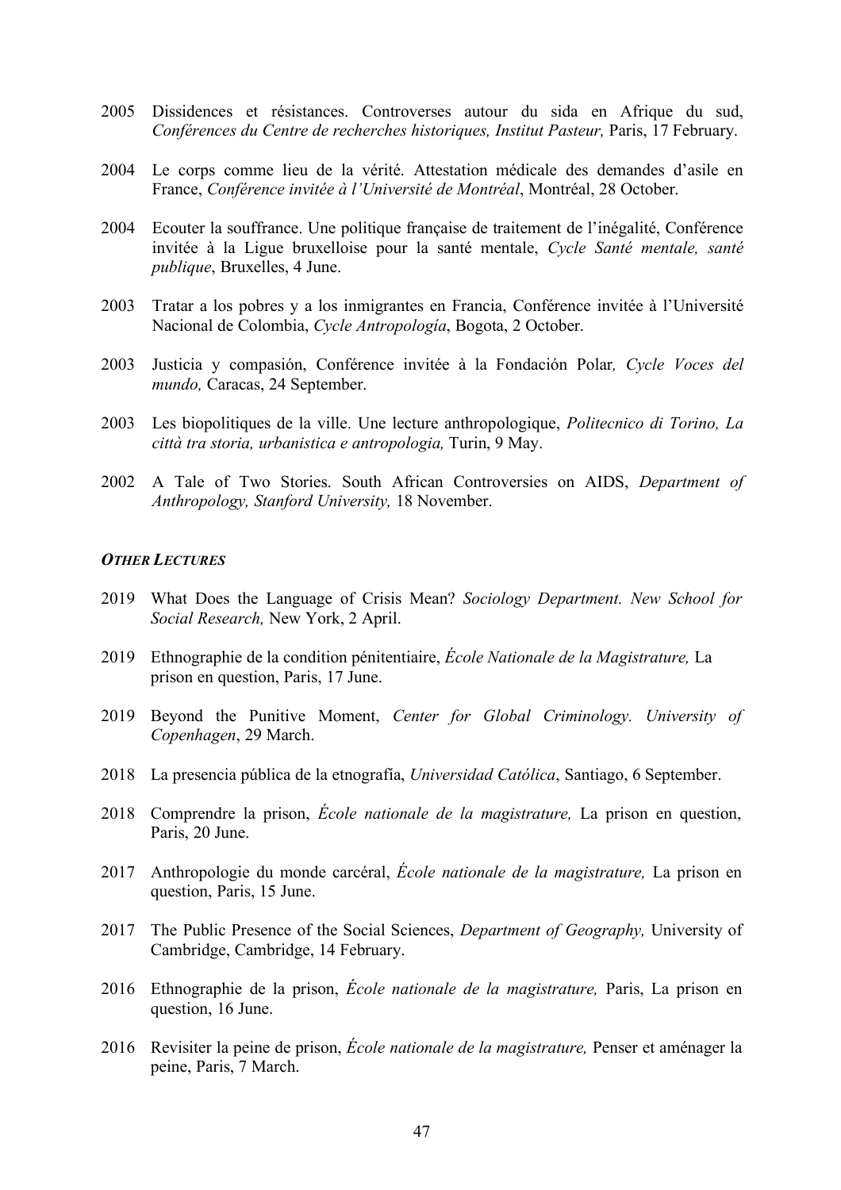2005 Dissidences et résistances. Controverses autour du sida en Afrique du sud, *Conférences du Centre de recherches historiques, Institut Pasteur,* Paris, 17 February.

2004 Le corps comme lieu de la vérité. Attestation médicale des demandes d'asile en France, *Conférence invitée à l'Université de Montréal*, Montréal, 28 October.

2004 Ecouter la souffrance. Une politique française de traitement de l'inégalité, Conférence invitée à la Ligue bruxelloise pour la santé mentale, *Cycle Santé mentale, santé publique*, Bruxelles, 4 June.

2003 Tratar a los pobres y a los inmigrantes en Francia, Conférence invitée à l'Université Nacional de Colombia, *Cycle Antropología*, Bogota, 2 October.

2003 Justicia y compasión, Conférence invitée à la Fondación Polar*, Cycle Voces del mundo,* Caracas, 24 September.

2003 Les biopolitiques de la ville. Une lecture anthropologique, *Politecnico di Torino, La città tra storia, urbanistica e antropologia,* Turin, 9 May.

2002 A Tale of Two Stories. South African Controversies on AIDS, *Department of Anthropology, Stanford University,* 18 November.

***OTHER LECTURES***

2019 What Does the Language of Crisis Mean? *Sociology Department. New School for Social Research,* New York, 2 April.

2019 Ethnographie de la condition pénitentiaire, *École Nationale de la Magistrature,* La prison en question, Paris, 17 June.

2019 Beyond the Punitive Moment, *Center for Global Criminology. University of Copenhagen*, 29 March.

2018 La presencia pública de la etnografía, *Universidad Católica*, Santiago, 6 September.

2018 Comprendre la prison, *École nationale de la magistrature,* La prison en question, Paris, 20 June.

2017 Anthropologie du monde carcéral, *École nationale de la magistrature,* La prison en question, Paris, 15 June.

2017 The Public Presence of the Social Sciences, *Department of Geography,* University of Cambridge, Cambridge, 14 February.

2016 Ethnographie de la prison, *École nationale de la magistrature,* Paris, La prison en question, 16 June.

2016 Revisiter la peine de prison, *École nationale de la magistrature,* Penser et aménager la peine, Paris, 7 March.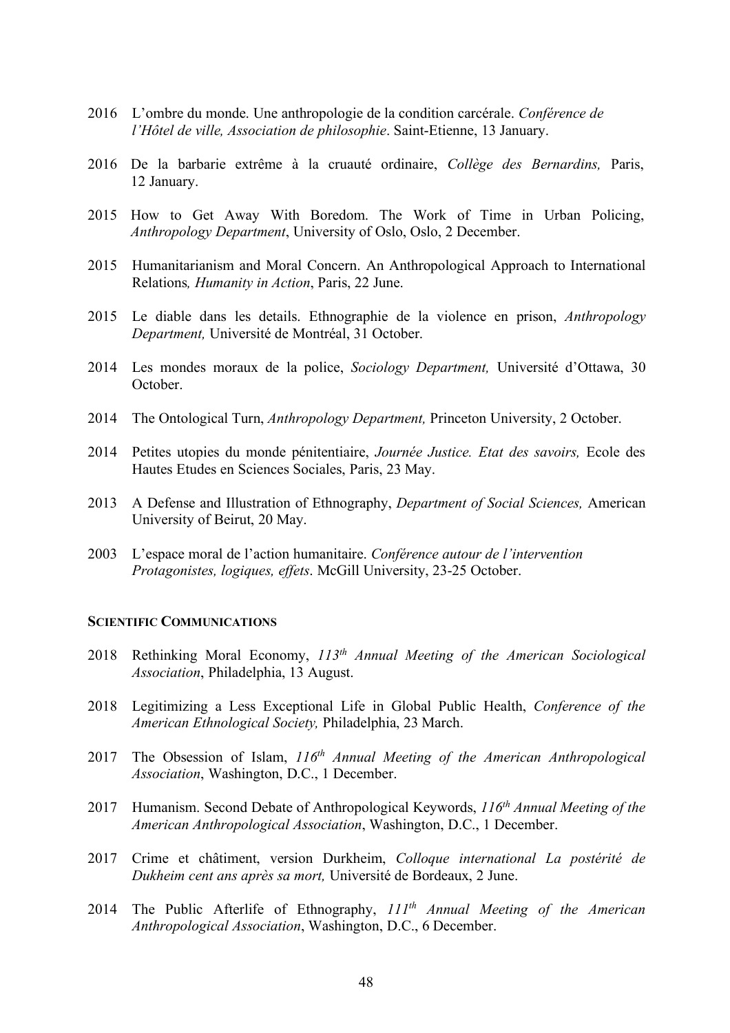2016 L'ombre du monde. Une anthropologie de la condition carcérale. *Conférence de l'Hôtel de ville, Association de philosophie*. Saint-Etienne, 13 January.

2016 De la barbarie extrême à la cruauté ordinaire, *Collège des Bernardins,* Paris, 12 January.

2015 How to Get Away With Boredom. The Work of Time in Urban Policing, *Anthropology Department*, University of Oslo, Oslo, 2 December.

2015 Humanitarianism and Moral Concern. An Anthropological Approach to International Relations*, Humanity in Action*, Paris, 22 June.

2015 Le diable dans les details. Ethnographie de la violence en prison, *Anthropology Department,* Université de Montréal, 31 October.

2014 Les mondes moraux de la police, *Sociology Department,* Université d'Ottawa, 30 October.

2014 The Ontological Turn, *Anthropology Department,* Princeton University, 2 October.

2014 Petites utopies du monde pénitentiaire, *Journée Justice. Etat des savoirs,* Ecole des Hautes Etudes en Sciences Sociales, Paris, 23 May.

2013 A Defense and Illustration of Ethnography, *Department of Social Sciences,* American University of Beirut, 20 May.

2003 L'espace moral de l'action humanitaire. *Conférence autour de l'intervention Protagonistes, logiques, effets*. McGill University, 23-25 October.

**SCIENTIFIC COMMUNICATIONS**

2018 Rethinking Moral Economy, *113th Annual Meeting of the American Sociological Association*, Philadelphia, 13 August.

2018 Legitimizing a Less Exceptional Life in Global Public Health, *Conference of the American Ethnological Society,* Philadelphia, 23 March.

2017 The Obsession of Islam, *116th Annual Meeting of the American Anthropological Association*, Washington, D.C., 1 December.

2017 Humanism. Second Debate of Anthropological Keywords, *116th Annual Meeting of the American Anthropological Association*, Washington, D.C., 1 December.

2017 Crime et châtiment, version Durkheim, *Colloque international La postérité de Dukheim cent ans après sa mort,* Université de Bordeaux, 2 June.

2014 The Public Afterlife of Ethnography, *111th Annual Meeting of the American Anthropological Association*, Washington, D.C., 6 December.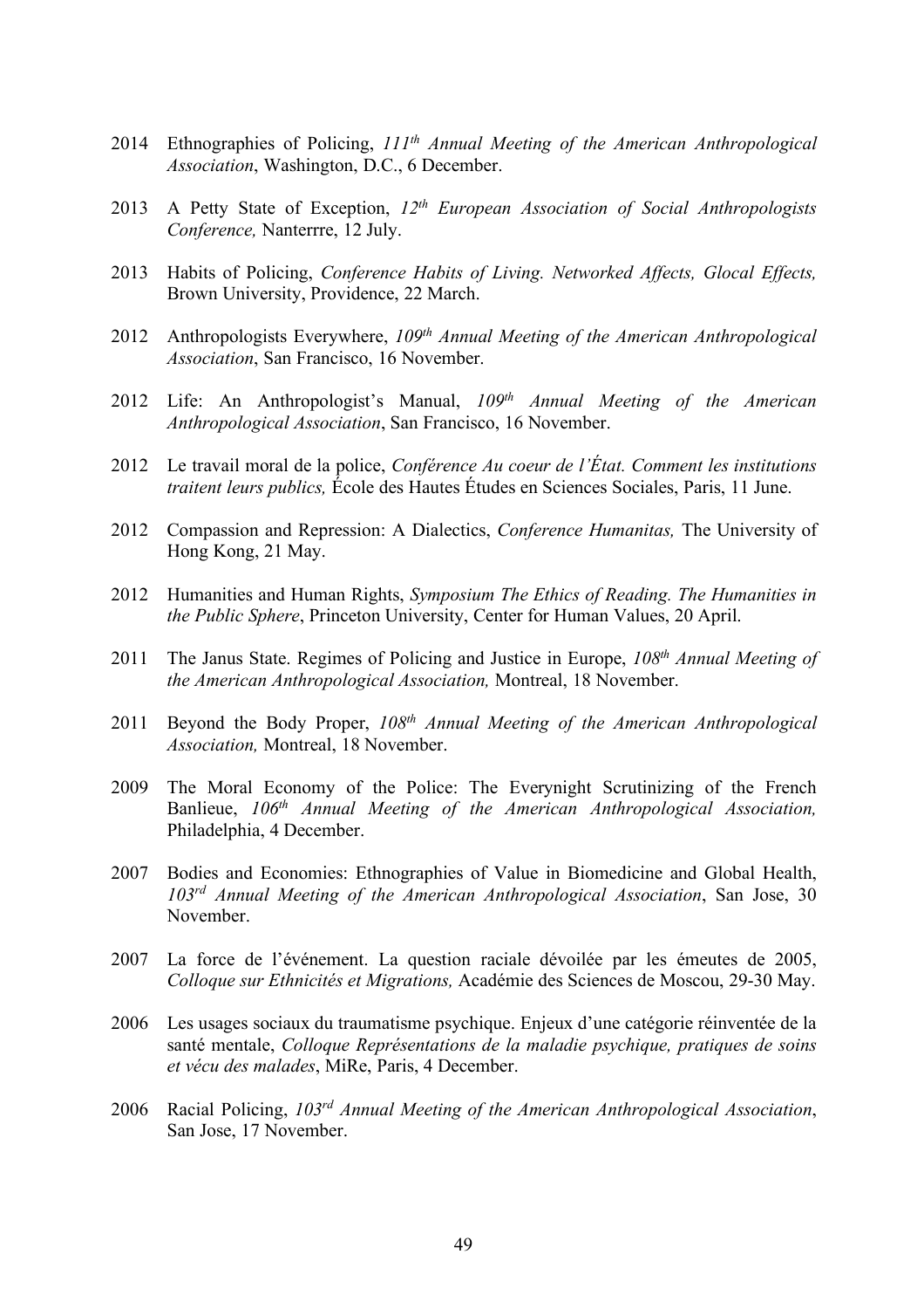2014 Ethnographies of Policing, *111th Annual Meeting of the American Anthropological Association*, Washington, D.C., 6 December.

2013 A Petty State of Exception, *12th European Association of Social Anthropologists Conference,* Nanterrre, 12 July.

2013 Habits of Policing, *Conference Habits of Living. Networked Affects, Glocal Effects,* Brown University, Providence, 22 March.

2012 Anthropologists Everywhere, *109th Annual Meeting of the American Anthropological Association*, San Francisco, 16 November.

2012 Life: An Anthropologist's Manual, *109th Annual Meeting of the American Anthropological Association*, San Francisco, 16 November.

2012 Le travail moral de la police, *Conférence Au coeur de l'État. Comment les institutions traitent leurs publics,* École des Hautes Études en Sciences Sociales, Paris, 11 June.

2012 Compassion and Repression: A Dialectics, *Conference Humanitas,* The University of Hong Kong, 21 May.

2012 Humanities and Human Rights, *Symposium The Ethics of Reading. The Humanities in the Public Sphere*, Princeton University, Center for Human Values, 20 April.

2011 The Janus State. Regimes of Policing and Justice in Europe, *108th Annual Meeting of the American Anthropological Association,* Montreal, 18 November.

2011 Beyond the Body Proper, *108th Annual Meeting of the American Anthropological Association,* Montreal, 18 November.

2009 The Moral Economy of the Police: The Everynight Scrutinizing of the French Banlieue, *106th Annual Meeting of the American Anthropological Association,* Philadelphia, 4 December.

2007 Bodies and Economies: Ethnographies of Value in Biomedicine and Global Health, *103rd Annual Meeting of the American Anthropological Association*, San Jose, 30 November.

2007 La force de l'événement. La question raciale dévoilée par les émeutes de 2005, *Colloque sur Ethnicités et Migrations,* Académie des Sciences de Moscou, 29-30 May.

2006 Les usages sociaux du traumatisme psychique. Enjeux d'une catégorie réinventée de la santé mentale, *Colloque Représentations de la maladie psychique, pratiques de soins et vécu des malades*, MiRe, Paris, 4 December.

2006 Racial Policing, *103rd Annual Meeting of the American Anthropological Association*, San Jose, 17 November.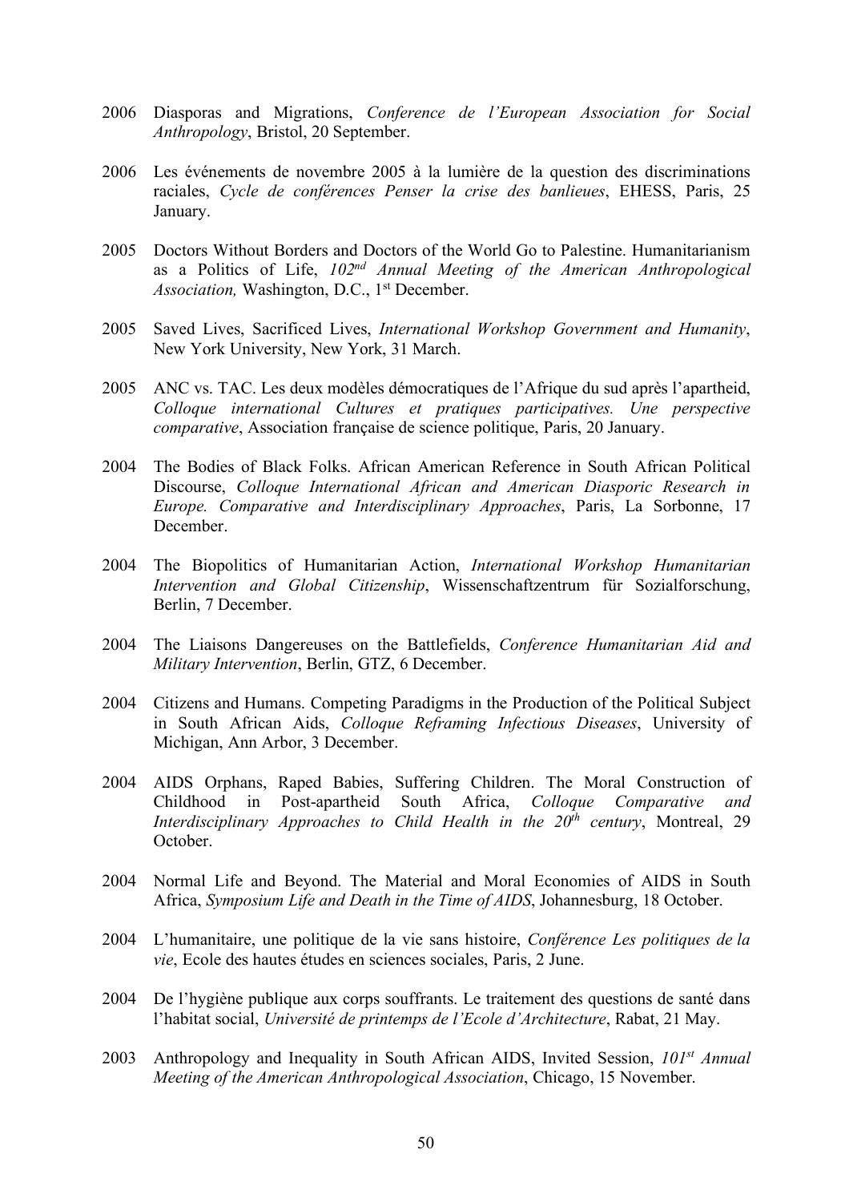2006 Diasporas and Migrations, *Conference de l'European Association for Social Anthropology*, Bristol, 20 September.

2006 Les événements de novembre 2005 à la lumière de la question des discriminations raciales, *Cycle de conférences Penser la crise des banlieues*, EHESS, Paris, 25 January.

2005 Doctors Without Borders and Doctors of the World Go to Palestine. Humanitarianism as a Politics of Life, *102nd Annual Meeting of the American Anthropological Association,* Washington, D.C., 1st December.

2005 Saved Lives, Sacrificed Lives, *International Workshop Government and Humanity*, New York University, New York, 31 March.

2005 ANC vs. TAC. Les deux modèles démocratiques de l'Afrique du sud après l'apartheid, *Colloque international Cultures et pratiques participatives. Une perspective comparative*, Association française de science politique, Paris, 20 January.

2004 The Bodies of Black Folks. African American Reference in South African Political Discourse, *Colloque International African and American Diasporic Research in Europe. Comparative and Interdisciplinary Approaches*, Paris, La Sorbonne, 17 December.

2004 The Biopolitics of Humanitarian Action, *International Workshop Humanitarian Intervention and Global Citizenship*, Wissenschaftzentrum für Sozialforschung, Berlin, 7 December.

2004 The Liaisons Dangereuses on the Battlefields, *Conference Humanitarian Aid and Military Intervention*, Berlin, GTZ, 6 December.

2004 Citizens and Humans. Competing Paradigms in the Production of the Political Subject in South African Aids, *Colloque Reframing Infectious Diseases*, University of Michigan, Ann Arbor, 3 December.

2004 AIDS Orphans, Raped Babies, Suffering Children. The Moral Construction of Childhood in Post-apartheid South Africa, *Colloque Comparative and Interdisciplinary Approaches to Child Health in the 20th century*, Montreal, 29 October.

2004 Normal Life and Beyond. The Material and Moral Economies of AIDS in South Africa, *Symposium Life and Death in the Time of AIDS*, Johannesburg, 18 October.

2004 L'humanitaire, une politique de la vie sans histoire, *Conférence Les politiques de la vie*, Ecole des hautes études en sciences sociales, Paris, 2 June.

2004 De l'hygiène publique aux corps souffrants. Le traitement des questions de santé dans l'habitat social, *Université de printemps de l'Ecole d'Architecture*, Rabat, 21 May.

2003 Anthropology and Inequality in South African AIDS, Invited Session, *101st Annual Meeting of the American Anthropological Association*, Chicago, 15 November.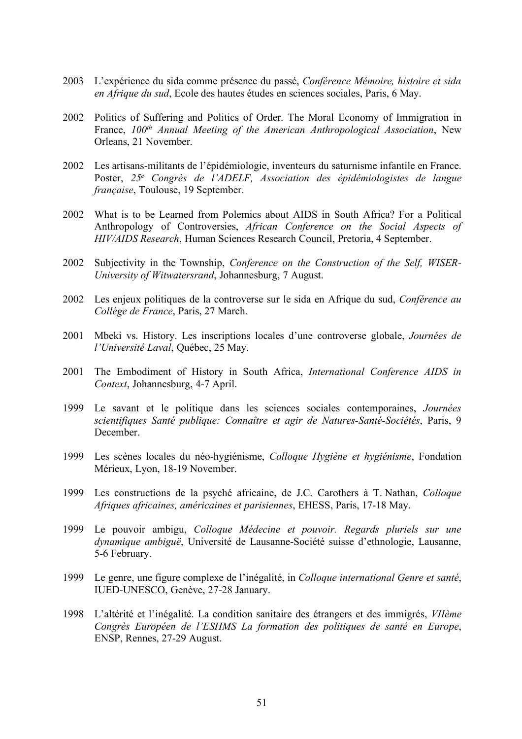2003 L'expérience du sida comme présence du passé, *Conférence Mémoire, histoire et sida en Afrique du sud*, Ecole des hautes études en sciences sociales, Paris, 6 May.

2002 Politics of Suffering and Politics of Order. The Moral Economy of Immigration in France, *100th Annual Meeting of the American Anthropological Association*, New Orleans, 21 November.

2002 Les artisans-militants de l'épidémiologie, inventeurs du saturnisme infantile en France. Poster, *25e Congrès de l'ADELF, Association des épidémiologistes de langue française*, Toulouse, 19 September.

2002 What is to be Learned from Polemics about AIDS in South Africa? For a Political Anthropology of Controversies, *African Conference on the Social Aspects of HIV/AIDS Research*, Human Sciences Research Council, Pretoria, 4 September.

2002 Subjectivity in the Township, *Conference on the Construction of the Self, WISER-University of Witwatersrand*, Johannesburg, 7 August.

2002 Les enjeux politiques de la controverse sur le sida en Afrique du sud, *Conférence au Collège de France*, Paris, 27 March.

2001 Mbeki vs. History. Les inscriptions locales d'une controverse globale, *Journées de l'Université Laval*, Québec, 25 May.

2001 The Embodiment of History in South Africa, *International Conference AIDS in Context*, Johannesburg, 4-7 April.

1999 Le savant et le politique dans les sciences sociales contemporaines, *Journées scientifiques Santé publique: Connaître et agir de Natures-Santé-Sociétés*, Paris, 9 December.

1999 Les scènes locales du néo-hygiénisme, *Colloque Hygiène et hygiénisme*, Fondation Mérieux, Lyon, 18-19 November.

1999 Les constructions de la psyché africaine, de J.C. Carothers à T. Nathan, *Colloque Afriques africaines, américaines et parisiennes*, EHESS, Paris, 17-18 May.

1999 Le pouvoir ambigu, *Colloque Médecine et pouvoir. Regards pluriels sur une dynamique ambiguë*, Université de Lausanne-Société suisse d'ethnologie, Lausanne, 5-6 February.

1999 Le genre, une figure complexe de l'inégalité, in *Colloque international Genre et santé*, IUED-UNESCO, Genève, 27-28 January.

1998 L'altérité et l'inégalité. La condition sanitaire des étrangers et des immigrés, *VIIème Congrès Européen de l'ESHMS La formation des politiques de santé en Europe*, ENSP, Rennes, 27-29 August.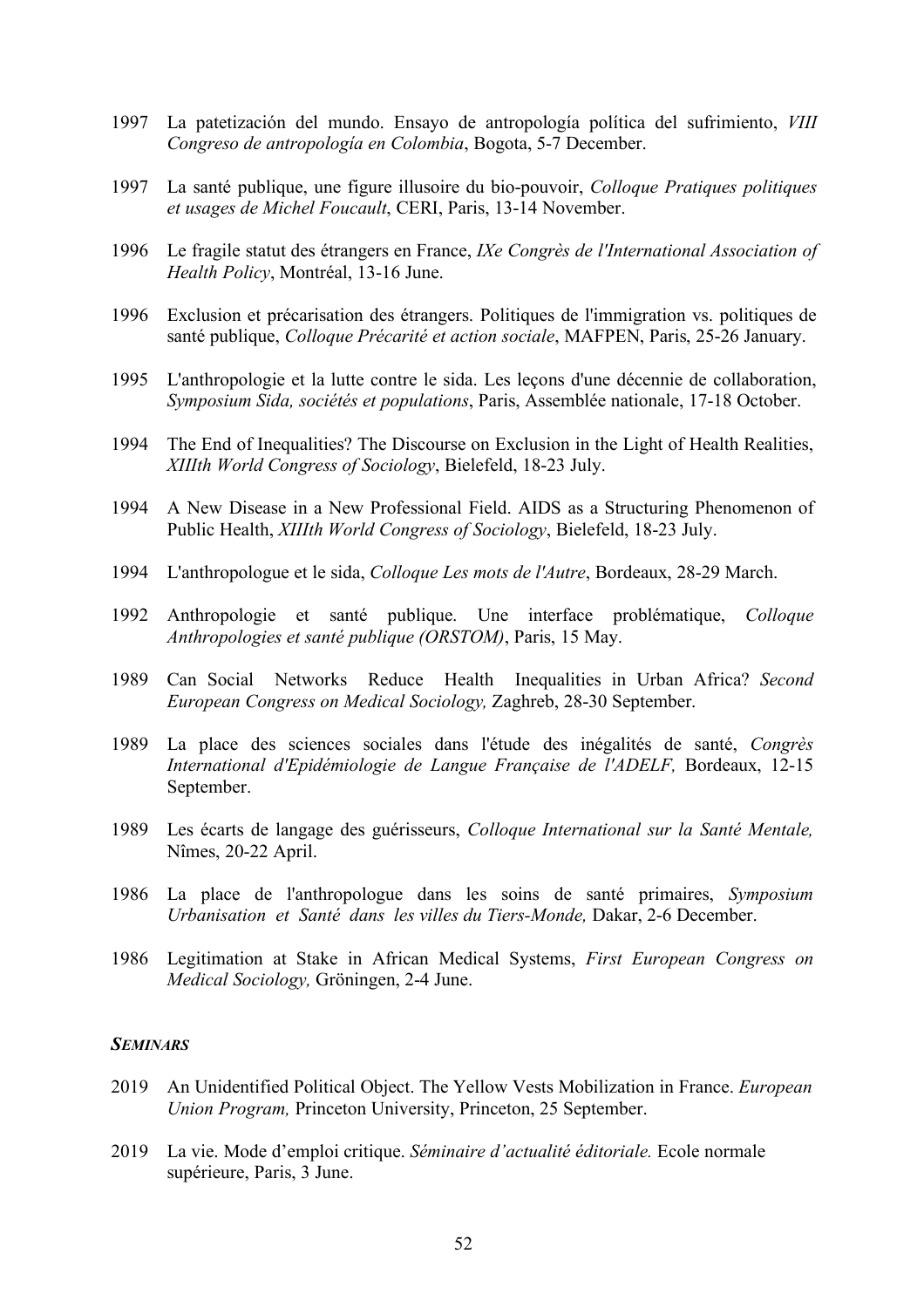1997 La patetización del mundo. Ensayo de antropología política del sufrimiento, *VIII Congreso de antropología en Colombia*, Bogota, 5-7 December.

1997 La santé publique, une figure illusoire du bio-pouvoir, *Colloque Pratiques politiques et usages de Michel Foucault*, CERI, Paris, 13-14 November.

1996 Le fragile statut des étrangers en France, *IXe Congrès de l'International Association of Health Policy*, Montréal, 13-16 June.

1996 Exclusion et précarisation des étrangers. Politiques de l'immigration vs. politiques de santé publique, *Colloque Précarité et action sociale*, MAFPEN, Paris, 25-26 January.

1995 L'anthropologie et la lutte contre le sida. Les leçons d'une décennie de collaboration, *Symposium Sida, sociétés et populations*, Paris, Assemblée nationale, 17-18 October.

1994 The End of Inequalities? The Discourse on Exclusion in the Light of Health Realities, *XIIIth World Congress of Sociology*, Bielefeld, 18-23 July.

1994 A New Disease in a New Professional Field. AIDS as a Structuring Phenomenon of Public Health, *XIIIth World Congress of Sociology*, Bielefeld, 18-23 July.

1994 L'anthropologue et le sida, *Colloque Les mots de l'Autre*, Bordeaux, 28-29 March.

1992 Anthropologie et santé publique. Une interface problématique, *Colloque Anthropologies et santé publique (ORSTOM)*, Paris, 15 May.

1989 Can Social Networks Reduce Health Inequalities in Urban Africa? *Second European Congress on Medical Sociology,* Zaghreb, 28-30 September.

1989 La place des sciences sociales dans l'étude des inégalités de santé, *Congrès International d'Epidémiologie de Langue Française de l'ADELF,* Bordeaux, 12-15 September.

1989 Les écarts de langage des guérisseurs, *Colloque International sur la Santé Mentale,* Nîmes, 20-22 April.

1986 La place de l'anthropologue dans les soins de santé primaires, *Symposium Urbanisation et Santé dans les villes du Tiers-Monde,* Dakar, 2-6 December.

1986 Legitimation at Stake in African Medical Systems, *First European Congress on Medical Sociology,* Gröningen, 2-4 June.

### ***SEMINARS***

2019 An Unidentified Political Object. The Yellow Vests Mobilization in France. *European Union Program,* Princeton University, Princeton, 25 September.

2019 La vie. Mode d'emploi critique. *Séminaire d'actualité éditoriale.* Ecole normale supérieure, Paris, 3 June.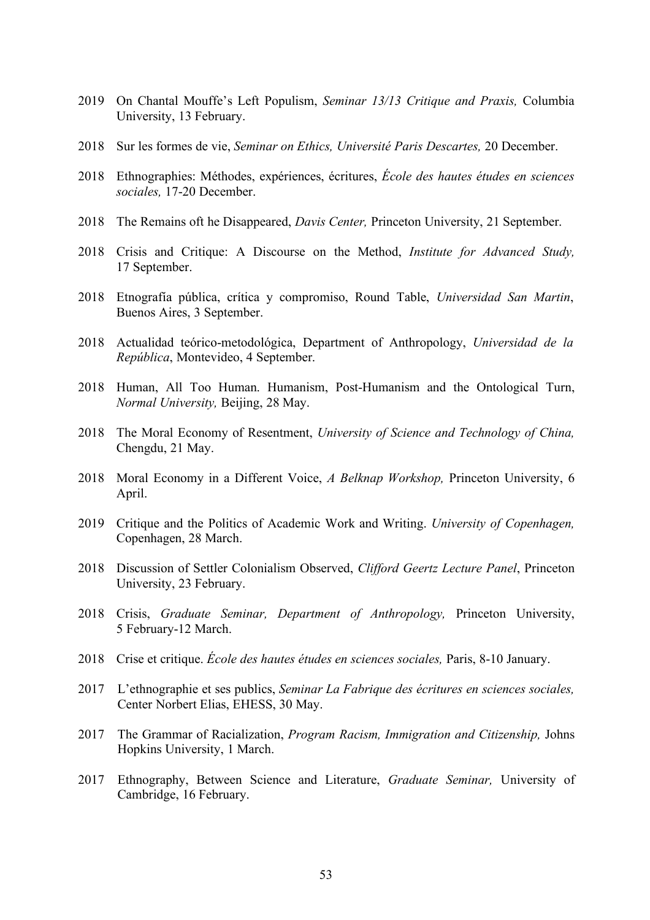2019 On Chantal Mouffe's Left Populism, *Seminar 13/13 Critique and Praxis,* Columbia University, 13 February.

2018 Sur les formes de vie, *Seminar on Ethics, Université Paris Descartes,* 20 December.

2018 Ethnographies: Méthodes, expériences, écritures, *École des hautes études en sciences sociales,* 17-20 December.

2018 The Remains oft he Disappeared, *Davis Center,* Princeton University, 21 September.

2018 Crisis and Critique: A Discourse on the Method, *Institute for Advanced Study,* 17 September.

2018 Etnografía pública, crítica y compromiso, Round Table, *Universidad San Martin*, Buenos Aires, 3 September.

2018 Actualidad teórico-metodológica, Department of Anthropology, *Universidad de la República*, Montevideo, 4 September.

2018 Human, All Too Human. Humanism, Post-Humanism and the Ontological Turn, *Normal University,* Beijing, 28 May.

2018 The Moral Economy of Resentment, *University of Science and Technology of China,* Chengdu, 21 May.

2018 Moral Economy in a Different Voice, *A Belknap Workshop,* Princeton University, 6 April.

2019 Critique and the Politics of Academic Work and Writing. *University of Copenhagen,* Copenhagen, 28 March.

2018 Discussion of Settler Colonialism Observed, *Clifford Geertz Lecture Panel*, Princeton University, 23 February.

2018 Crisis, *Graduate Seminar, Department of Anthropology,* Princeton University, 5 February-12 March.

2018 Crise et critique. *École des hautes études en sciences sociales,* Paris, 8-10 January.

2017 L'ethnographie et ses publics, *Seminar La Fabrique des écritures en sciences sociales,* Center Norbert Elias, EHESS, 30 May.

2017 The Grammar of Racialization, *Program Racism, Immigration and Citizenship,* Johns Hopkins University, 1 March.

2017 Ethnography, Between Science and Literature, *Graduate Seminar,* University of Cambridge, 16 February.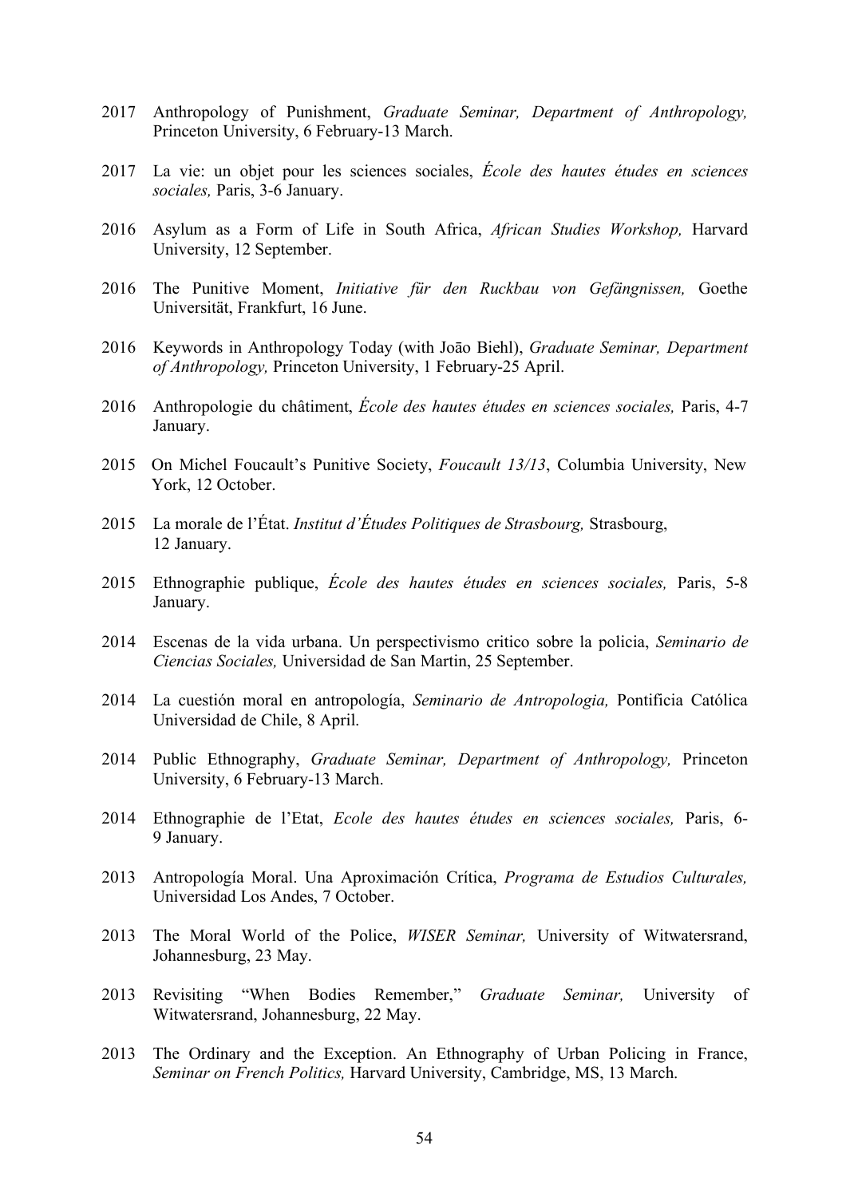2017 Anthropology of Punishment, *Graduate Seminar, Department of Anthropology,* Princeton University, 6 February-13 March.

2017 La vie: un objet pour les sciences sociales, *École des hautes études en sciences sociales,* Paris, 3-6 January.

2016 Asylum as a Form of Life in South Africa, *African Studies Workshop,* Harvard University, 12 September.

2016 The Punitive Moment, *Initiative für den Ruckbau von Gefängnissen,* Goethe Universität, Frankfurt, 16 June.

2016 Keywords in Anthropology Today (with João Biehl), *Graduate Seminar, Department of Anthropology,* Princeton University, 1 February-25 April.

2016 Anthropologie du châtiment, *École des hautes études en sciences sociales,* Paris, 4-7 January.

2015 On Michel Foucault's Punitive Society, *Foucault 13/13*, Columbia University, New York, 12 October.

2015 La morale de l'État. *Institut d'Études Politiques de Strasbourg,* Strasbourg, 12 January.

2015 Ethnographie publique, *École des hautes études en sciences sociales,* Paris, 5-8 January.

2014 Escenas de la vida urbana. Un perspectivismo critico sobre la policia, *Seminario de Ciencias Sociales,* Universidad de San Martin, 25 September.

2014 La cuestión moral en antropología, *Seminario de Antropologia,* Pontificia Católica Universidad de Chile, 8 April.

2014 Public Ethnography, *Graduate Seminar, Department of Anthropology,* Princeton University, 6 February-13 March.

2014 Ethnographie de l'Etat, *Ecole des hautes études en sciences sociales,* Paris, 6-9 January.

2013 Antropología Moral. Una Aproximación Crítica, *Programa de Estudios Culturales,* Universidad Los Andes, 7 October.

2013 The Moral World of the Police, *WISER Seminar,* University of Witwatersrand, Johannesburg, 23 May.

2013 Revisiting "When Bodies Remember," *Graduate Seminar,* University of Witwatersrand, Johannesburg, 22 May.

2013 The Ordinary and the Exception. An Ethnography of Urban Policing in France, *Seminar on French Politics,* Harvard University, Cambridge, MS, 13 March.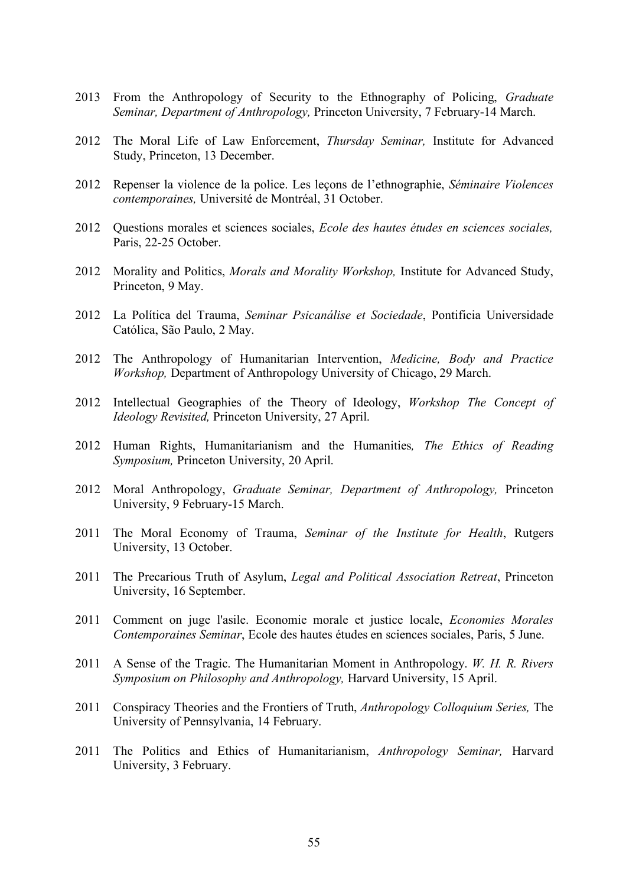2013 From the Anthropology of Security to the Ethnography of Policing, *Graduate Seminar, Department of Anthropology,* Princeton University, 7 February-14 March.

2012 The Moral Life of Law Enforcement, *Thursday Seminar,* Institute for Advanced Study, Princeton, 13 December.

2012 Repenser la violence de la police. Les leçons de l'ethnographie, *Séminaire Violences contemporaines,* Université de Montréal, 31 October.

2012 Questions morales et sciences sociales, *Ecole des hautes études en sciences sociales,* Paris, 22-25 October.

2012 Morality and Politics, *Morals and Morality Workshop,* Institute for Advanced Study, Princeton, 9 May.

2012 La Política del Trauma, *Seminar Psicanálise et Sociedade*, Pontificia Universidade Católica, São Paulo, 2 May.

2012 The Anthropology of Humanitarian Intervention, *Medicine, Body and Practice Workshop,* Department of Anthropology University of Chicago, 29 March.

2012 Intellectual Geographies of the Theory of Ideology, *Workshop The Concept of Ideology Revisited,* Princeton University, 27 April.

2012 Human Rights, Humanitarianism and the Humanities*, The Ethics of Reading Symposium,* Princeton University, 20 April.

2012 Moral Anthropology, *Graduate Seminar, Department of Anthropology,* Princeton University, 9 February-15 March.

2011 The Moral Economy of Trauma, *Seminar of the Institute for Health*, Rutgers University, 13 October.

2011 The Precarious Truth of Asylum, *Legal and Political Association Retreat*, Princeton University, 16 September.

2011 Comment on juge l'asile. Economie morale et justice locale, *Economies Morales Contemporaines Seminar*, Ecole des hautes études en sciences sociales, Paris, 5 June.

2011 A Sense of the Tragic. The Humanitarian Moment in Anthropology. *W. H. R. Rivers Symposium on Philosophy and Anthropology,* Harvard University, 15 April.

2011 Conspiracy Theories and the Frontiers of Truth, *Anthropology Colloquium Series,* The University of Pennsylvania, 14 February.

2011 The Politics and Ethics of Humanitarianism, *Anthropology Seminar,* Harvard University, 3 February.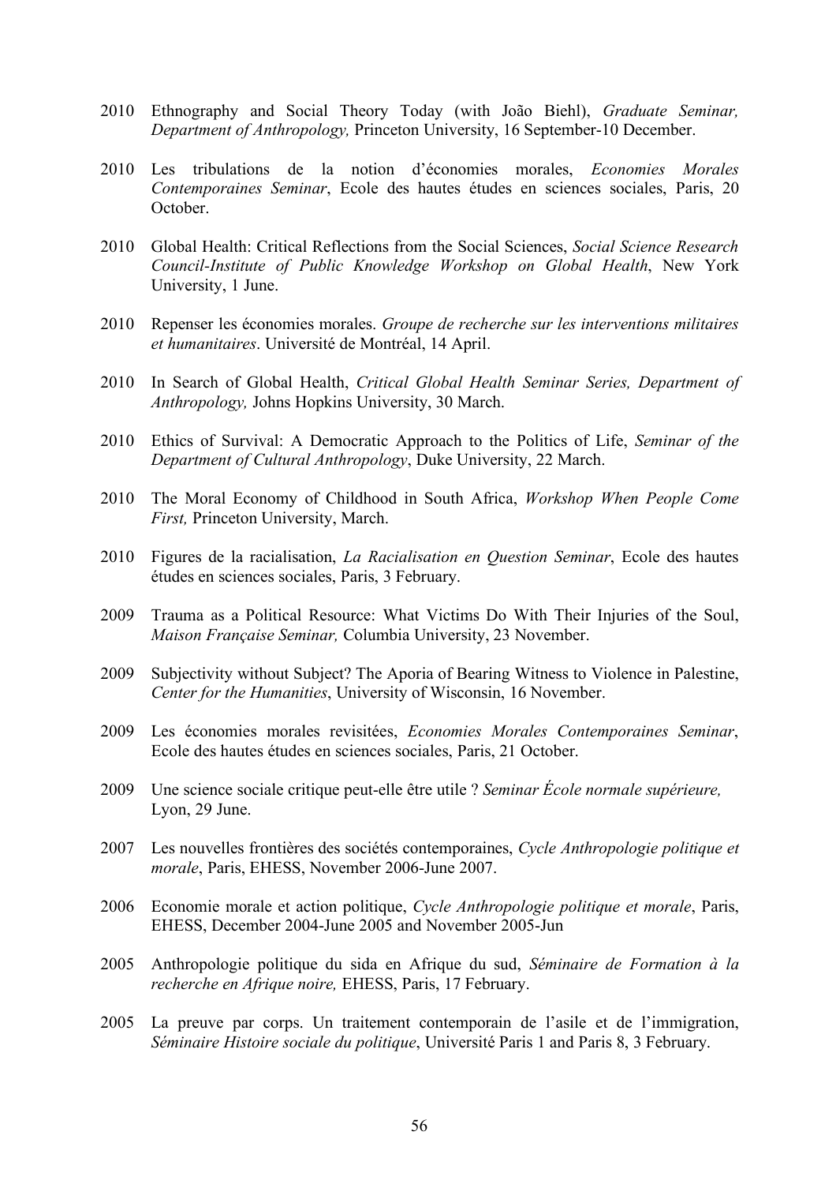2010 Ethnography and Social Theory Today (with João Biehl), *Graduate Seminar, Department of Anthropology,* Princeton University, 16 September-10 December.

2010 Les tribulations de la notion d'économies morales, *Economies Morales Contemporaines Seminar*, Ecole des hautes études en sciences sociales, Paris, 20 October.

2010 Global Health: Critical Reflections from the Social Sciences, *Social Science Research Council-Institute of Public Knowledge Workshop on Global Health*, New York University, 1 June.

2010 Repenser les économies morales. *Groupe de recherche sur les interventions militaires et humanitaires*. Université de Montréal, 14 April.

2010 In Search of Global Health, *Critical Global Health Seminar Series, Department of Anthropology,* Johns Hopkins University, 30 March.

2010 Ethics of Survival: A Democratic Approach to the Politics of Life, *Seminar of the Department of Cultural Anthropology*, Duke University, 22 March.

2010 The Moral Economy of Childhood in South Africa, *Workshop When People Come First,* Princeton University, March.

2010 Figures de la racialisation, *La Racialisation en Question Seminar*, Ecole des hautes études en sciences sociales, Paris, 3 February.

2009 Trauma as a Political Resource: What Victims Do With Their Injuries of the Soul, *Maison Française Seminar,* Columbia University, 23 November.

2009 Subjectivity without Subject? The Aporia of Bearing Witness to Violence in Palestine, *Center for the Humanities*, University of Wisconsin, 16 November.

2009 Les économies morales revisitées, *Economies Morales Contemporaines Seminar*, Ecole des hautes études en sciences sociales, Paris, 21 October.

2009 Une science sociale critique peut-elle être utile ? *Seminar École normale supérieure,* Lyon, 29 June.

2007 Les nouvelles frontières des sociétés contemporaines, *Cycle Anthropologie politique et morale*, Paris, EHESS, November 2006-June 2007.

2006 Economie morale et action politique, *Cycle Anthropologie politique et morale*, Paris, EHESS, December 2004-June 2005 and November 2005-Jun

2005 Anthropologie politique du sida en Afrique du sud, *Séminaire de Formation à la recherche en Afrique noire,* EHESS, Paris, 17 February.

2005 La preuve par corps. Un traitement contemporain de l'asile et de l'immigration, *Séminaire Histoire sociale du politique*, Université Paris 1 and Paris 8, 3 February.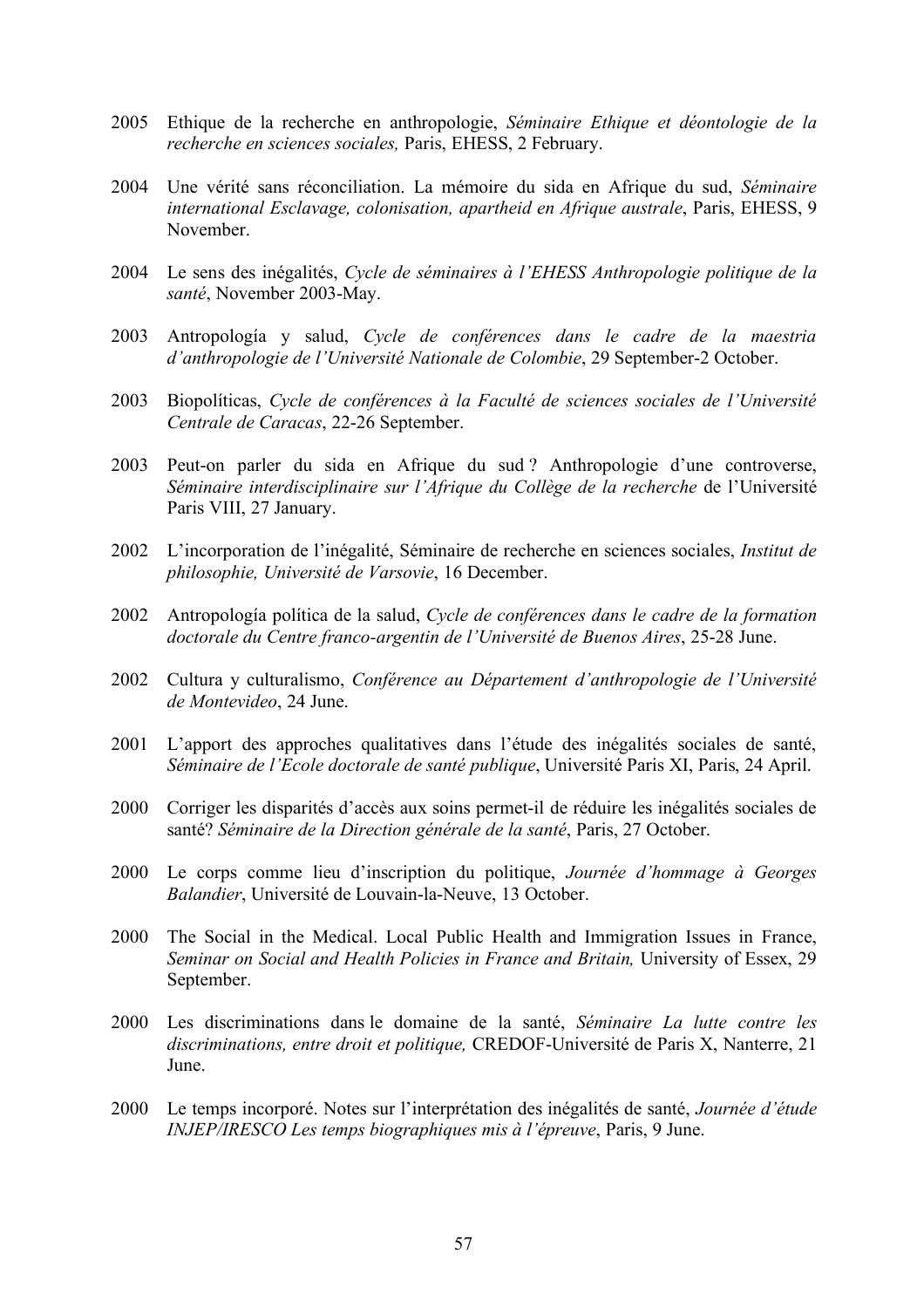2005 Ethique de la recherche en anthropologie, *Séminaire Ethique et déontologie de la recherche en sciences sociales,* Paris, EHESS, 2 February.

2004 Une vérité sans réconciliation. La mémoire du sida en Afrique du sud, *Séminaire international Esclavage, colonisation, apartheid en Afrique australe*, Paris, EHESS, 9 November.

2004 Le sens des inégalités, *Cycle de séminaires à l'EHESS Anthropologie politique de la santé*, November 2003-May.

2003 Antropología y salud, *Cycle de conférences dans le cadre de la maestria d'anthropologie de l'Université Nationale de Colombie*, 29 September-2 October.

2003 Biopolíticas, *Cycle de conférences à la Faculté de sciences sociales de l'Université Centrale de Caracas*, 22-26 September.

2003 Peut-on parler du sida en Afrique du sud ? Anthropologie d'une controverse, *Séminaire interdisciplinaire sur l'Afrique du Collège de la recherche* de l'Université Paris VIII, 27 January.

2002 L'incorporation de l'inégalité, Séminaire de recherche en sciences sociales, *Institut de philosophie, Université de Varsovie*, 16 December.

2002 Antropología política de la salud, *Cycle de conférences dans le cadre de la formation doctorale du Centre franco-argentin de l'Université de Buenos Aires*, 25-28 June.

2002 Cultura y culturalismo, *Conférence au Département d'anthropologie de l'Université de Montevideo*, 24 June.

2001 L'apport des approches qualitatives dans l'étude des inégalités sociales de santé, *Séminaire de l'Ecole doctorale de santé publique*, Université Paris XI, Paris, 24 April.

2000 Corriger les disparités d'accès aux soins permet-il de réduire les inégalités sociales de santé? *Séminaire de la Direction générale de la santé*, Paris, 27 October.

2000 Le corps comme lieu d'inscription du politique, *Journée d'hommage à Georges Balandier*, Université de Louvain-la-Neuve, 13 October.

2000 The Social in the Medical. Local Public Health and Immigration Issues in France, *Seminar on Social and Health Policies in France and Britain,* University of Essex, 29 September.

2000 Les discriminations dans le domaine de la santé, *Séminaire La lutte contre les discriminations, entre droit et politique,* CREDOF-Université de Paris X, Nanterre, 21 June.

2000 Le temps incorporé. Notes sur l'interprétation des inégalités de santé, *Journée d'étude INJEP/IRESCO Les temps biographiques mis à l'épreuve*, Paris, 9 June.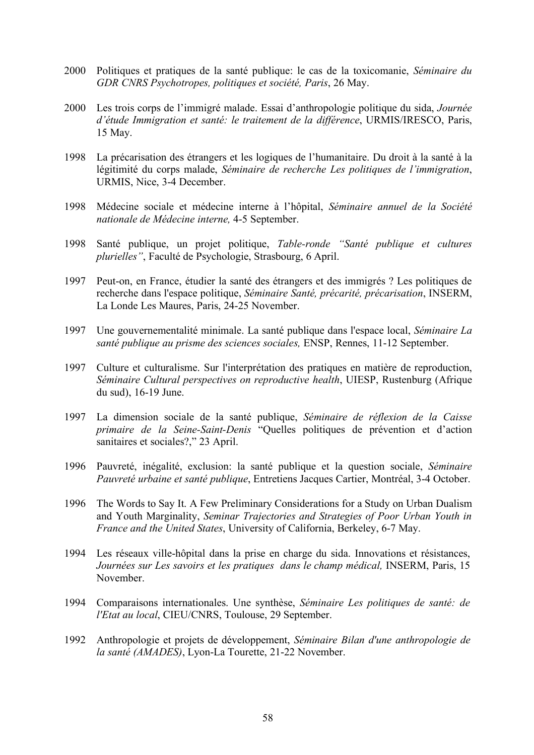2000 Politiques et pratiques de la santé publique: le cas de la toxicomanie, *Séminaire du GDR CNRS Psychotropes, politiques et société, Paris*, 26 May.

2000 Les trois corps de l'immigré malade. Essai d'anthropologie politique du sida, *Journée d'étude Immigration et santé: le traitement de la différence*, URMIS/IRESCO, Paris, 15 May.

1998 La précarisation des étrangers et les logiques de l'humanitaire. Du droit à la santé à la légitimité du corps malade, *Séminaire de recherche Les politiques de l'immigration*, URMIS, Nice, 3-4 December.

1998 Médecine sociale et médecine interne à l'hôpital, *Séminaire annuel de la Société nationale de Médecine interne,* 4-5 September.

1998 Santé publique, un projet politique, *Table-ronde "Santé publique et cultures plurielles"*, Faculté de Psychologie, Strasbourg, 6 April.

1997 Peut-on, en France, étudier la santé des étrangers et des immigrés ? Les politiques de recherche dans l'espace politique, *Séminaire Santé, précarité, précarisation*, INSERM, La Londe Les Maures, Paris, 24-25 November.

1997 Une gouvernementalité minimale. La santé publique dans l'espace local, *Séminaire La santé publique au prisme des sciences sociales,* ENSP, Rennes, 11-12 September.

1997 Culture et culturalisme. Sur l'interprétation des pratiques en matière de reproduction, *Séminaire Cultural perspectives on reproductive health*, UIESP, Rustenburg (Afrique du sud), 16-19 June.

1997 La dimension sociale de la santé publique, *Séminaire de réflexion de la Caisse primaire de la Seine-Saint-Denis* "Quelles politiques de prévention et d'action sanitaires et sociales?," 23 April.

1996 Pauvreté, inégalité, exclusion: la santé publique et la question sociale, *Séminaire Pauvreté urbaine et santé publique*, Entretiens Jacques Cartier, Montréal, 3-4 October.

1996 The Words to Say It. A Few Preliminary Considerations for a Study on Urban Dualism and Youth Marginality, *Seminar Trajectories and Strategies of Poor Urban Youth in France and the United States*, University of California, Berkeley, 6-7 May.

1994 Les réseaux ville-hôpital dans la prise en charge du sida. Innovations et résistances, *Journées sur Les savoirs et les pratiques dans le champ médical,* INSERM, Paris, 15 November.

1994 Comparaisons internationales. Une synthèse, *Séminaire Les politiques de santé: de l'Etat au local*, CIEU/CNRS, Toulouse, 29 September.

1992 Anthropologie et projets de développement, *Séminaire Bilan d'une anthropologie de la santé (AMADES)*, Lyon-La Tourette, 21-22 November.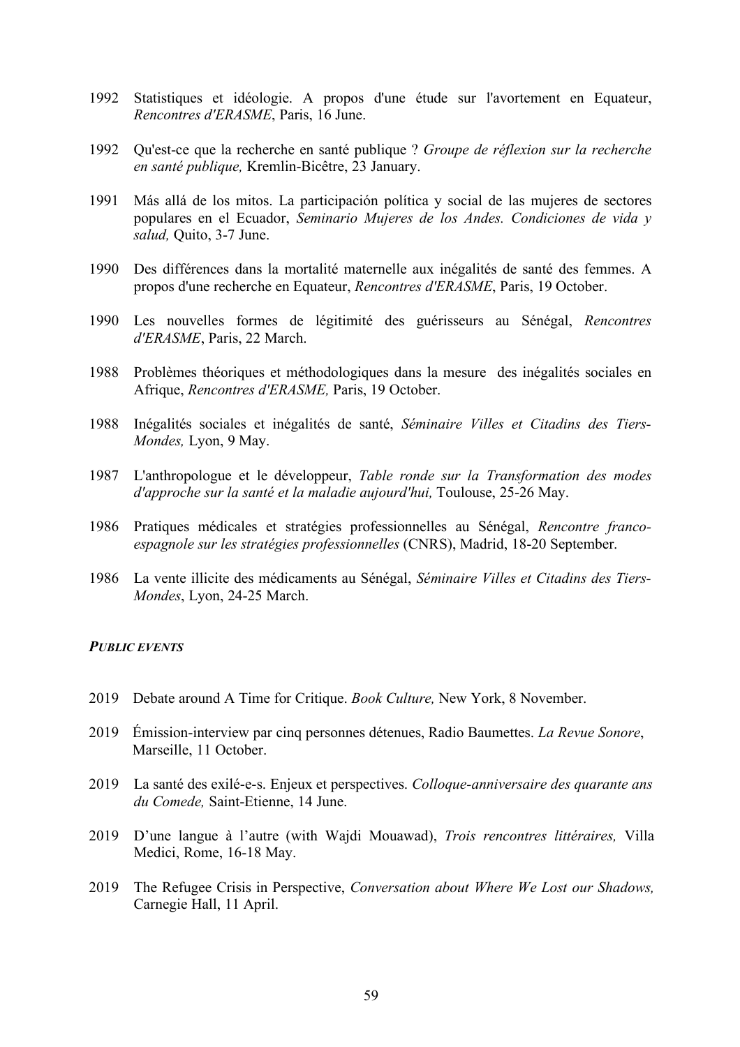1992 Statistiques et idéologie. A propos d'une étude sur l'avortement en Equateur, *Rencontres d'ERASME*, Paris, 16 June.

1992 Qu'est-ce que la recherche en santé publique ? *Groupe de réflexion sur la recherche en santé publique,* Kremlin-Bicêtre, 23 January.

1991 Más allá de los mitos. La participación política y social de las mujeres de sectores populares en el Ecuador, *Seminario Mujeres de los Andes. Condiciones de vida y salud,* Quito, 3-7 June.

1990 Des différences dans la mortalité maternelle aux inégalités de santé des femmes. A propos d'une recherche en Equateur, *Rencontres d'ERASME*, Paris, 19 October.

1990 Les nouvelles formes de légitimité des guérisseurs au Sénégal, *Rencontres d'ERASME*, Paris, 22 March.

1988 Problèmes théoriques et méthodologiques dans la mesure des inégalités sociales en Afrique, *Rencontres d'ERASME,* Paris, 19 October.

1988 Inégalités sociales et inégalités de santé, *Séminaire Villes et Citadins des Tiers-Mondes,* Lyon, 9 May.

1987 L'anthropologue et le développeur, *Table ronde sur la Transformation des modes d'approche sur la santé et la maladie aujourd'hui,* Toulouse, 25-26 May.

1986 Pratiques médicales et stratégies professionnelles au Sénégal, *Rencontre franco-espagnole sur les stratégies professionnelles* (CNRS), Madrid, 18-20 September.

1986 La vente illicite des médicaments au Sénégal, *Séminaire Villes et Citadins des Tiers-Mondes*, Lyon, 24-25 March.

***PUBLIC EVENTS***

2019 Debate around A Time for Critique. *Book Culture,* New York, 8 November.

2019 Émission-interview par cinq personnes détenues, Radio Baumettes. *La Revue Sonore*, Marseille, 11 October.

2019 La santé des exilé-e-s. Enjeux et perspectives. *Colloque-anniversaire des quarante ans du Comede,* Saint-Etienne, 14 June.

2019 D'une langue à l'autre (with Wajdi Mouawad), *Trois rencontres littéraires,* Villa Medici, Rome, 16-18 May.

2019 The Refugee Crisis in Perspective, *Conversation about Where We Lost our Shadows,* Carnegie Hall, 11 April.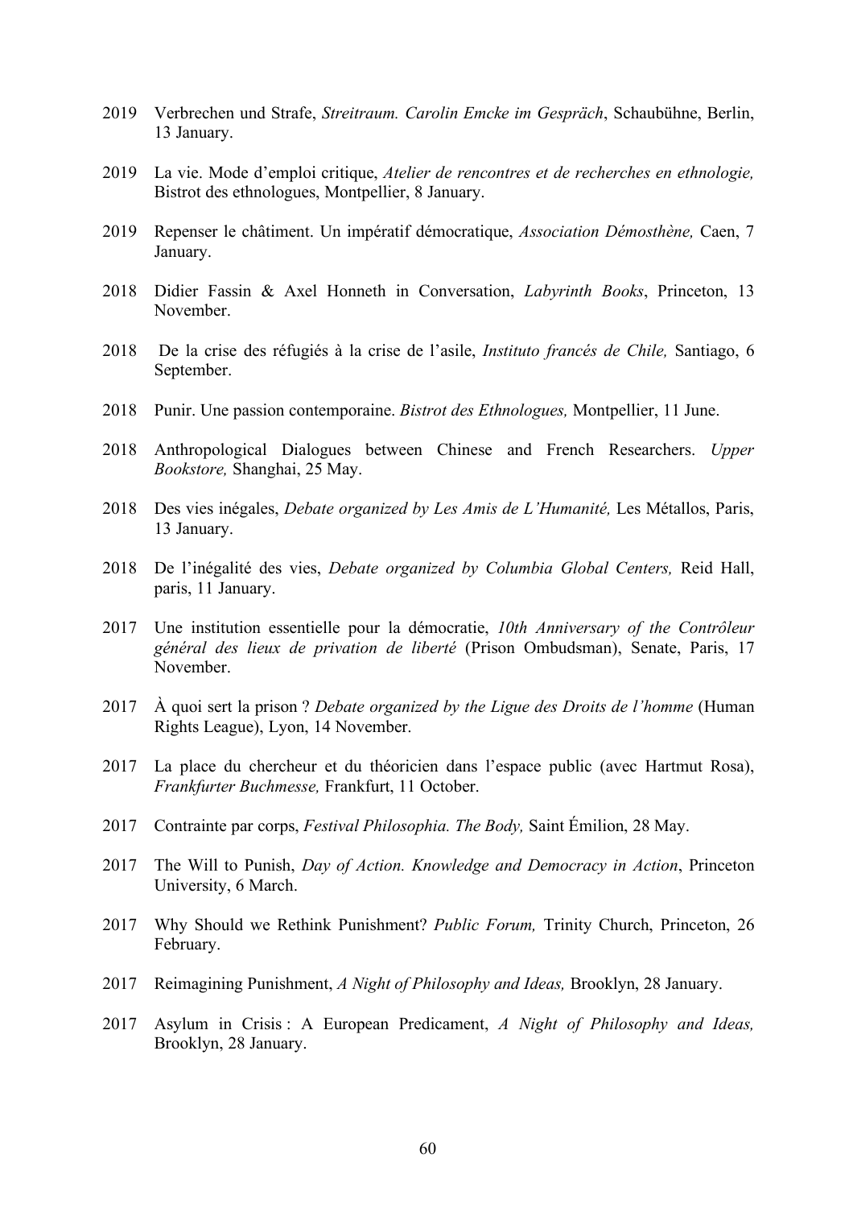2019 Verbrechen und Strafe, *Streitraum. Carolin Emcke im Gespräch*, Schaubühne, Berlin, 13 January.

2019 La vie. Mode d'emploi critique, *Atelier de rencontres et de recherches en ethnologie,* Bistrot des ethnologues, Montpellier, 8 January.

2019 Repenser le châtiment. Un impératif démocratique, *Association Démosthène,* Caen, 7 January.

2018 Didier Fassin & Axel Honneth in Conversation, *Labyrinth Books*, Princeton, 13 November.

2018 De la crise des réfugiés à la crise de l'asile, *Instituto francés de Chile,* Santiago, 6 September.

2018 Punir. Une passion contemporaine. *Bistrot des Ethnologues,* Montpellier, 11 June.

2018 Anthropological Dialogues between Chinese and French Researchers. *Upper Bookstore,* Shanghai, 25 May.

2018 Des vies inégales, *Debate organized by Les Amis de L'Humanité,* Les Métallos, Paris, 13 January.

2018 De l'inégalité des vies, *Debate organized by Columbia Global Centers,* Reid Hall, paris, 11 January.

2017 Une institution essentielle pour la démocratie, *10th Anniversary of the Contrôleur général des lieux de privation de liberté* (Prison Ombudsman), Senate, Paris, 17 November.

2017 À quoi sert la prison ? *Debate organized by the Ligue des Droits de l'homme* (Human Rights League), Lyon, 14 November.

2017 La place du chercheur et du théoricien dans l'espace public (avec Hartmut Rosa), *Frankfurter Buchmesse,* Frankfurt, 11 October.

2017 Contrainte par corps, *Festival Philosophia. The Body,* Saint Émilion, 28 May.

2017 The Will to Punish, *Day of Action. Knowledge and Democracy in Action*, Princeton University, 6 March.

2017 Why Should we Rethink Punishment? *Public Forum,* Trinity Church, Princeton, 26 February.

2017 Reimagining Punishment, *A Night of Philosophy and Ideas,* Brooklyn, 28 January.

2017 Asylum in Crisis : A European Predicament, *A Night of Philosophy and Ideas,* Brooklyn, 28 January.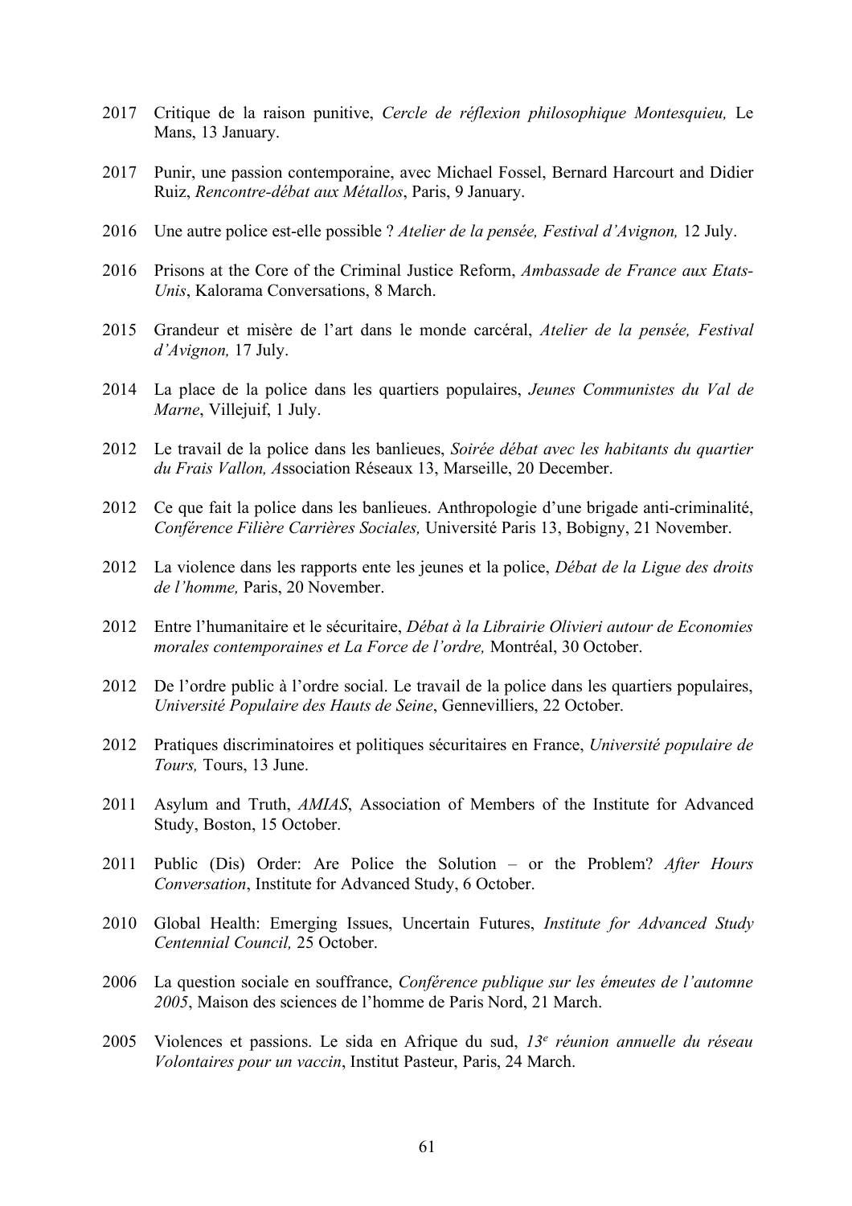2017 Critique de la raison punitive, *Cercle de réflexion philosophique Montesquieu,* Le Mans, 13 January.

2017 Punir, une passion contemporaine, avec Michael Fossel, Bernard Harcourt and Didier Ruiz, *Rencontre-débat aux Métallos*, Paris, 9 January.

2016 Une autre police est-elle possible ? *Atelier de la pensée, Festival d'Avignon,* 12 July.

2016 Prisons at the Core of the Criminal Justice Reform, *Ambassade de France aux Etats-Unis*, Kalorama Conversations, 8 March.

2015 Grandeur et misère de l'art dans le monde carcéral, *Atelier de la pensée, Festival d'Avignon,* 17 July.

2014 La place de la police dans les quartiers populaires, *Jeunes Communistes du Val de Marne*, Villejuif, 1 July.

2012 Le travail de la police dans les banlieues, *Soirée débat avec les habitants du quartier du Frais Vallon, A*ssociation Réseaux 13, Marseille, 20 December.

2012 Ce que fait la police dans les banlieues. Anthropologie d'une brigade anti-criminalité, *Conférence Filière Carrières Sociales,* Université Paris 13, Bobigny, 21 November.

2012 La violence dans les rapports ente les jeunes et la police, *Débat de la Ligue des droits de l'homme,* Paris, 20 November.

2012 Entre l'humanitaire et le sécuritaire, *Débat à la Librairie Olivieri autour de Economies morales contemporaines et La Force de l'ordre,* Montréal, 30 October.

2012 De l'ordre public à l'ordre social. Le travail de la police dans les quartiers populaires, *Université Populaire des Hauts de Seine*, Gennevilliers, 22 October.

2012 Pratiques discriminatoires et politiques sécuritaires en France, *Université populaire de Tours,* Tours, 13 June.

2011 Asylum and Truth, *AMIAS*, Association of Members of the Institute for Advanced Study, Boston, 15 October.

2011 Public (Dis) Order: Are Police the Solution – or the Problem? *After Hours Conversation*, Institute for Advanced Study, 6 October.

2010 Global Health: Emerging Issues, Uncertain Futures, *Institute for Advanced Study Centennial Council,* 25 October.

2006 La question sociale en souffrance, *Conférence publique sur les émeutes de l'automne 2005*, Maison des sciences de l'homme de Paris Nord, 21 March.

2005 Violences et passions. Le sida en Afrique du sud, *13e réunion annuelle du réseau Volontaires pour un vaccin*, Institut Pasteur, Paris, 24 March.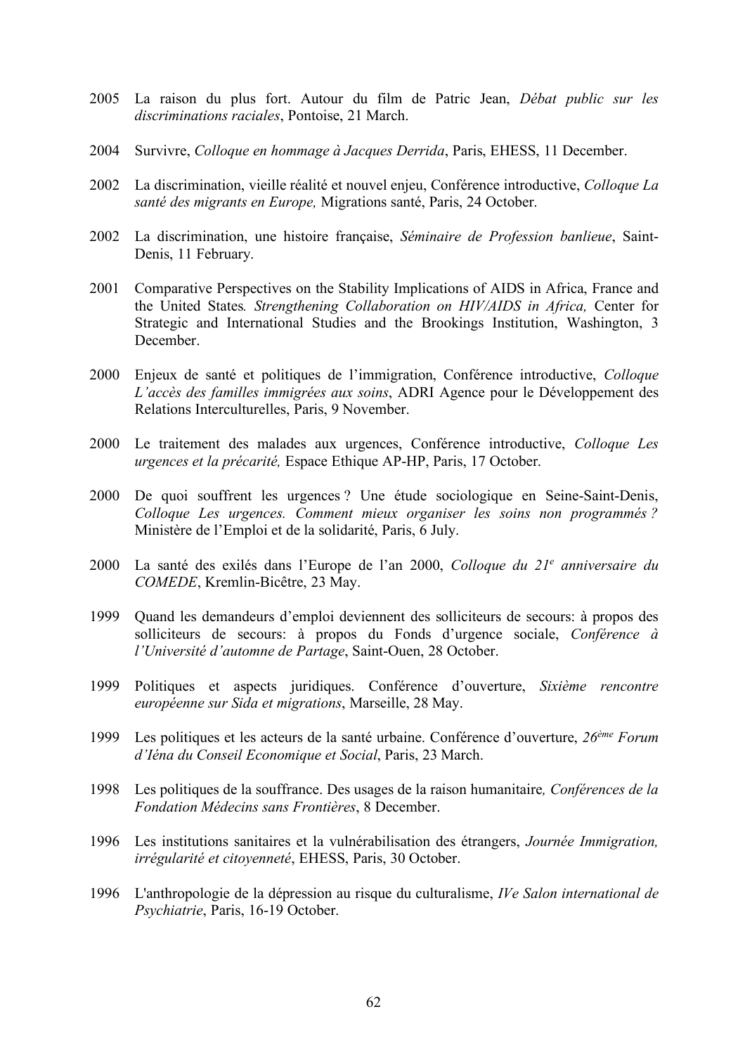2005 La raison du plus fort. Autour du film de Patric Jean, *Débat public sur les discriminations raciales*, Pontoise, 21 March.

2004 Survivre, *Colloque en hommage à Jacques Derrida*, Paris, EHESS, 11 December.

2002 La discrimination, vieille réalité et nouvel enjeu, Conférence introductive, *Colloque La santé des migrants en Europe,* Migrations santé, Paris, 24 October.

2002 La discrimination, une histoire française, *Séminaire de Profession banlieue*, Saint-Denis, 11 February.

2001 Comparative Perspectives on the Stability Implications of AIDS in Africa, France and the United States*. Strengthening Collaboration on HIV/AIDS in Africa,* Center for Strategic and International Studies and the Brookings Institution, Washington, 3 December.

2000 Enjeux de santé et politiques de l'immigration, Conférence introductive, *Colloque L'accès des familles immigrées aux soins*, ADRI Agence pour le Développement des Relations Interculturelles, Paris, 9 November.

2000 Le traitement des malades aux urgences, Conférence introductive, *Colloque Les urgences et la précarité,* Espace Ethique AP-HP, Paris, 17 October.

2000 De quoi souffrent les urgences ? Une étude sociologique en Seine-Saint-Denis, *Colloque Les urgences. Comment mieux organiser les soins non programmés ?* Ministère de l'Emploi et de la solidarité, Paris, 6 July.

2000 La santé des exilés dans l'Europe de l'an 2000, *Colloque du 21e anniversaire du COMEDE*, Kremlin-Bicêtre, 23 May.

1999 Quand les demandeurs d'emploi deviennent des solliciteurs de secours: à propos des solliciteurs de secours: à propos du Fonds d'urgence sociale, *Conférence à l'Université d'automne de Partage*, Saint-Ouen, 28 October.

1999 Politiques et aspects juridiques. Conférence d'ouverture, *Sixième rencontre européenne sur Sida et migrations*, Marseille, 28 May.

1999 Les politiques et les acteurs de la santé urbaine. Conférence d'ouverture, *26ème Forum d'Iéna du Conseil Economique et Social*, Paris, 23 March.

1998 Les politiques de la souffrance. Des usages de la raison humanitaire*, Conférences de la Fondation Médecins sans Frontières*, 8 December.

1996 Les institutions sanitaires et la vulnérabilisation des étrangers, *Journée Immigration, irrégularité et citoyenneté*, EHESS, Paris, 30 October.

1996 L'anthropologie de la dépression au risque du culturalisme, *IVe Salon international de Psychiatrie*, Paris, 16-19 October.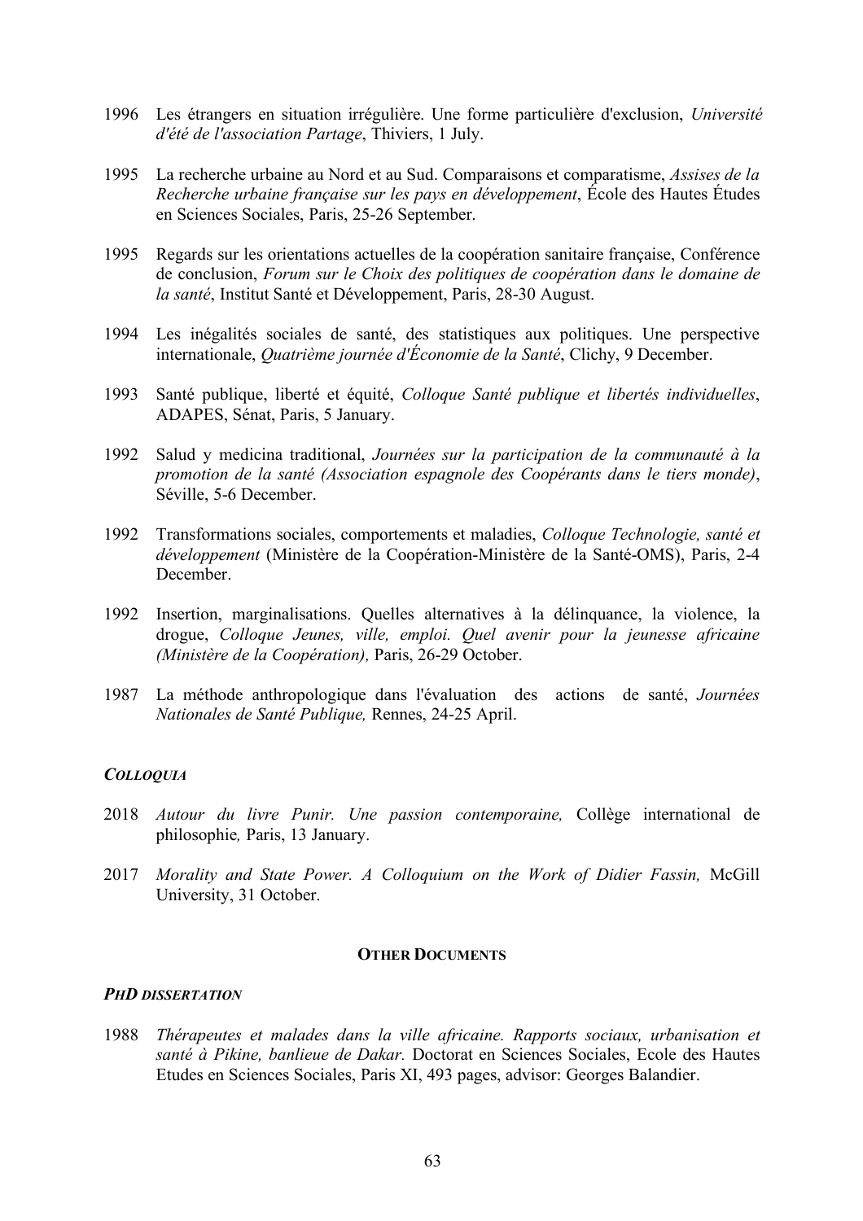1996 Les étrangers en situation irrégulière. Une forme particulière d'exclusion, *Université d'été de l'association Partage*, Thiviers, 1 July.

1995 La recherche urbaine au Nord et au Sud. Comparaisons et comparatisme, *Assises de la Recherche urbaine française sur les pays en développement*, École des Hautes Études en Sciences Sociales, Paris, 25-26 September.

1995 Regards sur les orientations actuelles de la coopération sanitaire française, Conférence de conclusion, *Forum sur le Choix des politiques de coopération dans le domaine de la santé*, Institut Santé et Développement, Paris, 28-30 August.

1994 Les inégalités sociales de santé, des statistiques aux politiques. Une perspective internationale, *Quatrième journée d'Économie de la Santé*, Clichy, 9 December.

1993 Santé publique, liberté et équité, *Colloque Santé publique et libertés individuelles*, ADAPES, Sénat, Paris, 5 January.

1992 Salud y medicina traditional, *Journées sur la participation de la communauté à la promotion de la santé (Association espagnole des Coopérants dans le tiers monde)*, Séville, 5-6 December.

1992 Transformations sociales, comportements et maladies, *Colloque Technologie, santé et développement* (Ministère de la Coopération-Ministère de la Santé-OMS), Paris, 2-4 December.

1992 Insertion, marginalisations. Quelles alternatives à la délinquance, la violence, la drogue, *Colloque Jeunes, ville, emploi. Quel avenir pour la jeunesse africaine (Ministère de la Coopération),* Paris, 26-29 October.

1987 La méthode anthropologique dans l'évaluation des actions de santé, *Journées Nationales de Santé Publique,* Rennes, 24-25 April.

### *COLLOQUIA*

2018 *Autour du livre Punir. Une passion contemporaine,* Collège international de philosophie*,* Paris, 13 January.

2017 *Morality and State Power. A Colloquium on the Work of Didier Fassin,* McGill University, 31 October.

## OTHER DOCUMENTS

### *PHD DISSERTATION*

1988 *Thérapeutes et malades dans la ville africaine. Rapports sociaux, urbanisation et santé à Pikine, banlieue de Dakar.* Doctorat en Sciences Sociales, Ecole des Hautes Etudes en Sciences Sociales, Paris XI, 493 pages, advisor: Georges Balandier.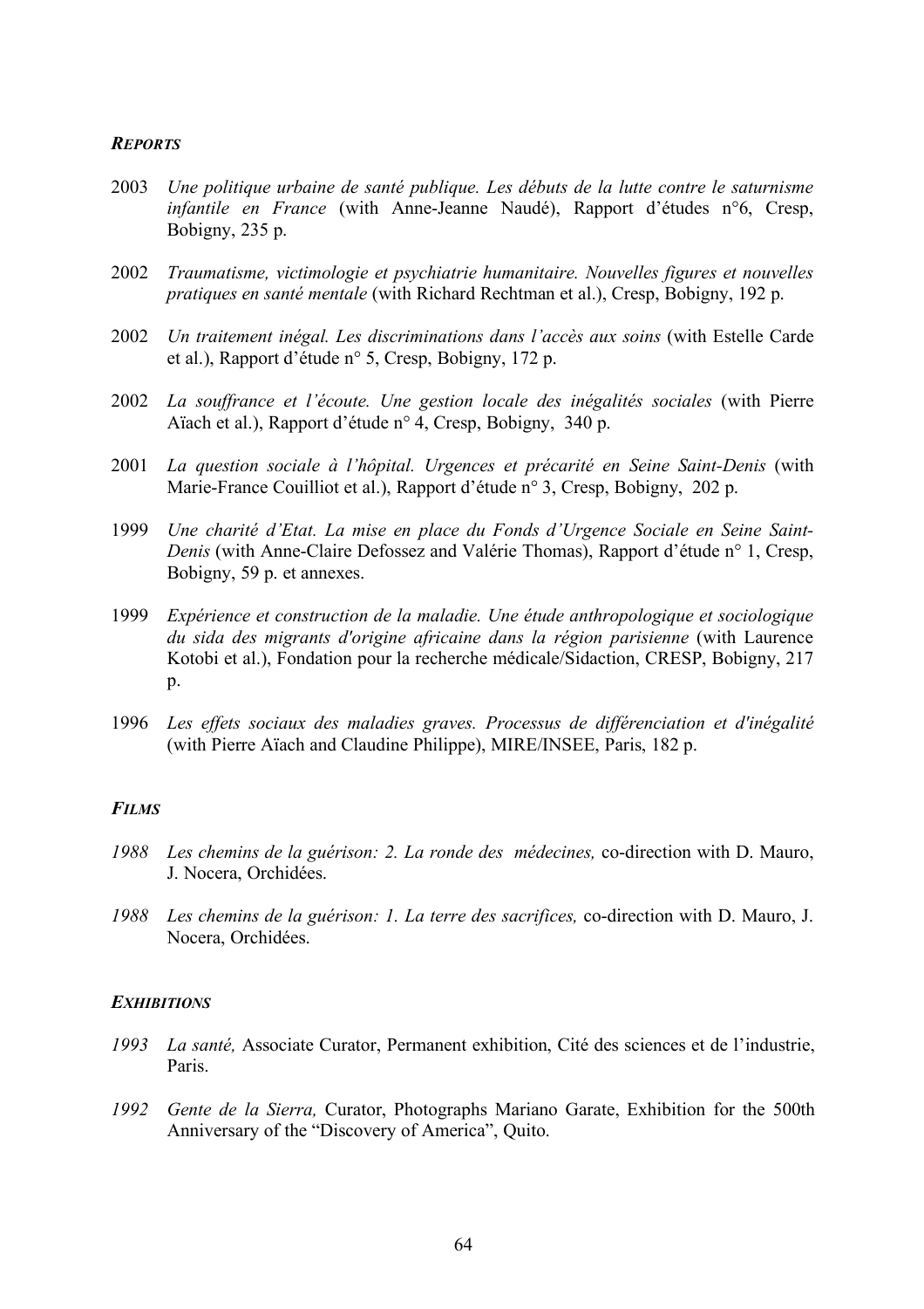### *REPORTS*

2003 *Une politique urbaine de santé publique. Les débuts de la lutte contre le saturnisme infantile en France* (with Anne-Jeanne Naudé), Rapport d'études n°6, Cresp, Bobigny, 235 p.

2002 *Traumatisme, victimologie et psychiatrie humanitaire. Nouvelles figures et nouvelles pratiques en santé mentale* (with Richard Rechtman et al.), Cresp, Bobigny, 192 p.

2002 *Un traitement inégal. Les discriminations dans l'accès aux soins* (with Estelle Carde et al.), Rapport d'étude n° 5, Cresp, Bobigny, 172 p.

2002 *La souffrance et l'écoute. Une gestion locale des inégalités sociales* (with Pierre Aïach et al.), Rapport d'étude n° 4, Cresp, Bobigny, 340 p.

2001 *La question sociale à l'hôpital. Urgences et précarité en Seine Saint-Denis* (with Marie-France Couilliot et al.), Rapport d'étude n° 3, Cresp, Bobigny, 202 p.

1999 *Une charité d'Etat. La mise en place du Fonds d'Urgence Sociale en Seine Saint-Denis* (with Anne-Claire Defossez and Valérie Thomas), Rapport d'étude n° 1, Cresp, Bobigny, 59 p. et annexes.

1999 *Expérience et construction de la maladie. Une étude anthropologique et sociologique du sida des migrants d'origine africaine dans la région parisienne* (with Laurence Kotobi et al.), Fondation pour la recherche médicale/Sidaction, CRESP, Bobigny, 217 p.

1996 *Les effets sociaux des maladies graves. Processus de différenciation et d'inégalité* (with Pierre Aïach and Claudine Philippe), MIRE/INSEE, Paris, 182 p.

### *FILMS*

*1988* *Les chemins de la guérison: 2. La ronde des médecines,* co-direction with D. Mauro, J. Nocera, Orchidées.

*1988* *Les chemins de la guérison: 1. La terre des sacrifices,* co-direction with D. Mauro, J. Nocera, Orchidées.

### *EXHIBITIONS*

*1993* *La santé,* Associate Curator, Permanent exhibition, Cité des sciences et de l'industrie, Paris.

*1992* *Gente de la Sierra,* Curator, Photographs Mariano Garate, Exhibition for the 500th Anniversary of the "Discovery of America", Quito.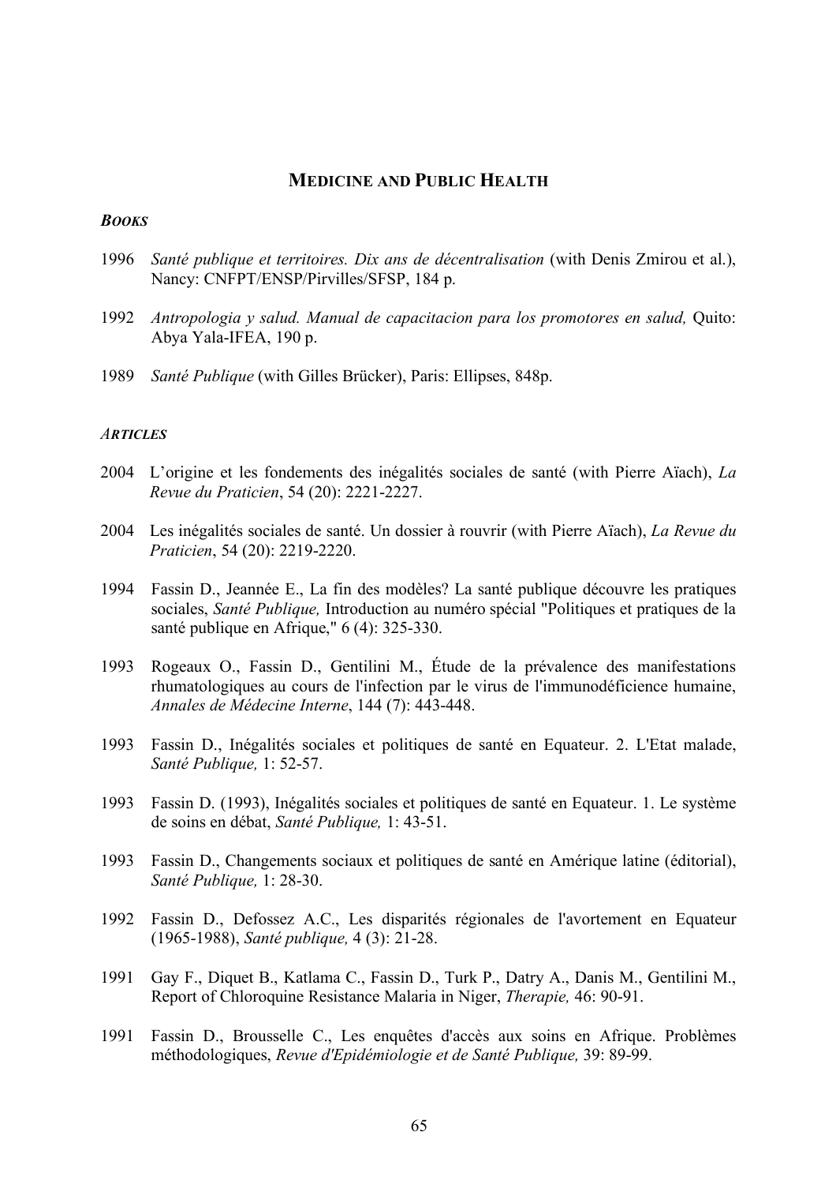## MEDICINE AND PUBLIC HEALTH

### *BOOKS*

1996 *Santé publique et territoires. Dix ans de décentralisation* (with Denis Zmirou et al.), Nancy: CNFPT/ENSP/Pirvilles/SFSP, 184 p.

1992 *Antropologia y salud. Manual de capacitacion para los promotores en salud,* Quito: Abya Yala-IFEA, 190 p.

1989 *Santé Publique* (with Gilles Brücker), Paris: Ellipses, 848p.

### *ARTICLES*

2004 L'origine et les fondements des inégalités sociales de santé (with Pierre Aïach), *La Revue du Praticien*, 54 (20): 2221-2227.

2004 Les inégalités sociales de santé. Un dossier à rouvrir (with Pierre Aïach), *La Revue du Praticien*, 54 (20): 2219-2220.

1994 Fassin D., Jeannée E., La fin des modèles? La santé publique découvre les pratiques sociales, *Santé Publique,* Introduction au numéro spécial "Politiques et pratiques de la santé publique en Afrique," 6 (4): 325-330.

1993 Rogeaux O., Fassin D., Gentilini M., Étude de la prévalence des manifestations rhumatologiques au cours de l'infection par le virus de l'immunodéficience humaine, *Annales de Médecine Interne*, 144 (7): 443-448.

1993 Fassin D., Inégalités sociales et politiques de santé en Equateur. 2. L'Etat malade, *Santé Publique,* 1: 52-57.

1993 Fassin D. (1993), Inégalités sociales et politiques de santé en Equateur. 1. Le système de soins en débat, *Santé Publique,* 1: 43-51.

1993 Fassin D., Changements sociaux et politiques de santé en Amérique latine (éditorial), *Santé Publique,* 1: 28-30.

1992 Fassin D., Defossez A.C., Les disparités régionales de l'avortement en Equateur (1965-1988), *Santé publique,* 4 (3): 21-28.

1991 Gay F., Diquet B., Katlama C., Fassin D., Turk P., Datry A., Danis M., Gentilini M., Report of Chloroquine Resistance Malaria in Niger, *Therapie,* 46: 90-91.

1991 Fassin D., Brousselle C., Les enquêtes d'accès aux soins en Afrique. Problèmes méthodologiques, *Revue d'Epidémiologie et de Santé Publique,* 39: 89-99.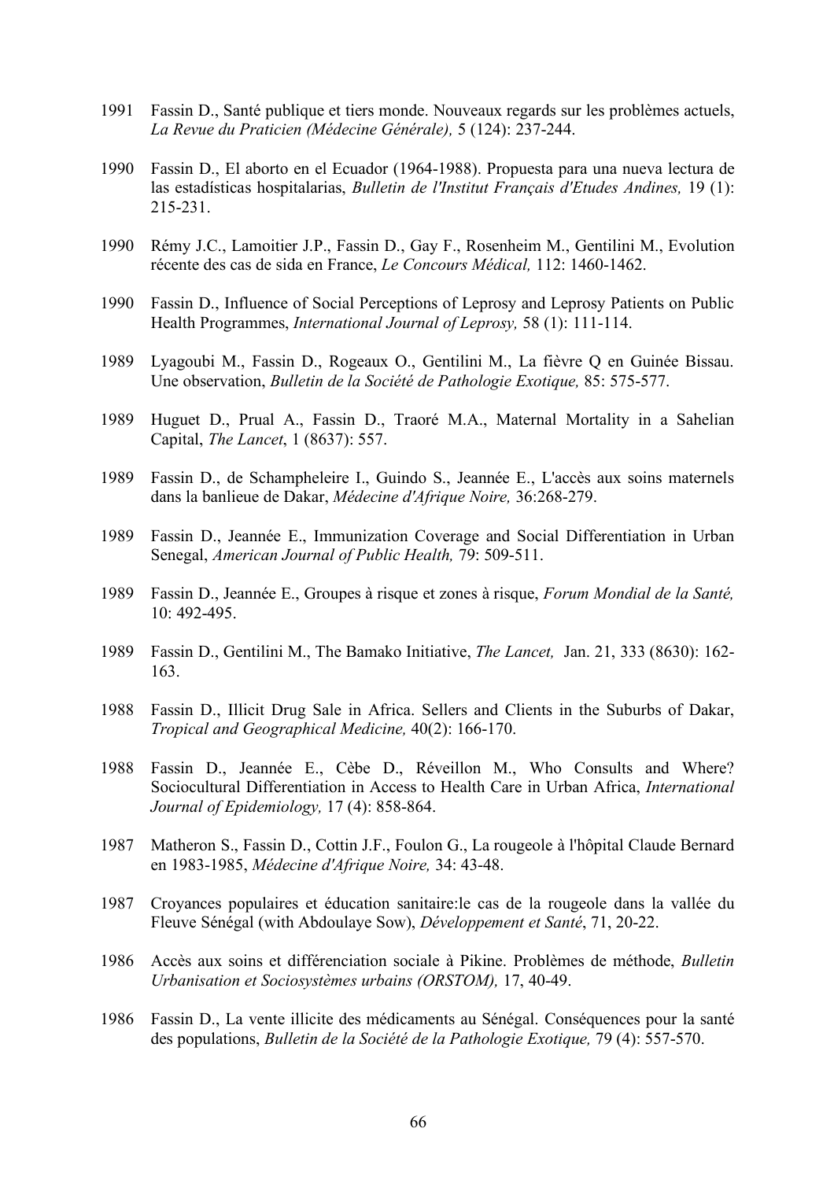1991 Fassin D., Santé publique et tiers monde. Nouveaux regards sur les problèmes actuels, *La Revue du Praticien (Médecine Générale),* 5 (124): 237-244.

1990 Fassin D., El aborto en el Ecuador (1964-1988). Propuesta para una nueva lectura de las estadísticas hospitalarias, *Bulletin de l'Institut Français d'Etudes Andines,* 19 (1): 215-231.

1990 Rémy J.C., Lamoitier J.P., Fassin D., Gay F., Rosenheim M., Gentilini M., Evolution récente des cas de sida en France, *Le Concours Médical,* 112: 1460-1462.

1990 Fassin D., Influence of Social Perceptions of Leprosy and Leprosy Patients on Public Health Programmes, *International Journal of Leprosy,* 58 (1): 111-114.

1989 Lyagoubi M., Fassin D., Rogeaux O., Gentilini M., La fièvre Q en Guinée Bissau. Une observation, *Bulletin de la Société de Pathologie Exotique,* 85: 575-577.

1989 Huguet D., Prual A., Fassin D., Traoré M.A., Maternal Mortality in a Sahelian Capital, *The Lancet*, 1 (8637): 557.

1989 Fassin D., de Schampheleire I., Guindo S., Jeannée E., L'accès aux soins maternels dans la banlieue de Dakar, *Médecine d'Afrique Noire,* 36:268-279.

1989 Fassin D., Jeannée E., Immunization Coverage and Social Differentiation in Urban Senegal, *American Journal of Public Health,* 79: 509-511.

1989 Fassin D., Jeannée E., Groupes à risque et zones à risque, *Forum Mondial de la Santé,* 10: 492-495.

1989 Fassin D., Gentilini M., The Bamako Initiative, *The Lancet,* Jan. 21, 333 (8630): 162-163.

1988 Fassin D., Illicit Drug Sale in Africa. Sellers and Clients in the Suburbs of Dakar, *Tropical and Geographical Medicine,* 40(2): 166-170.

1988 Fassin D., Jeannée E., Cèbe D., Réveillon M., Who Consults and Where? Sociocultural Differentiation in Access to Health Care in Urban Africa, *International Journal of Epidemiology,* 17 (4): 858-864.

1987 Matheron S., Fassin D., Cottin J.F., Foulon G., La rougeole à l'hôpital Claude Bernard en 1983-1985, *Médecine d'Afrique Noire,* 34: 43-48.

1987 Croyances populaires et éducation sanitaire:le cas de la rougeole dans la vallée du Fleuve Sénégal (with Abdoulaye Sow), *Développement et Santé*, 71, 20-22.

1986 Accès aux soins et différenciation sociale à Pikine. Problèmes de méthode, *Bulletin Urbanisation et Sociosystèmes urbains (ORSTOM),* 17, 40-49.

1986 Fassin D., La vente illicite des médicaments au Sénégal. Conséquences pour la santé des populations, *Bulletin de la Société de la Pathologie Exotique,* 79 (4): 557-570.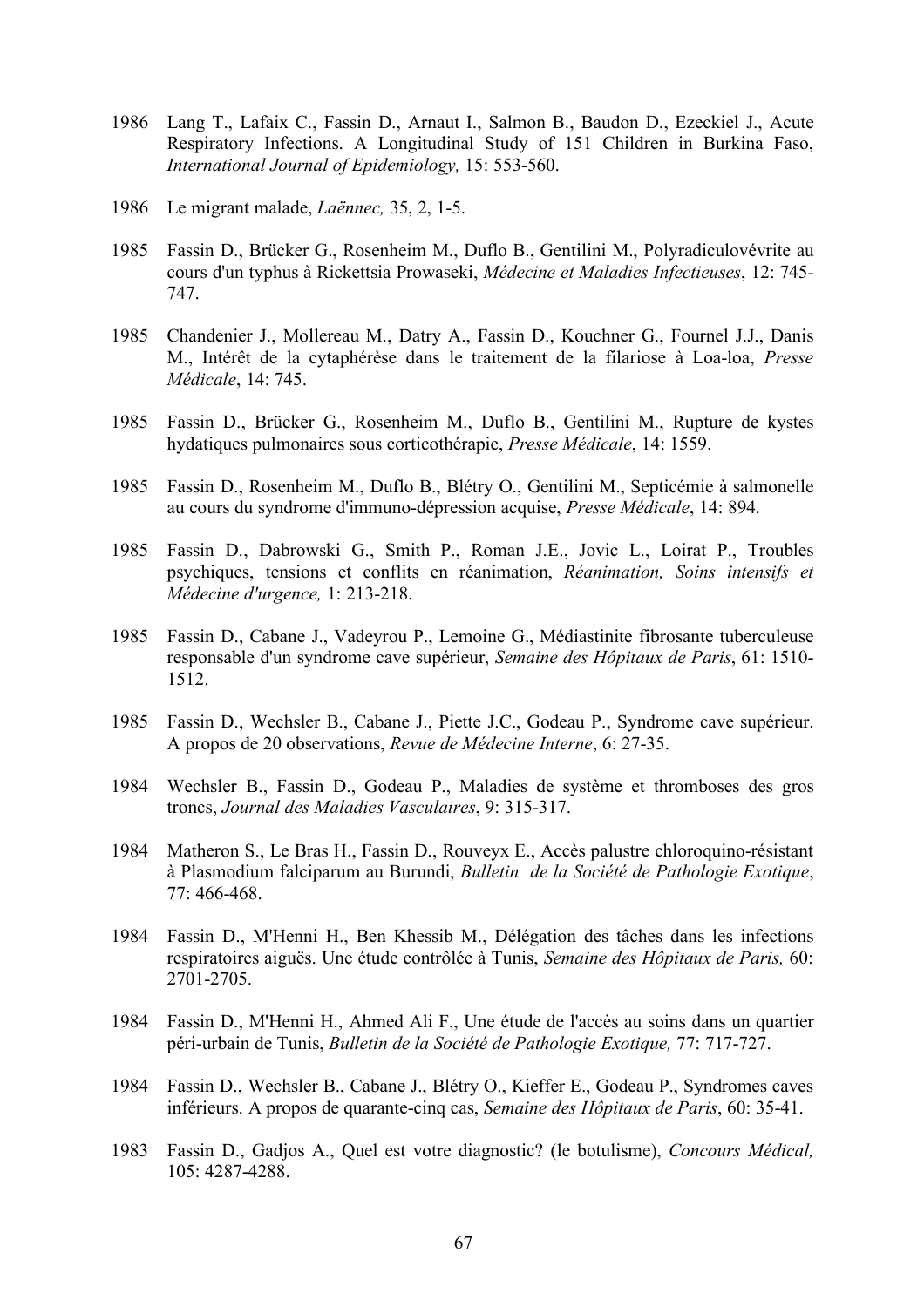1986 Lang T., Lafaix C., Fassin D., Arnaut I., Salmon B., Baudon D., Ezeckiel J., Acute Respiratory Infections. A Longitudinal Study of 151 Children in Burkina Faso, *International Journal of Epidemiology,* 15: 553-560.

1986 Le migrant malade, *Laënnec,* 35, 2, 1-5.

1985 Fassin D., Brücker G., Rosenheim M., Duflo B., Gentilini M., Polyradiculovévrite au cours d'un typhus à Rickettsia Prowaseki, *Médecine et Maladies Infectieuses*, 12: 745-747.

1985 Chandenier J., Mollereau M., Datry A., Fassin D., Kouchner G., Fournel J.J., Danis M., Intérêt de la cytaphérèse dans le traitement de la filariose à Loa-loa, *Presse Médicale*, 14: 745.

1985 Fassin D., Brücker G., Rosenheim M., Duflo B., Gentilini M., Rupture de kystes hydatiques pulmonaires sous corticothérapie, *Presse Médicale*, 14: 1559.

1985 Fassin D., Rosenheim M., Duflo B., Blétry O., Gentilini M., Septicémie à salmonelle au cours du syndrome d'immuno-dépression acquise, *Presse Médicale*, 14: 894.

1985 Fassin D., Dabrowski G., Smith P., Roman J.E., Jovic L., Loirat P., Troubles psychiques, tensions et conflits en réanimation, *Réanimation, Soins intensifs et Médecine d'urgence,* 1: 213-218.

1985 Fassin D., Cabane J., Vadeyrou P., Lemoine G., Médiastinite fibrosante tuberculeuse responsable d'un syndrome cave supérieur, *Semaine des Hôpitaux de Paris*, 61: 1510-1512.

1985 Fassin D., Wechsler B., Cabane J., Piette J.C., Godeau P., Syndrome cave supérieur. A propos de 20 observations, *Revue de Médecine Interne*, 6: 27-35.

1984 Wechsler B., Fassin D., Godeau P., Maladies de système et thromboses des gros troncs, *Journal des Maladies Vasculaires*, 9: 315-317.

1984 Matheron S., Le Bras H., Fassin D., Rouveyx E., Accès palustre chloroquino-résistant à Plasmodium falciparum au Burundi, *Bulletin de la Société de Pathologie Exotique*, 77: 466-468.

1984 Fassin D., M'Henni H., Ben Khessib M., Délégation des tâches dans les infections respiratoires aiguës. Une étude contrôlée à Tunis, *Semaine des Hôpitaux de Paris,* 60: 2701-2705.

1984 Fassin D., M'Henni H., Ahmed Ali F., Une étude de l'accès au soins dans un quartier péri-urbain de Tunis, *Bulletin de la Société de Pathologie Exotique,* 77: 717-727.

1984 Fassin D., Wechsler B., Cabane J., Blétry O., Kieffer E., Godeau P., Syndromes caves inférieurs. A propos de quarante-cinq cas, *Semaine des Hôpitaux de Paris*, 60: 35-41.

1983 Fassin D., Gadjos A., Quel est votre diagnostic? (le botulisme), *Concours Médical,* 105: 4287-4288.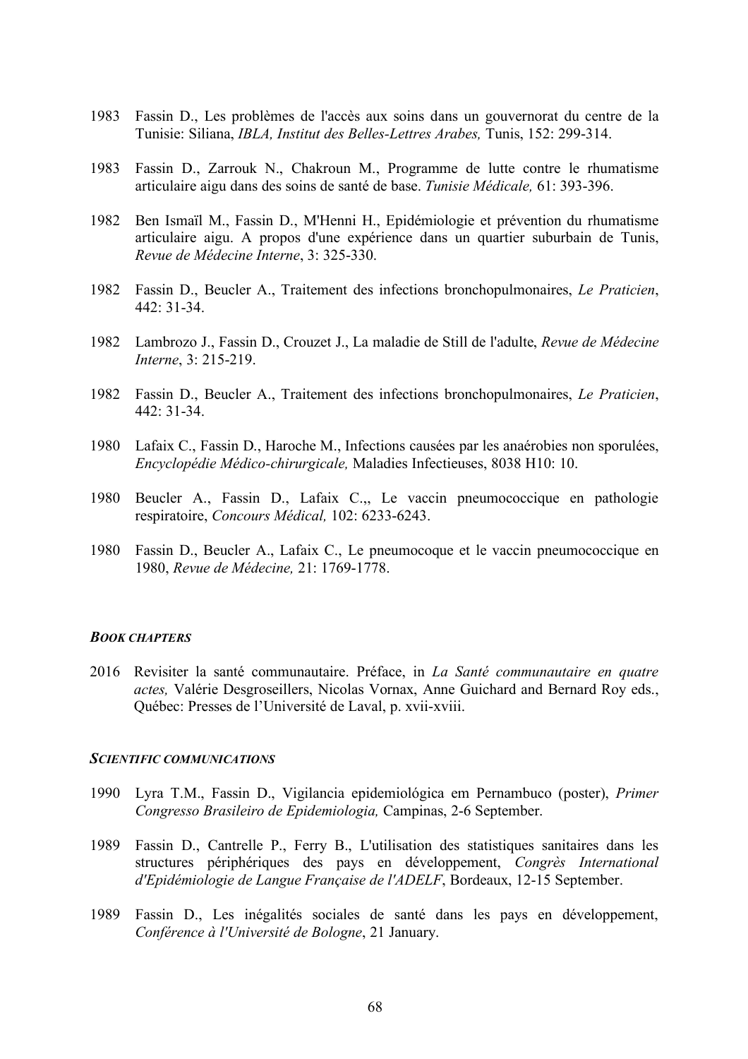1983 Fassin D., Les problèmes de l'accès aux soins dans un gouvernorat du centre de la Tunisie: Siliana, *IBLA, Institut des Belles-Lettres Arabes,* Tunis, 152: 299-314.

1983 Fassin D., Zarrouk N., Chakroun M., Programme de lutte contre le rhumatisme articulaire aigu dans des soins de santé de base. *Tunisie Médicale,* 61: 393-396.

1982 Ben Ismaïl M., Fassin D., M'Henni H., Epidémiologie et prévention du rhumatisme articulaire aigu. A propos d'une expérience dans un quartier suburbain de Tunis, *Revue de Médecine Interne*, 3: 325-330.

1982 Fassin D., Beucler A., Traitement des infections bronchopulmonaires, *Le Praticien*, 442: 31-34.

1982 Lambrozo J., Fassin D., Crouzet J., La maladie de Still de l'adulte, *Revue de Médecine Interne*, 3: 215-219.

1982 Fassin D., Beucler A., Traitement des infections bronchopulmonaires, *Le Praticien*, 442: 31-34.

1980 Lafaix C., Fassin D., Haroche M., Infections causées par les anaérobies non sporulées, *Encyclopédie Médico-chirurgicale,* Maladies Infectieuses, 8038 H10: 10.

1980 Beucler A., Fassin D., Lafaix C.,, Le vaccin pneumococcique en pathologie respiratoire, *Concours Médical,* 102: 6233-6243.

1980 Fassin D., Beucler A., Lafaix C., Le pneumocoque et le vaccin pneumococcique en 1980, *Revue de Médecine,* 21: 1769-1778.

### *BOOK CHAPTERS*

2016 Revisiter la santé communautaire. Préface, in *La Santé communautaire en quatre actes,* Valérie Desgroseillers, Nicolas Vornax, Anne Guichard and Bernard Roy eds., Québec: Presses de l'Université de Laval, p. xvii-xviii.

### *SCIENTIFIC COMMUNICATIONS*

1990 Lyra T.M., Fassin D., Vigilancia epidemiológica em Pernambuco (poster), *Primer Congresso Brasileiro de Epidemiologia,* Campinas, 2-6 September.

1989 Fassin D., Cantrelle P., Ferry B., L'utilisation des statistiques sanitaires dans les structures périphériques des pays en développement, *Congrès International d'Epidémiologie de Langue Française de l'ADELF*, Bordeaux, 12-15 September.

1989 Fassin D., Les inégalités sociales de santé dans les pays en développement, *Conférence à l'Université de Bologne*, 21 January.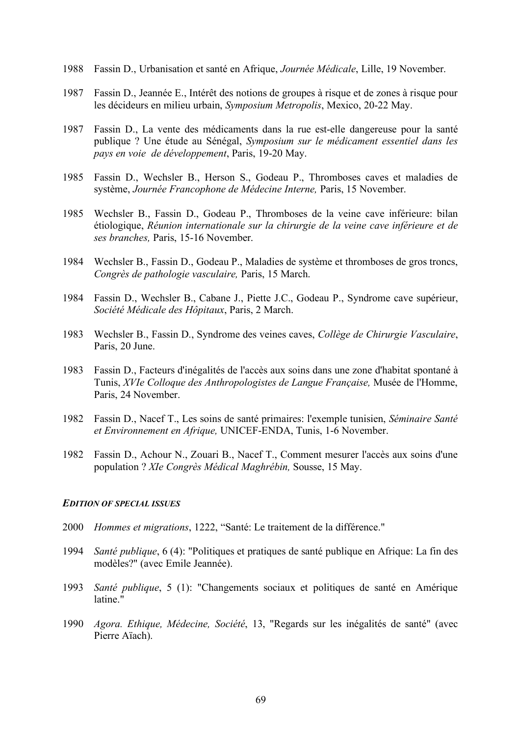1988 Fassin D., Urbanisation et santé en Afrique, *Journée Médicale*, Lille, 19 November.

1987 Fassin D., Jeannée E., Intérêt des notions de groupes à risque et de zones à risque pour les décideurs en milieu urbain, *Symposium Metropolis*, Mexico, 20-22 May.

1987 Fassin D., La vente des médicaments dans la rue est-elle dangereuse pour la santé publique ? Une étude au Sénégal, *Symposium sur le médicament essentiel dans les pays en voie de développement*, Paris, 19-20 May.

1985 Fassin D., Wechsler B., Herson S., Godeau P., Thromboses caves et maladies de système, *Journée Francophone de Médecine Interne,* Paris, 15 November.

1985 Wechsler B., Fassin D., Godeau P., Thromboses de la veine cave inférieure: bilan étiologique, *Réunion internationale sur la chirurgie de la veine cave inférieure et de ses branches,* Paris, 15-16 November.

1984 Wechsler B., Fassin D., Godeau P., Maladies de système et thromboses de gros troncs, *Congrès de pathologie vasculaire,* Paris, 15 March.

1984 Fassin D., Wechsler B., Cabane J., Piette J.C., Godeau P., Syndrome cave supérieur, *Société Médicale des Hôpitaux*, Paris, 2 March.

1983 Wechsler B., Fassin D., Syndrome des veines caves, *Collège de Chirurgie Vasculaire*, Paris, 20 June.

1983 Fassin D., Facteurs d'inégalités de l'accès aux soins dans une zone d'habitat spontané à Tunis, *XVIe Colloque des Anthropologistes de Langue Française,* Musée de l'Homme, Paris, 24 November.

1982 Fassin D., Nacef T., Les soins de santé primaires: l'exemple tunisien, *Séminaire Santé et Environnement en Afrique,* UNICEF-ENDA, Tunis, 1-6 November.

1982 Fassin D., Achour N., Zouari B., Nacef T., Comment mesurer l'accès aux soins d'une population ? *XIe Congrès Médical Maghrébin,* Sousse, 15 May.

#### ***EDITION OF SPECIAL ISSUES***

2000 *Hommes et migrations*, 1222, "Santé: Le traitement de la différence."

1994 *Santé publique*, 6 (4): "Politiques et pratiques de santé publique en Afrique: La fin des modèles?" (avec Emile Jeannée).

1993 *Santé publique*, 5 (1): "Changements sociaux et politiques de santé en Amérique latine."

1990 *Agora. Ethique, Médecine, Société*, 13, "Regards sur les inégalités de santé" (avec Pierre Aïach).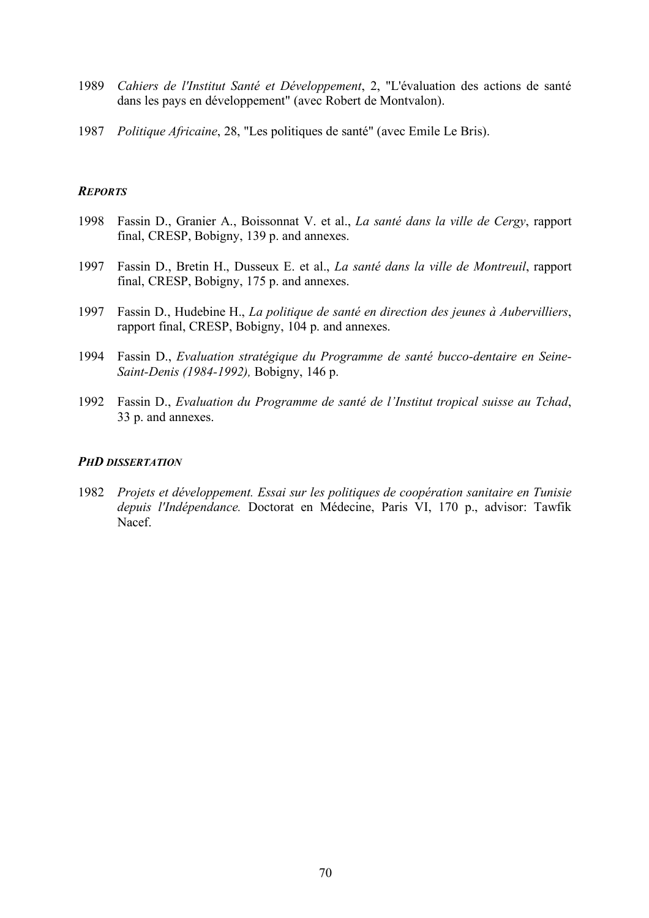1989 *Cahiers de l'Institut Santé et Développement*, 2, "L'évaluation des actions de santé dans les pays en développement" (avec Robert de Montvalon).

1987 *Politique Africaine*, 28, "Les politiques de santé" (avec Emile Le Bris).

### *REPORTS*

1998 Fassin D., Granier A., Boissonnat V. et al., *La santé dans la ville de Cergy*, rapport final, CRESP, Bobigny, 139 p. and annexes.

1997 Fassin D., Bretin H., Dusseux E. et al., *La santé dans la ville de Montreuil*, rapport final, CRESP, Bobigny, 175 p. and annexes.

1997 Fassin D., Hudebine H., *La politique de santé en direction des jeunes à Aubervilliers*, rapport final, CRESP, Bobigny, 104 p. and annexes.

1994 Fassin D., *Evaluation stratégique du Programme de santé bucco-dentaire en Seine-Saint-Denis (1984-1992),* Bobigny, 146 p.

1992 Fassin D., *Evaluation du Programme de santé de l'Institut tropical suisse au Tchad*, 33 p. and annexes.

### *PHD DISSERTATION*

1982 *Projets et développement. Essai sur les politiques de coopération sanitaire en Tunisie depuis l'Indépendance.* Doctorat en Médecine, Paris VI, 170 p., advisor: Tawfik Nacef.